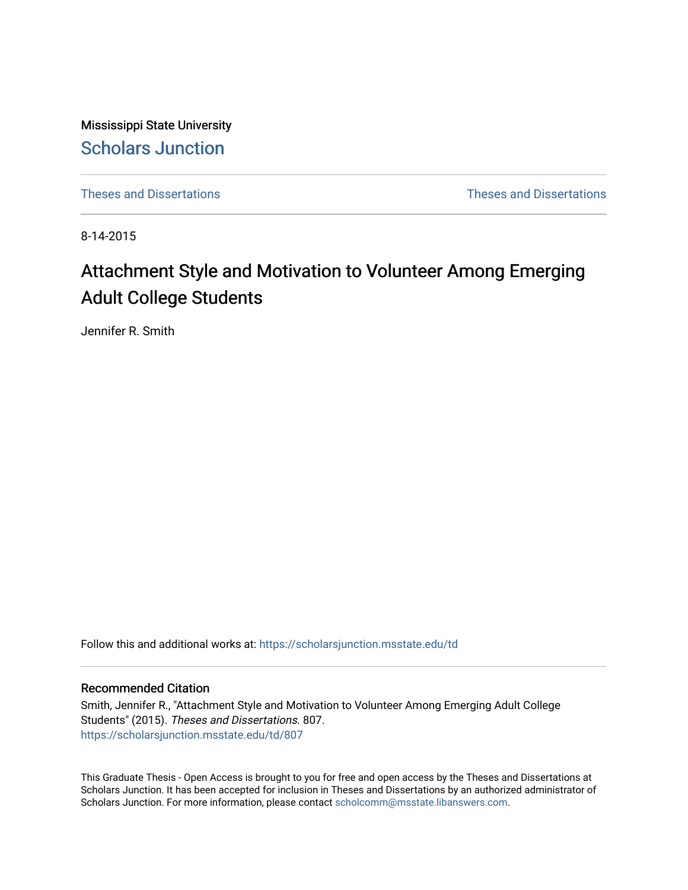Mississippi State University

# Scholars Junction

Theses and Dissertations | Theses and Dissertations

8-14-2015

# Attachment Style and Motivation to Volunteer Among Emerging Adult College Students

Jennifer R. Smith

Follow this and additional works at: https://scholarsjunction.msstate.edu/td

## Recommended Citation

Smith, Jennifer R., "Attachment Style and Motivation to Volunteer Among Emerging Adult College Students" (2015). *Theses and Dissertations*. 807.
https://scholarsjunction.msstate.edu/td/807

This Graduate Thesis - Open Access is brought to you for free and open access by the Theses and Dissertations at Scholars Junction. It has been accepted for inclusion in Theses and Dissertations by an authorized administrator of Scholars Junction. For more information, please contact scholcomm@msstate.libanswers.com.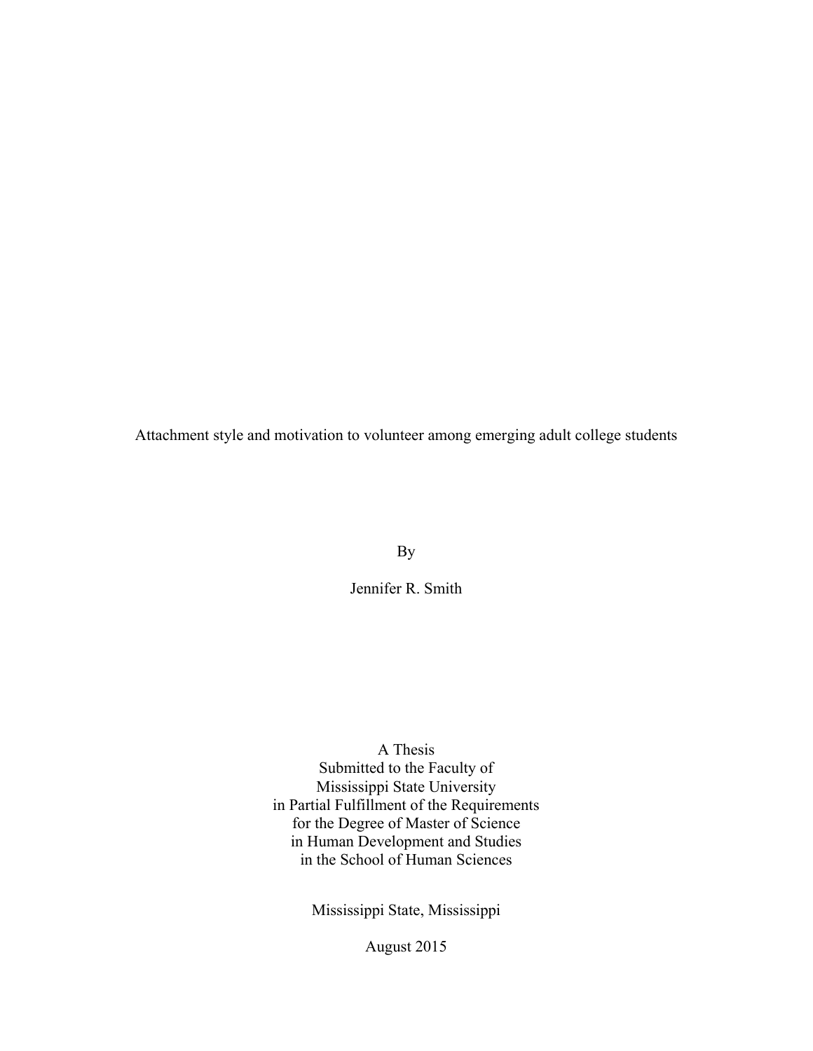Attachment style and motivation to volunteer among emerging adult college students

By

Jennifer R. Smith

A Thesis
Submitted to the Faculty of
Mississippi State University
in Partial Fulfillment of the Requirements
for the Degree of Master of Science
in Human Development and Studies
in the School of Human Sciences

Mississippi State, Mississippi

August 2015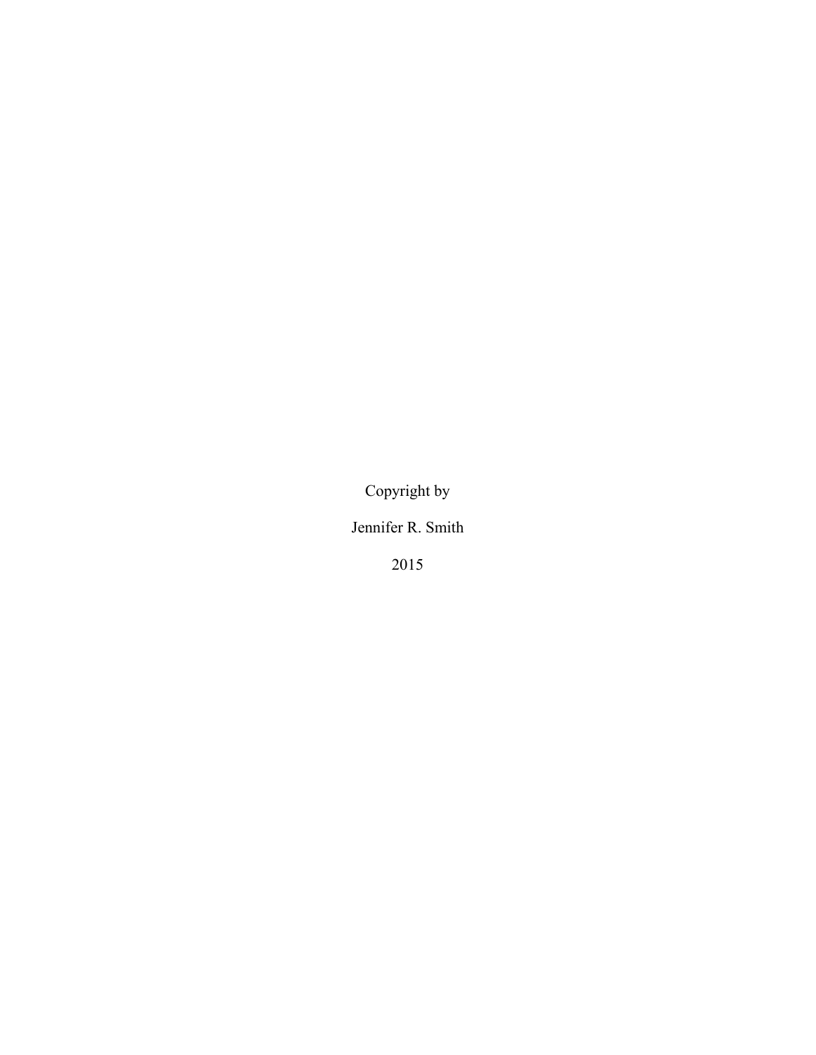Copyright by

Jennifer R. Smith

2015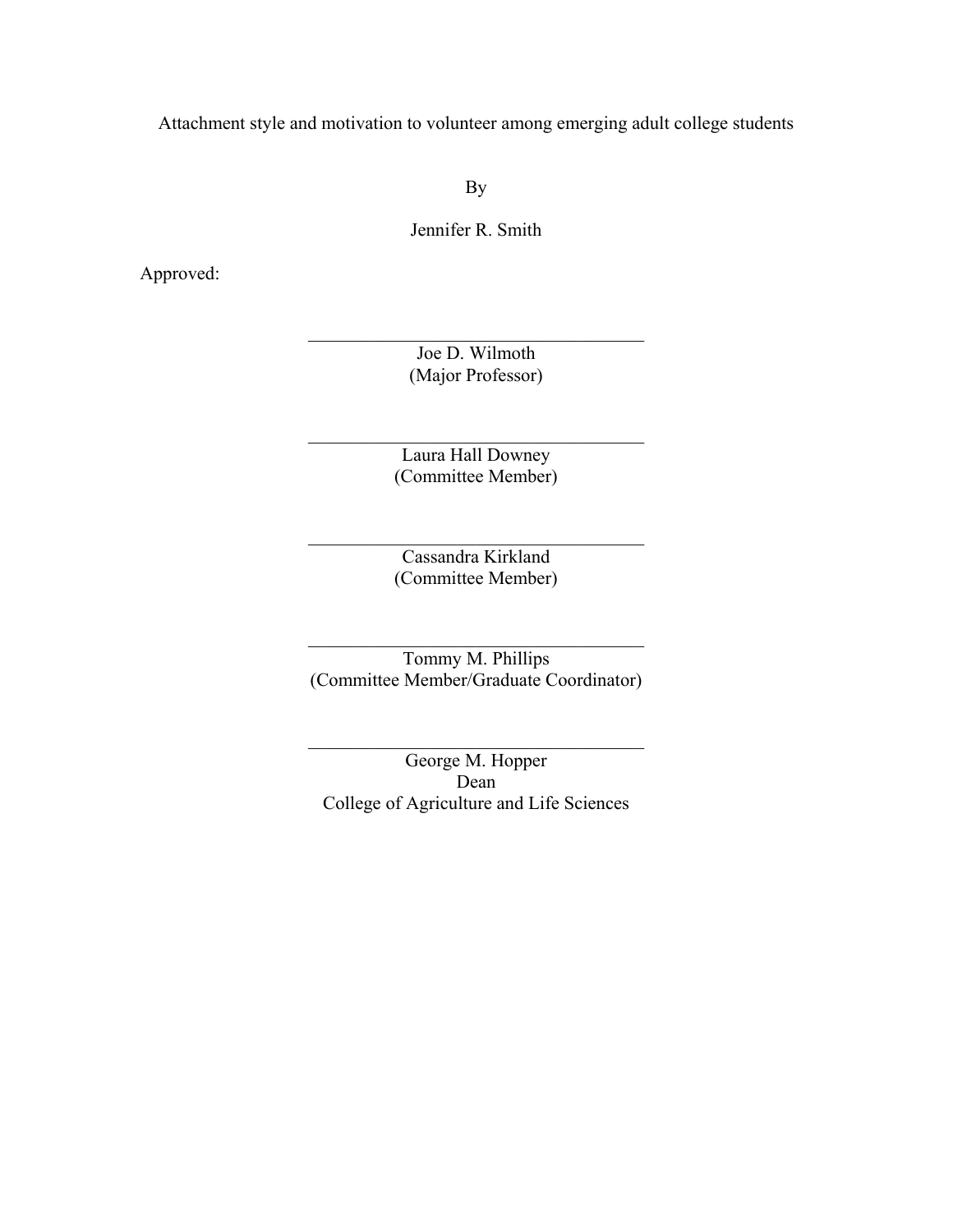Attachment style and motivation to volunteer among emerging adult college students

By

Jennifer R. Smith

Approved:

\_\_\_\_\_\_\_\_\_\_\_\_\_\_\_\_\_\_\_\_\_\_\_\_\_\_\_\_\_\_\_\_\_\_\_\_\_\_\_\_

Joe D. Wilmoth
(Major Professor)

\_\_\_\_\_\_\_\_\_\_\_\_\_\_\_\_\_\_\_\_\_\_\_\_\_\_\_\_\_\_\_\_\_\_\_\_\_\_\_\_

Laura Hall Downey
(Committee Member)

\_\_\_\_\_\_\_\_\_\_\_\_\_\_\_\_\_\_\_\_\_\_\_\_\_\_\_\_\_\_\_\_\_\_\_\_\_\_\_\_

Cassandra Kirkland
(Committee Member)

\_\_\_\_\_\_\_\_\_\_\_\_\_\_\_\_\_\_\_\_\_\_\_\_\_\_\_\_\_\_\_\_\_\_\_\_\_\_\_\_

Tommy M. Phillips
(Committee Member/Graduate Coordinator)

\_\_\_\_\_\_\_\_\_\_\_\_\_\_\_\_\_\_\_\_\_\_\_\_\_\_\_\_\_\_\_\_\_\_\_\_\_\_\_\_

George M. Hopper
Dean
College of Agriculture and Life Sciences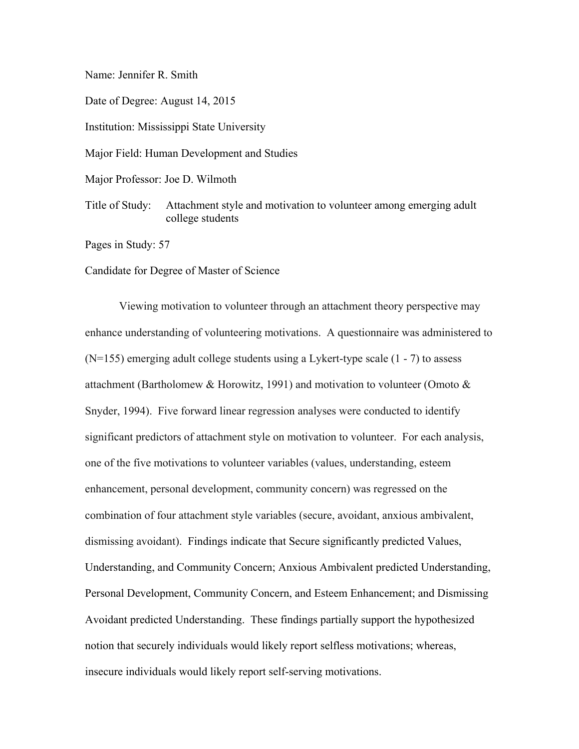Name: Jennifer R. Smith

Date of Degree: August 14, 2015

Institution: Mississippi State University

Major Field: Human Development and Studies

Major Professor: Joe D. Wilmoth

Title of Study: Attachment style and motivation to volunteer among emerging adult college students

Pages in Study: 57

Candidate for Degree of Master of Science

Viewing motivation to volunteer through an attachment theory perspective may enhance understanding of volunteering motivations. A questionnaire was administered to (N=155) emerging adult college students using a Lykert-type scale (1 - 7) to assess attachment (Bartholomew & Horowitz, 1991) and motivation to volunteer (Omoto & Snyder, 1994). Five forward linear regression analyses were conducted to identify significant predictors of attachment style on motivation to volunteer. For each analysis, one of the five motivations to volunteer variables (values, understanding, esteem enhancement, personal development, community concern) was regressed on the combination of four attachment style variables (secure, avoidant, anxious ambivalent, dismissing avoidant). Findings indicate that Secure significantly predicted Values, Understanding, and Community Concern; Anxious Ambivalent predicted Understanding, Personal Development, Community Concern, and Esteem Enhancement; and Dismissing Avoidant predicted Understanding. These findings partially support the hypothesized notion that securely individuals would likely report selfless motivations; whereas, insecure individuals would likely report self-serving motivations.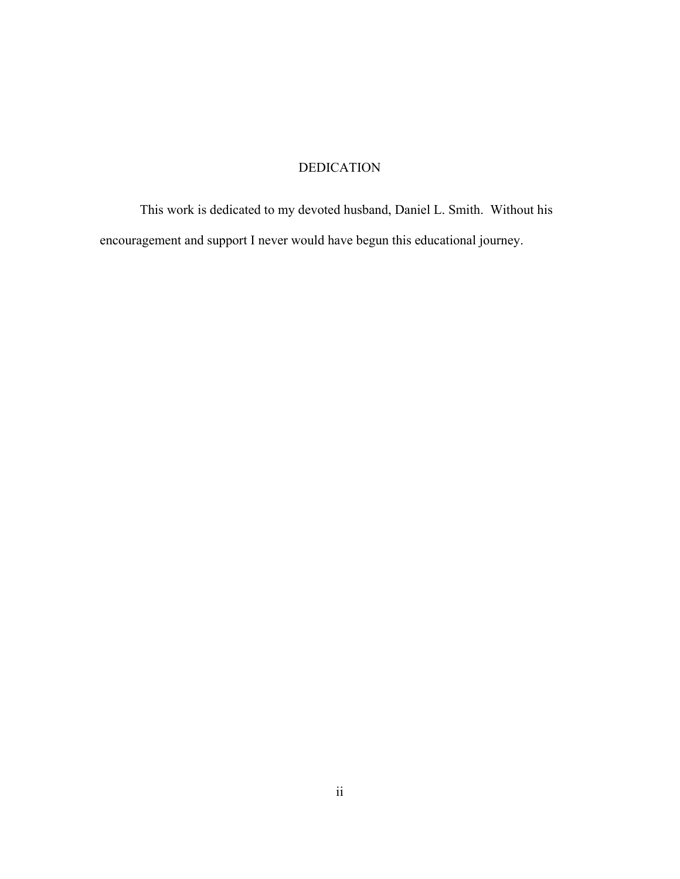# DEDICATION

This work is dedicated to my devoted husband, Daniel L. Smith. Without his encouragement and support I never would have begun this educational journey.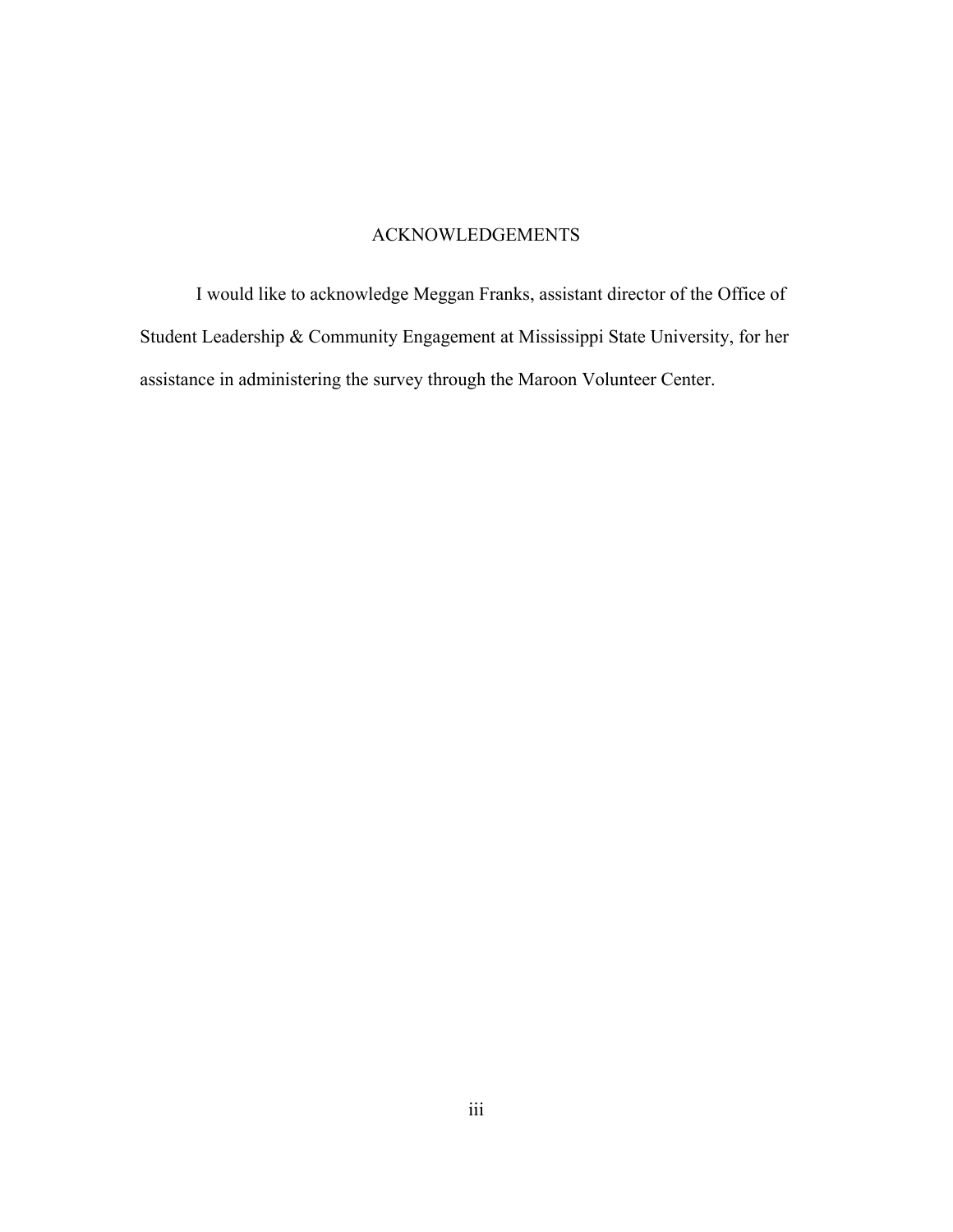# ACKNOWLEDGEMENTS

I would like to acknowledge Meggan Franks, assistant director of the Office of Student Leadership & Community Engagement at Mississippi State University, for her assistance in administering the survey through the Maroon Volunteer Center.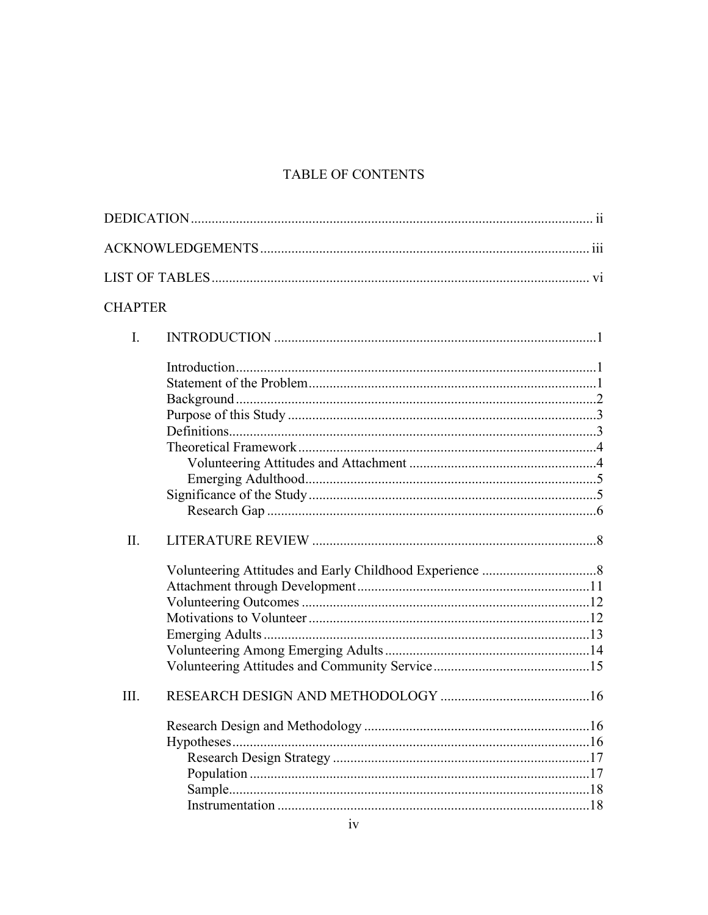# TABLE OF CONTENTS

DEDICATION ii

ACKNOWLEDGEMENTS iii

LIST OF TABLES vi

CHAPTER

I. INTRODUCTION 1

- Introduction 1
- Statement of the Problem 1
- Background 2
- Purpose of this Study 3
- Definitions 3
- Theoretical Framework 4
  - Volunteering Attitudes and Attachment 4
  - Emerging Adulthood 5
- Significance of the Study 5
  - Research Gap 6

II. LITERATURE REVIEW 8

- Volunteering Attitudes and Early Childhood Experience 8
- Attachment through Development 11
- Volunteering Outcomes 12
- Motivations to Volunteer 12
- Emerging Adults 13
- Volunteering Among Emerging Adults 14
- Volunteering Attitudes and Community Service 15

III. RESEARCH DESIGN AND METHODOLOGY 16

- Research Design and Methodology 16
- Hypotheses 16
  - Research Design Strategy 17
  - Population 17
  - Sample 18
  - Instrumentation 18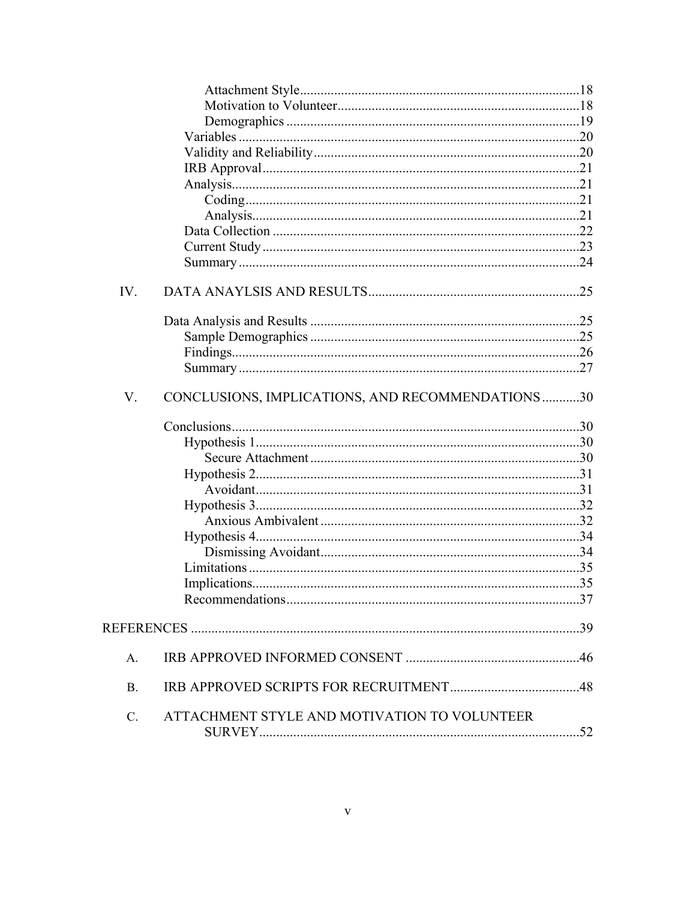Attachment Style ........................................................................ 18
Motivation to Volunteer ............................................................. 18
Demographics ............................................................................ 19
Variables ............................................................................................ 20
Validity and Reliability ....................................................................... 20
IRB Approval ...................................................................................... 21
Analysis ............................................................................................... 21
Coding ........................................................................................ 21
Analysis ...................................................................................... 21
Data Collection ..................................................................................... 22
Current Study ....................................................................................... 23
Summary .............................................................................................. 24

IV. DATA ANAYLSIS AND RESULTS ............................................................ 25

Data Analysis and Results ........................................................................ 25
Sample Demographics ............................................................................ 25
Findings ................................................................................................ 26
Summary .............................................................................................. 27

V. CONCLUSIONS, IMPLICATIONS, AND RECOMMENDATIONS ........... 30

Conclusions ............................................................................................ 30
Hypothesis 1 ......................................................................................... 30
Secure Attachment ..................................................................... 30
Hypothesis 2 ......................................................................................... 31
Avoidant ..................................................................................... 31
Hypothesis 3 ......................................................................................... 32
Anxious Ambivalent .................................................................. 32
Hypothesis 4 ......................................................................................... 34
Dismissing Avoidant .................................................................. 34
Limitations ........................................................................................... 35
Implications .......................................................................................... 35
Recommendations ................................................................................. 37

REFERENCES ........................................................................................................ 39

A. IRB APPROVED INFORMED CONSENT ................................................. 46

B. IRB APPROVED SCRIPTS FOR RECRUITMENT ..................................... 48

C. ATTACHMENT STYLE AND MOTIVATION TO VOLUNTEER SURVEY ............................................................................................. 52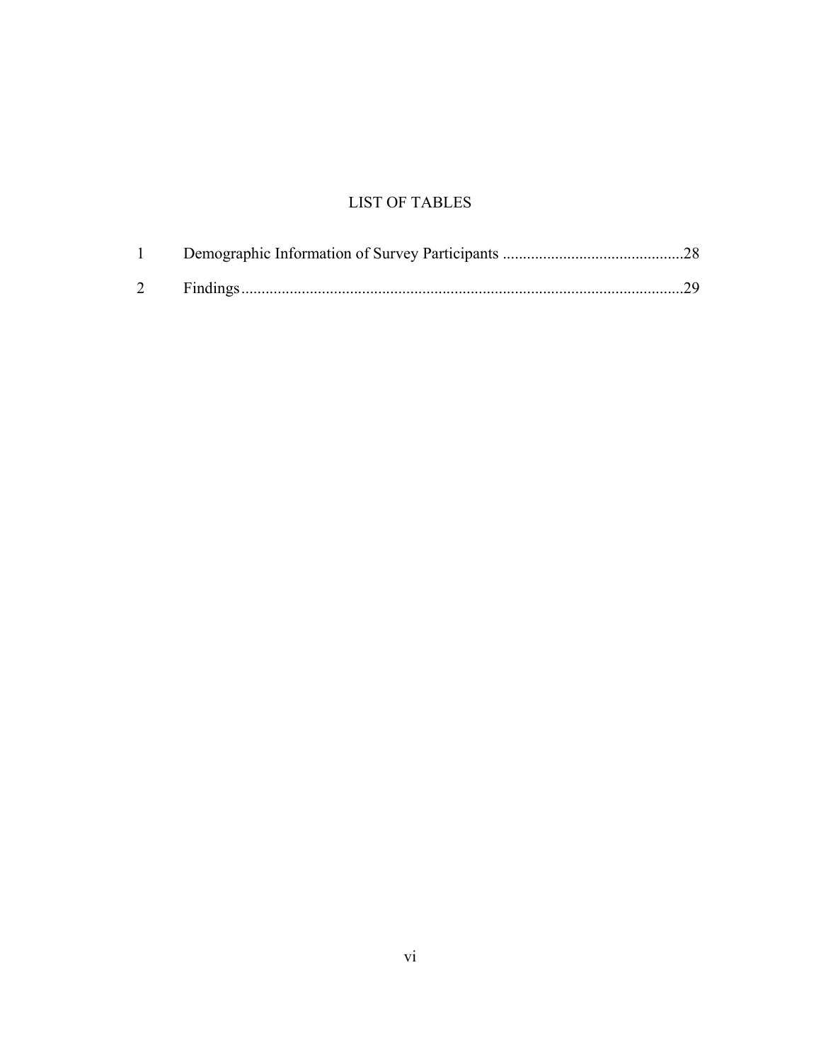# LIST OF TABLES

1 Demographic Information of Survey Participants ............................................28

2 Findings............................................................................................................29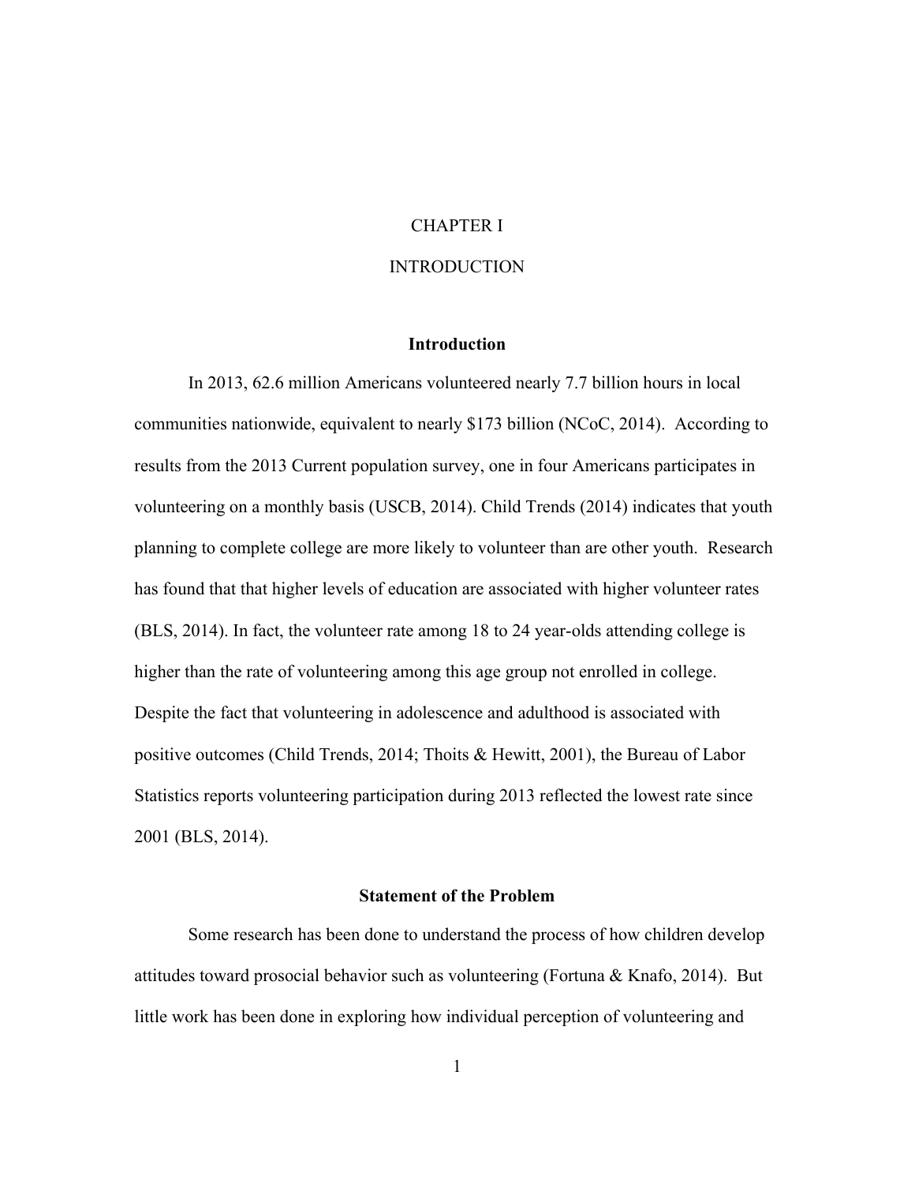# CHAPTER I

# INTRODUCTION

## Introduction

In 2013, 62.6 million Americans volunteered nearly 7.7 billion hours in local communities nationwide, equivalent to nearly $173 billion (NCoC, 2014). According to results from the 2013 Current population survey, one in four Americans participates in volunteering on a monthly basis (USCB, 2014). Child Trends (2014) indicates that youth planning to complete college are more likely to volunteer than are other youth. Research has found that that higher levels of education are associated with higher volunteer rates (BLS, 2014). In fact, the volunteer rate among 18 to 24 year-olds attending college is higher than the rate of volunteering among this age group not enrolled in college. Despite the fact that volunteering in adolescence and adulthood is associated with positive outcomes (Child Trends, 2014; Thoits & Hewitt, 2001), the Bureau of Labor Statistics reports volunteering participation during 2013 reflected the lowest rate since 2001 (BLS, 2014).

## Statement of the Problem

Some research has been done to understand the process of how children develop attitudes toward prosocial behavior such as volunteering (Fortuna & Knafo, 2014). But little work has been done in exploring how individual perception of volunteering and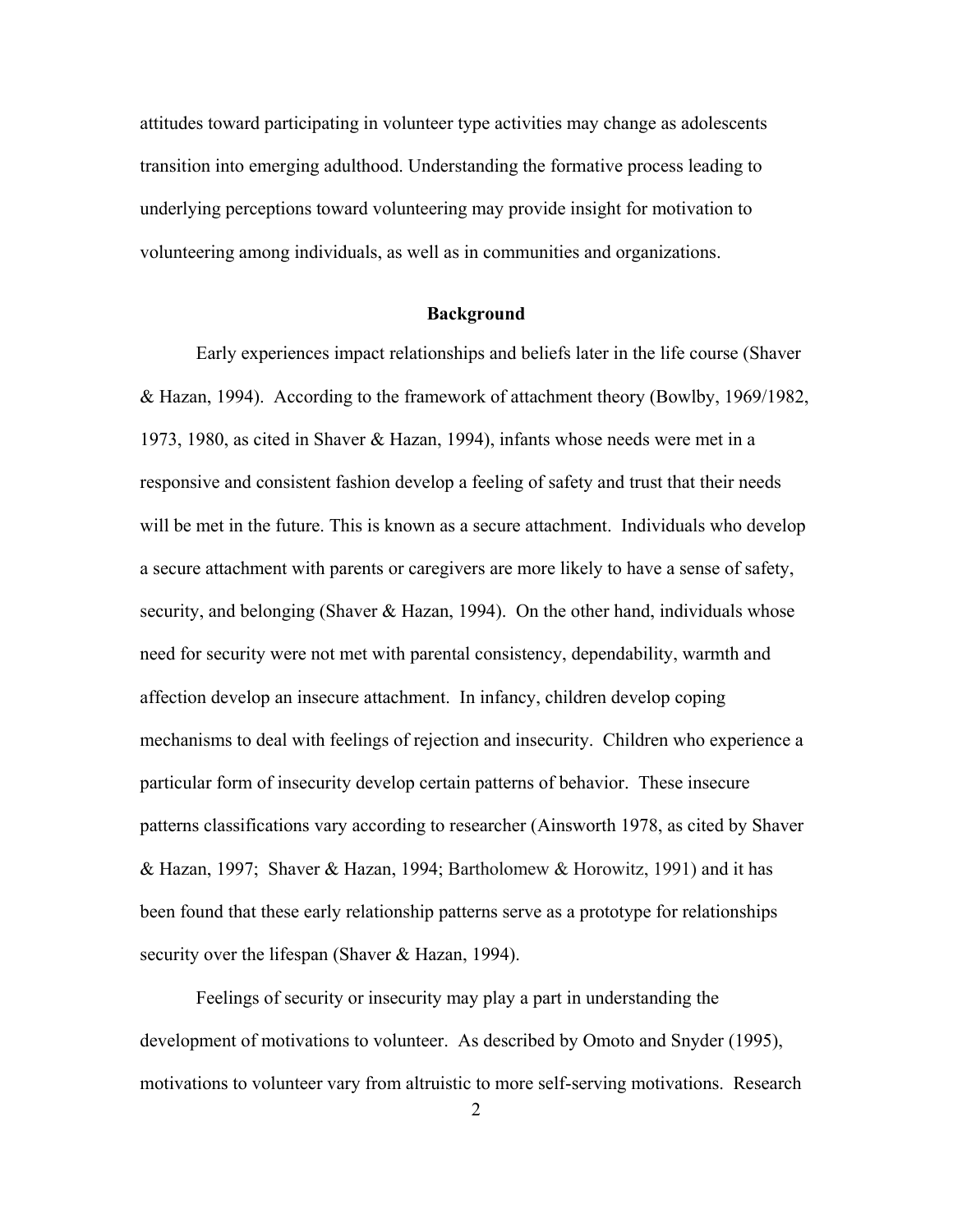attitudes toward participating in volunteer type activities may change as adolescents transition into emerging adulthood. Understanding the formative process leading to underlying perceptions toward volunteering may provide insight for motivation to volunteering among individuals, as well as in communities and organizations.

## Background

Early experiences impact relationships and beliefs later in the life course (Shaver & Hazan, 1994). According to the framework of attachment theory (Bowlby, 1969/1982, 1973, 1980, as cited in Shaver & Hazan, 1994), infants whose needs were met in a responsive and consistent fashion develop a feeling of safety and trust that their needs will be met in the future. This is known as a secure attachment. Individuals who develop a secure attachment with parents or caregivers are more likely to have a sense of safety, security, and belonging (Shaver & Hazan, 1994). On the other hand, individuals whose need for security were not met with parental consistency, dependability, warmth and affection develop an insecure attachment. In infancy, children develop coping mechanisms to deal with feelings of rejection and insecurity. Children who experience a particular form of insecurity develop certain patterns of behavior. These insecure patterns classifications vary according to researcher (Ainsworth 1978, as cited by Shaver & Hazan, 1997; Shaver & Hazan, 1994; Bartholomew & Horowitz, 1991) and it has been found that these early relationship patterns serve as a prototype for relationships security over the lifespan (Shaver & Hazan, 1994).

Feelings of security or insecurity may play a part in understanding the development of motivations to volunteer. As described by Omoto and Snyder (1995), motivations to volunteer vary from altruistic to more self-serving motivations. Research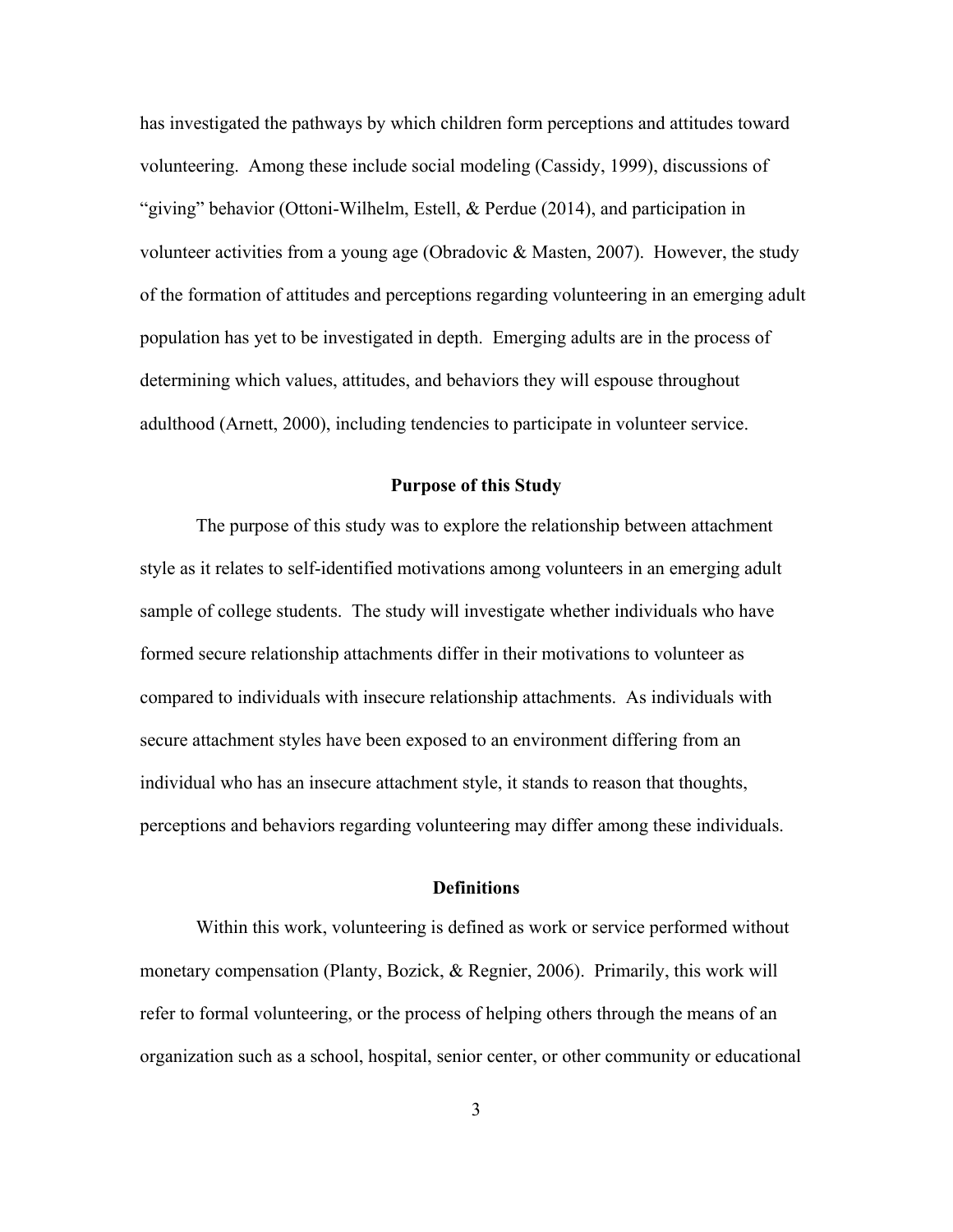has investigated the pathways by which children form perceptions and attitudes toward volunteering. Among these include social modeling (Cassidy, 1999), discussions of "giving" behavior (Ottoni-Wilhelm, Estell, & Perdue (2014), and participation in volunteer activities from a young age (Obradovic & Masten, 2007). However, the study of the formation of attitudes and perceptions regarding volunteering in an emerging adult population has yet to be investigated in depth. Emerging adults are in the process of determining which values, attitudes, and behaviors they will espouse throughout adulthood (Arnett, 2000), including tendencies to participate in volunteer service.

## Purpose of this Study

The purpose of this study was to explore the relationship between attachment style as it relates to self-identified motivations among volunteers in an emerging adult sample of college students. The study will investigate whether individuals who have formed secure relationship attachments differ in their motivations to volunteer as compared to individuals with insecure relationship attachments. As individuals with secure attachment styles have been exposed to an environment differing from an individual who has an insecure attachment style, it stands to reason that thoughts, perceptions and behaviors regarding volunteering may differ among these individuals.

## Definitions

Within this work, volunteering is defined as work or service performed without monetary compensation (Planty, Bozick, & Regnier, 2006). Primarily, this work will refer to formal volunteering, or the process of helping others through the means of an organization such as a school, hospital, senior center, or other community or educational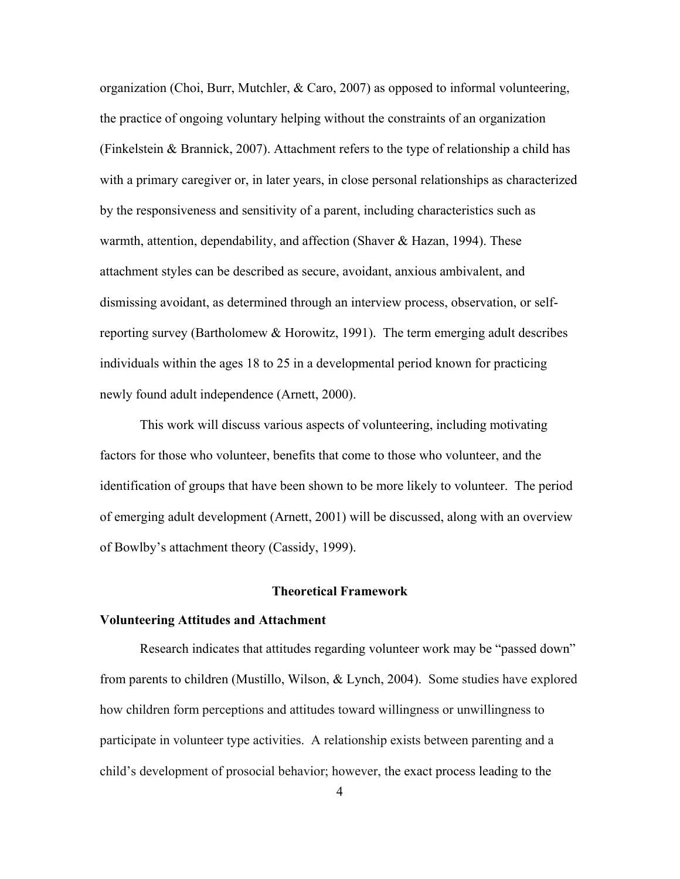organization (Choi, Burr, Mutchler, & Caro, 2007) as opposed to informal volunteering, the practice of ongoing voluntary helping without the constraints of an organization (Finkelstein & Brannick, 2007). Attachment refers to the type of relationship a child has with a primary caregiver or, in later years, in close personal relationships as characterized by the responsiveness and sensitivity of a parent, including characteristics such as warmth, attention, dependability, and affection (Shaver & Hazan, 1994). These attachment styles can be described as secure, avoidant, anxious ambivalent, and dismissing avoidant, as determined through an interview process, observation, or self-reporting survey (Bartholomew & Horowitz, 1991). The term emerging adult describes individuals within the ages 18 to 25 in a developmental period known for practicing newly found adult independence (Arnett, 2000).

This work will discuss various aspects of volunteering, including motivating factors for those who volunteer, benefits that come to those who volunteer, and the identification of groups that have been shown to be more likely to volunteer. The period of emerging adult development (Arnett, 2001) will be discussed, along with an overview of Bowlby's attachment theory (Cassidy, 1999).

## Theoretical Framework

### Volunteering Attitudes and Attachment

Research indicates that attitudes regarding volunteer work may be "passed down" from parents to children (Mustillo, Wilson, & Lynch, 2004). Some studies have explored how children form perceptions and attitudes toward willingness or unwillingness to participate in volunteer type activities. A relationship exists between parenting and a child's development of prosocial behavior; however, the exact process leading to the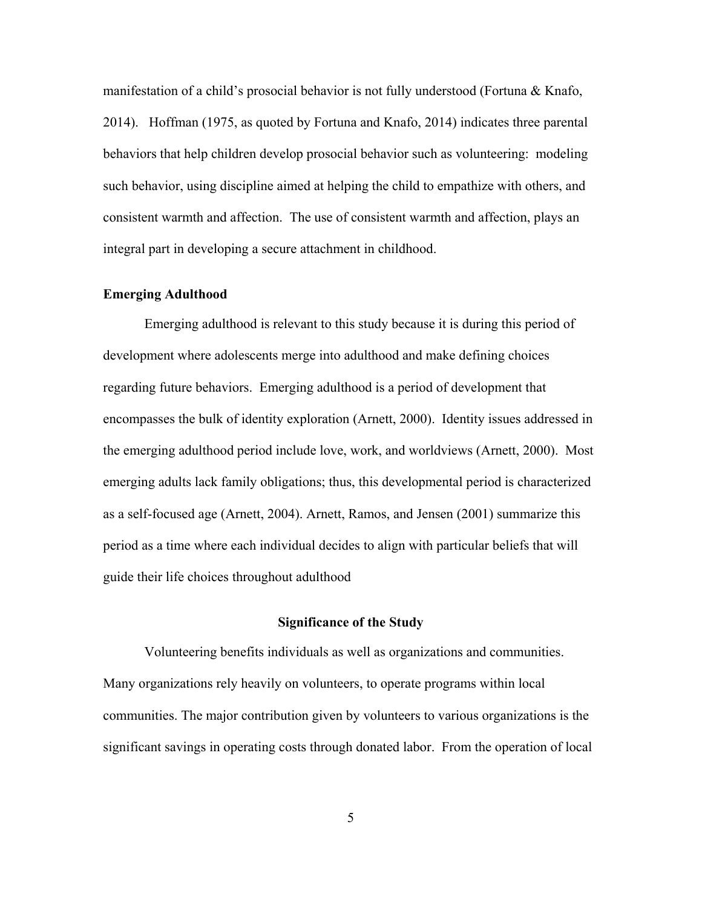manifestation of a child's prosocial behavior is not fully understood (Fortuna & Knafo, 2014). Hoffman (1975, as quoted by Fortuna and Knafo, 2014) indicates three parental behaviors that help children develop prosocial behavior such as volunteering: modeling such behavior, using discipline aimed at helping the child to empathize with others, and consistent warmth and affection. The use of consistent warmth and affection, plays an integral part in developing a secure attachment in childhood.

**Emerging Adulthood**

Emerging adulthood is relevant to this study because it is during this period of development where adolescents merge into adulthood and make defining choices regarding future behaviors. Emerging adulthood is a period of development that encompasses the bulk of identity exploration (Arnett, 2000). Identity issues addressed in the emerging adulthood period include love, work, and worldviews (Arnett, 2000). Most emerging adults lack family obligations; thus, this developmental period is characterized as a self-focused age (Arnett, 2004). Arnett, Ramos, and Jensen (2001) summarize this period as a time where each individual decides to align with particular beliefs that will guide their life choices throughout adulthood

## Significance of the Study

Volunteering benefits individuals as well as organizations and communities. Many organizations rely heavily on volunteers, to operate programs within local communities. The major contribution given by volunteers to various organizations is the significant savings in operating costs through donated labor. From the operation of local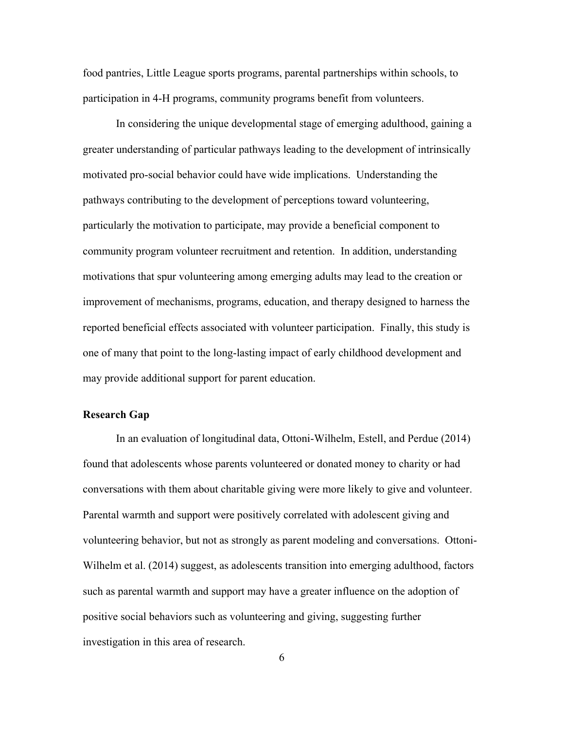food pantries, Little League sports programs, parental partnerships within schools, to participation in 4-H programs, community programs benefit from volunteers.

In considering the unique developmental stage of emerging adulthood, gaining a greater understanding of particular pathways leading to the development of intrinsically motivated pro-social behavior could have wide implications. Understanding the pathways contributing to the development of perceptions toward volunteering, particularly the motivation to participate, may provide a beneficial component to community program volunteer recruitment and retention. In addition, understanding motivations that spur volunteering among emerging adults may lead to the creation or improvement of mechanisms, programs, education, and therapy designed to harness the reported beneficial effects associated with volunteer participation. Finally, this study is one of many that point to the long-lasting impact of early childhood development and may provide additional support for parent education.

**Research Gap**

In an evaluation of longitudinal data, Ottoni-Wilhelm, Estell, and Perdue (2014) found that adolescents whose parents volunteered or donated money to charity or had conversations with them about charitable giving were more likely to give and volunteer. Parental warmth and support were positively correlated with adolescent giving and volunteering behavior, but not as strongly as parent modeling and conversations. Ottoni-Wilhelm et al. (2014) suggest, as adolescents transition into emerging adulthood, factors such as parental warmth and support may have a greater influence on the adoption of positive social behaviors such as volunteering and giving, suggesting further investigation in this area of research.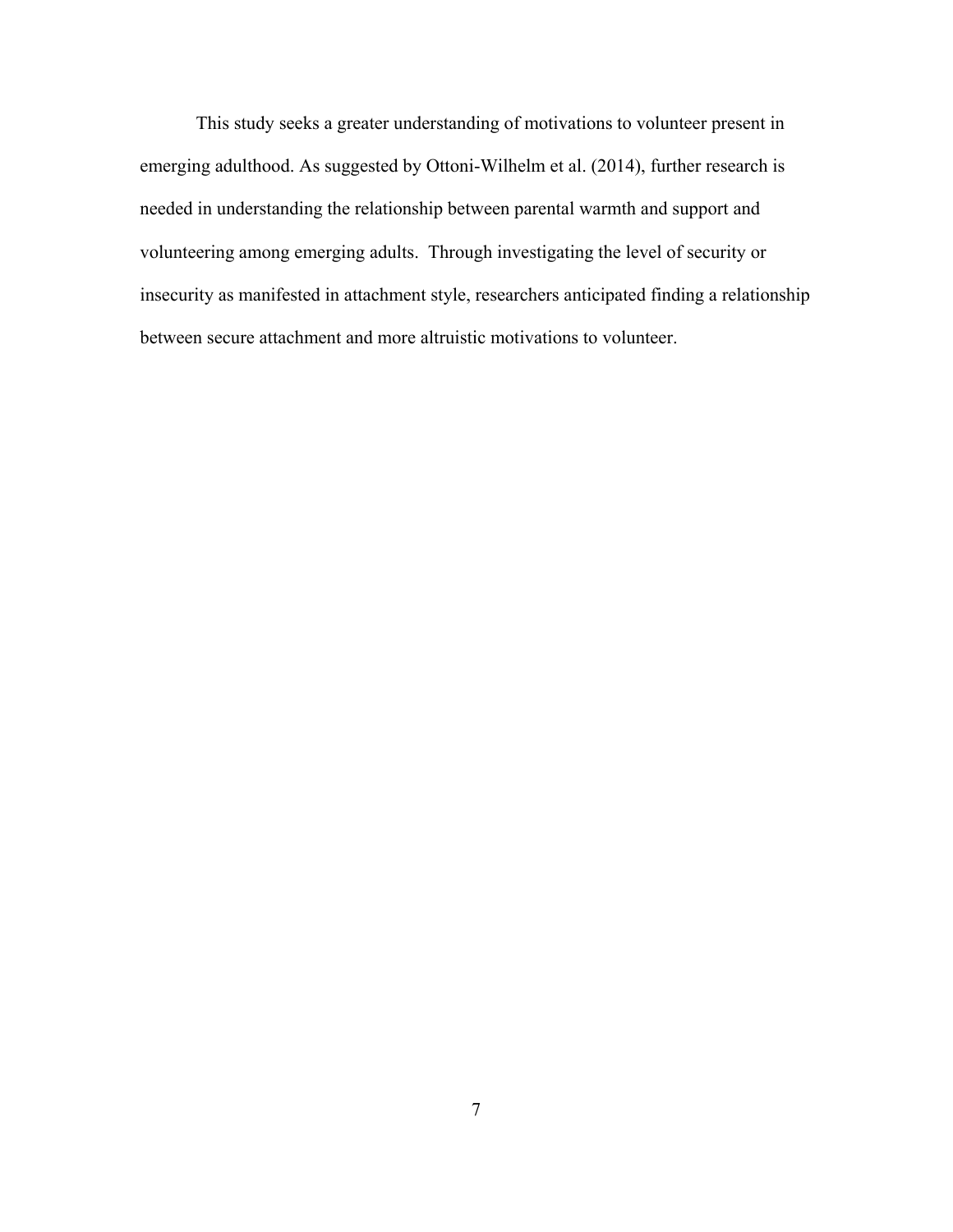This study seeks a greater understanding of motivations to volunteer present in emerging adulthood. As suggested by Ottoni-Wilhelm et al. (2014), further research is needed in understanding the relationship between parental warmth and support and volunteering among emerging adults. Through investigating the level of security or insecurity as manifested in attachment style, researchers anticipated finding a relationship between secure attachment and more altruistic motivations to volunteer.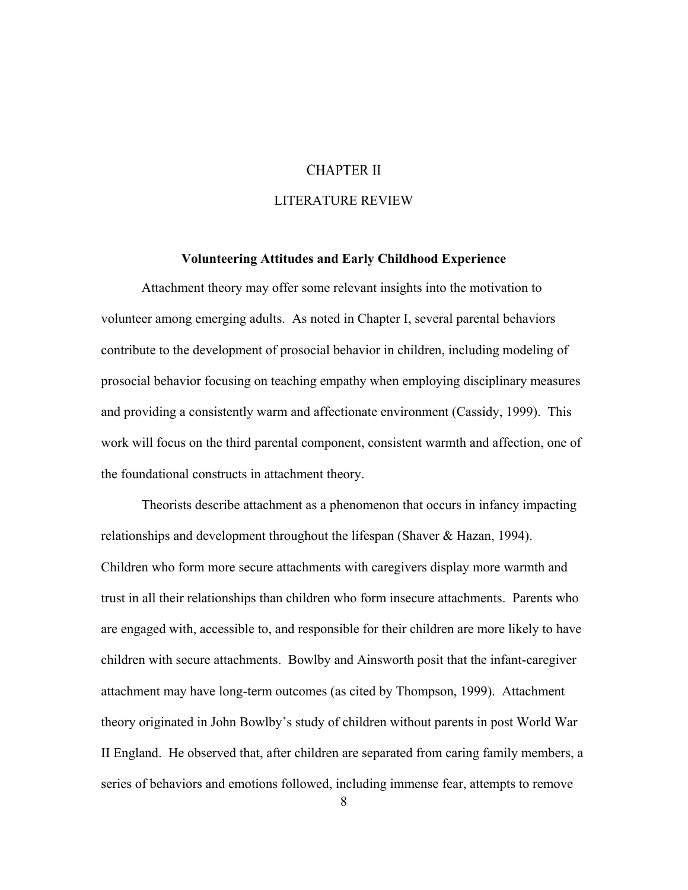# CHAPTER II

## LITERATURE REVIEW

### Volunteering Attitudes and Early Childhood Experience

Attachment theory may offer some relevant insights into the motivation to volunteer among emerging adults. As noted in Chapter I, several parental behaviors contribute to the development of prosocial behavior in children, including modeling of prosocial behavior focusing on teaching empathy when employing disciplinary measures and providing a consistently warm and affectionate environment (Cassidy, 1999). This work will focus on the third parental component, consistent warmth and affection, one of the foundational constructs in attachment theory.

Theorists describe attachment as a phenomenon that occurs in infancy impacting relationships and development throughout the lifespan (Shaver & Hazan, 1994). Children who form more secure attachments with caregivers display more warmth and trust in all their relationships than children who form insecure attachments. Parents who are engaged with, accessible to, and responsible for their children are more likely to have children with secure attachments. Bowlby and Ainsworth posit that the infant-caregiver attachment may have long-term outcomes (as cited by Thompson, 1999). Attachment theory originated in John Bowlby's study of children without parents in post World War II England. He observed that, after children are separated from caring family members, a series of behaviors and emotions followed, including immense fear, attempts to remove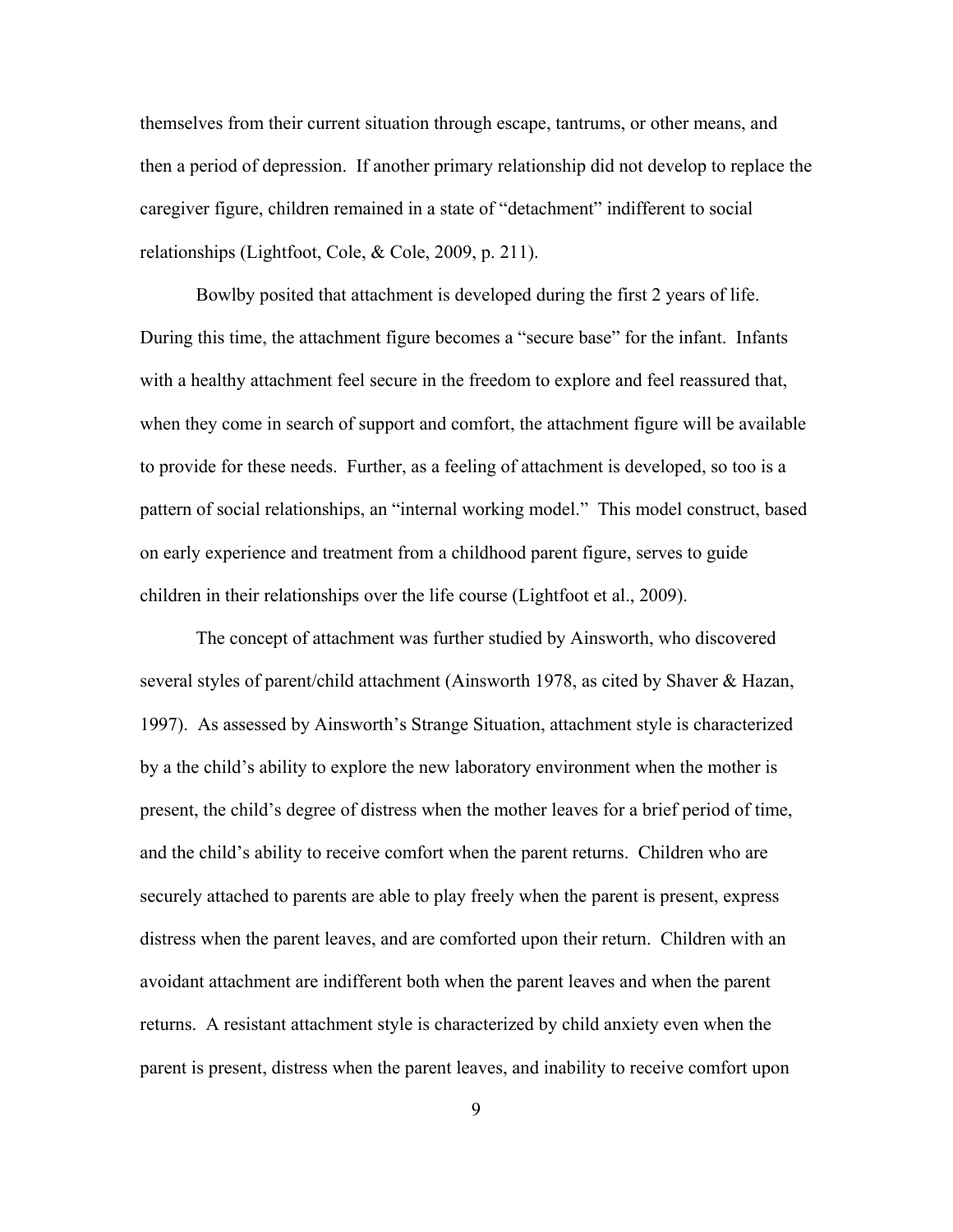themselves from their current situation through escape, tantrums, or other means, and then a period of depression. If another primary relationship did not develop to replace the caregiver figure, children remained in a state of "detachment" indifferent to social relationships (Lightfoot, Cole, & Cole, 2009, p. 211).

Bowlby posited that attachment is developed during the first 2 years of life. During this time, the attachment figure becomes a "secure base" for the infant. Infants with a healthy attachment feel secure in the freedom to explore and feel reassured that, when they come in search of support and comfort, the attachment figure will be available to provide for these needs. Further, as a feeling of attachment is developed, so too is a pattern of social relationships, an "internal working model." This model construct, based on early experience and treatment from a childhood parent figure, serves to guide children in their relationships over the life course (Lightfoot et al., 2009).

The concept of attachment was further studied by Ainsworth, who discovered several styles of parent/child attachment (Ainsworth 1978, as cited by Shaver & Hazan, 1997). As assessed by Ainsworth's Strange Situation, attachment style is characterized by a the child's ability to explore the new laboratory environment when the mother is present, the child's degree of distress when the mother leaves for a brief period of time, and the child's ability to receive comfort when the parent returns. Children who are securely attached to parents are able to play freely when the parent is present, express distress when the parent leaves, and are comforted upon their return. Children with an avoidant attachment are indifferent both when the parent leaves and when the parent returns. A resistant attachment style is characterized by child anxiety even when the parent is present, distress when the parent leaves, and inability to receive comfort upon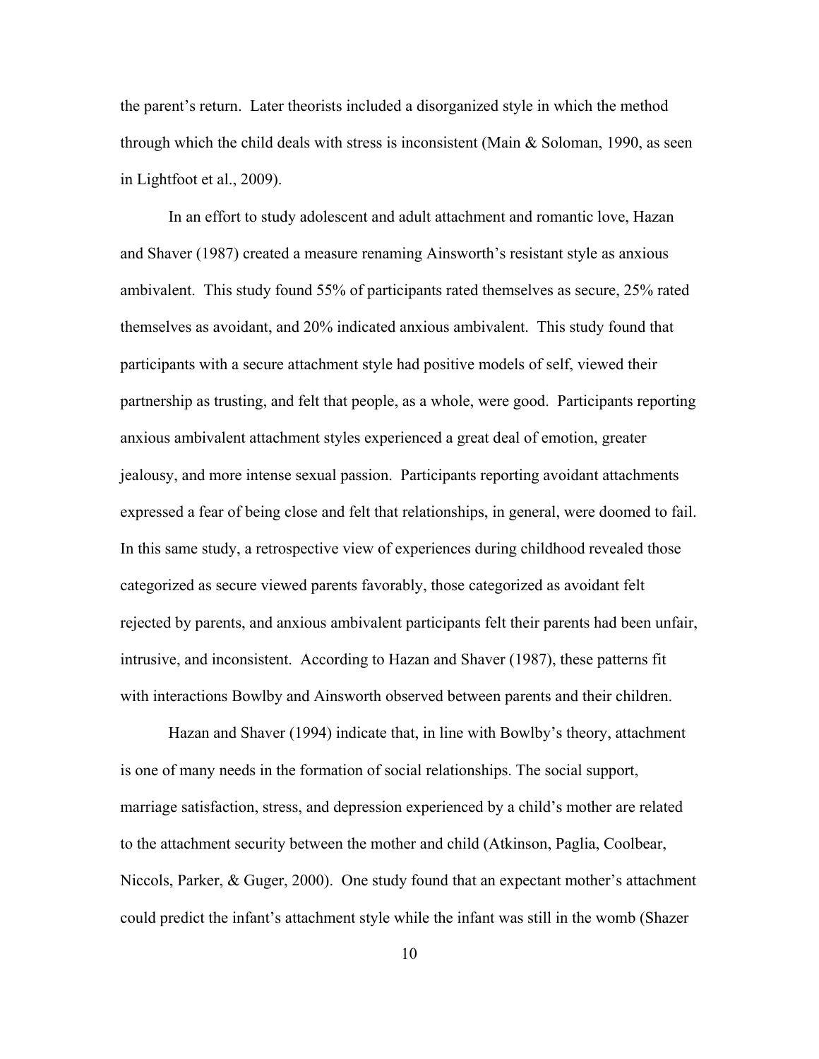the parent's return. Later theorists included a disorganized style in which the method through which the child deals with stress is inconsistent (Main & Soloman, 1990, as seen in Lightfoot et al., 2009).

In an effort to study adolescent and adult attachment and romantic love, Hazan and Shaver (1987) created a measure renaming Ainsworth's resistant style as anxious ambivalent. This study found 55% of participants rated themselves as secure, 25% rated themselves as avoidant, and 20% indicated anxious ambivalent. This study found that participants with a secure attachment style had positive models of self, viewed their partnership as trusting, and felt that people, as a whole, were good. Participants reporting anxious ambivalent attachment styles experienced a great deal of emotion, greater jealousy, and more intense sexual passion. Participants reporting avoidant attachments expressed a fear of being close and felt that relationships, in general, were doomed to fail. In this same study, a retrospective view of experiences during childhood revealed those categorized as secure viewed parents favorably, those categorized as avoidant felt rejected by parents, and anxious ambivalent participants felt their parents had been unfair, intrusive, and inconsistent. According to Hazan and Shaver (1987), these patterns fit with interactions Bowlby and Ainsworth observed between parents and their children.

Hazan and Shaver (1994) indicate that, in line with Bowlby's theory, attachment is one of many needs in the formation of social relationships. The social support, marriage satisfaction, stress, and depression experienced by a child's mother are related to the attachment security between the mother and child (Atkinson, Paglia, Coolbear, Niccols, Parker, & Guger, 2000). One study found that an expectant mother's attachment could predict the infant's attachment style while the infant was still in the womb (Shazer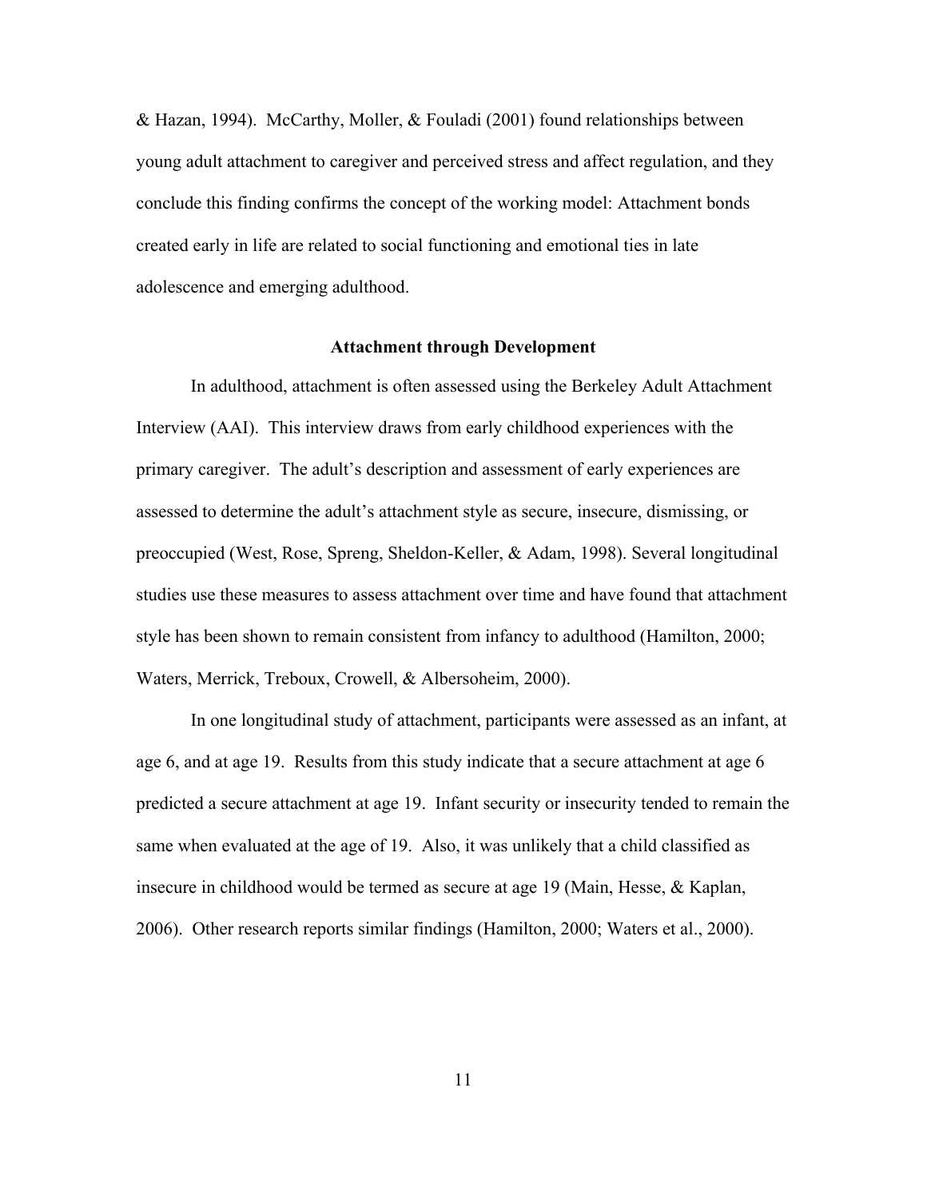& Hazan, 1994). McCarthy, Moller, & Fouladi (2001) found relationships between young adult attachment to caregiver and perceived stress and affect regulation, and they conclude this finding confirms the concept of the working model: Attachment bonds created early in life are related to social functioning and emotional ties in late adolescence and emerging adulthood.

## Attachment through Development

In adulthood, attachment is often assessed using the Berkeley Adult Attachment Interview (AAI). This interview draws from early childhood experiences with the primary caregiver. The adult's description and assessment of early experiences are assessed to determine the adult's attachment style as secure, insecure, dismissing, or preoccupied (West, Rose, Spreng, Sheldon-Keller, & Adam, 1998). Several longitudinal studies use these measures to assess attachment over time and have found that attachment style has been shown to remain consistent from infancy to adulthood (Hamilton, 2000; Waters, Merrick, Treboux, Crowell, & Albersoheim, 2000).

In one longitudinal study of attachment, participants were assessed as an infant, at age 6, and at age 19. Results from this study indicate that a secure attachment at age 6 predicted a secure attachment at age 19. Infant security or insecurity tended to remain the same when evaluated at the age of 19. Also, it was unlikely that a child classified as insecure in childhood would be termed as secure at age 19 (Main, Hesse, & Kaplan, 2006). Other research reports similar findings (Hamilton, 2000; Waters et al., 2000).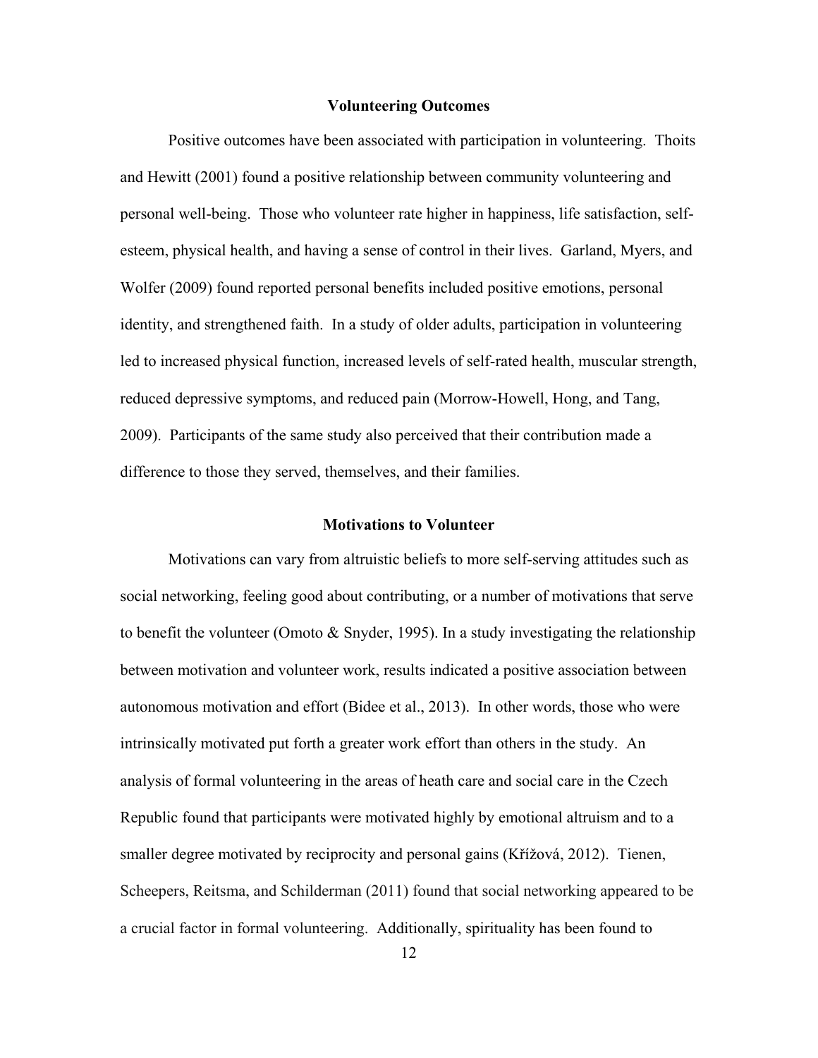## Volunteering Outcomes

Positive outcomes have been associated with participation in volunteering. Thoits and Hewitt (2001) found a positive relationship between community volunteering and personal well-being. Those who volunteer rate higher in happiness, life satisfaction, self-esteem, physical health, and having a sense of control in their lives. Garland, Myers, and Wolfer (2009) found reported personal benefits included positive emotions, personal identity, and strengthened faith. In a study of older adults, participation in volunteering led to increased physical function, increased levels of self-rated health, muscular strength, reduced depressive symptoms, and reduced pain (Morrow-Howell, Hong, and Tang, 2009). Participants of the same study also perceived that their contribution made a difference to those they served, themselves, and their families.

## Motivations to Volunteer

Motivations can vary from altruistic beliefs to more self-serving attitudes such as social networking, feeling good about contributing, or a number of motivations that serve to benefit the volunteer (Omoto & Snyder, 1995). In a study investigating the relationship between motivation and volunteer work, results indicated a positive association between autonomous motivation and effort (Bidee et al., 2013). In other words, those who were intrinsically motivated put forth a greater work effort than others in the study. An analysis of formal volunteering in the areas of heath care and social care in the Czech Republic found that participants were motivated highly by emotional altruism and to a smaller degree motivated by reciprocity and personal gains (Křížová, 2012). Tienen, Scheepers, Reitsma, and Schilderman (2011) found that social networking appeared to be a crucial factor in formal volunteering. Additionally, spirituality has been found to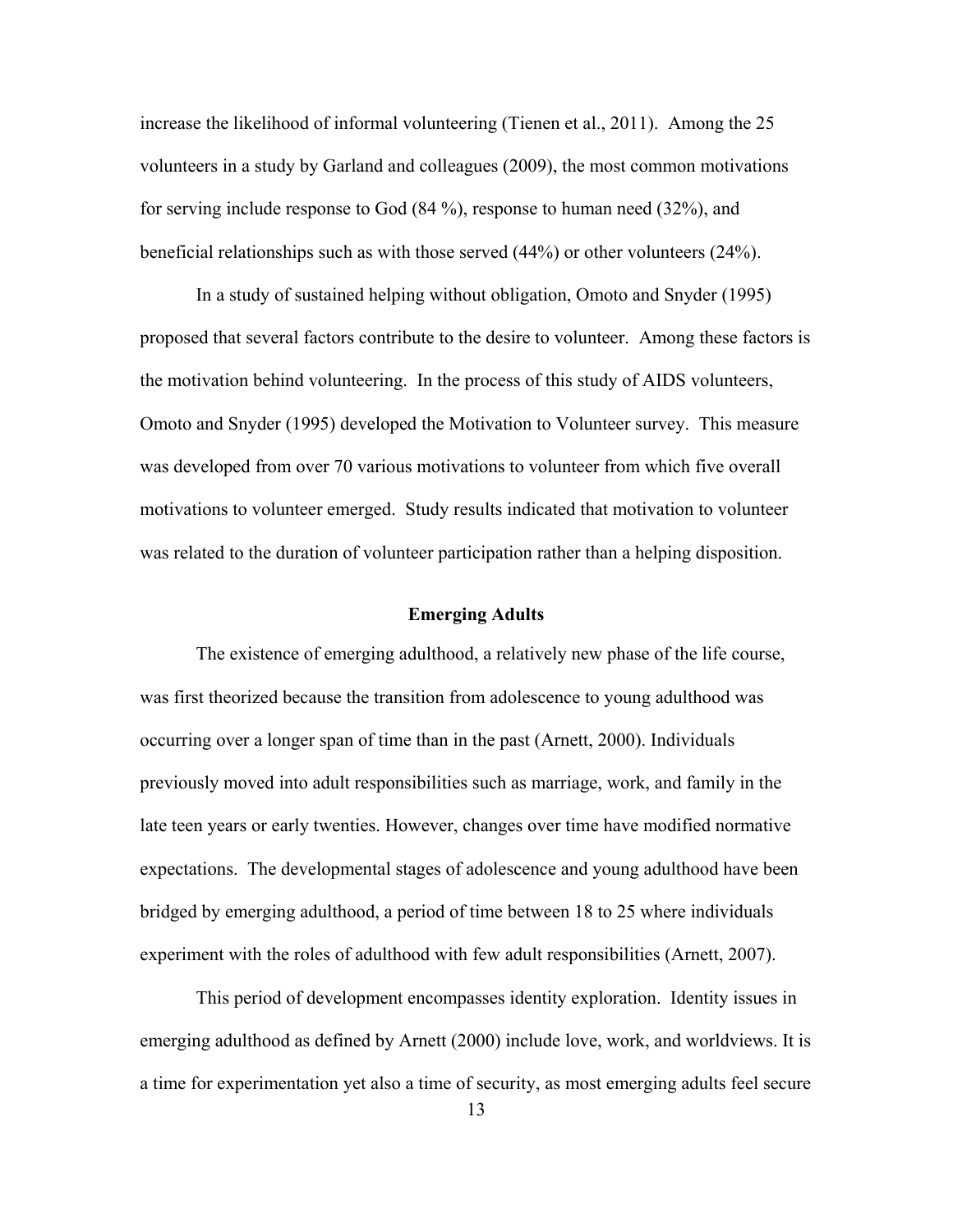increase the likelihood of informal volunteering (Tienen et al., 2011). Among the 25 volunteers in a study by Garland and colleagues (2009), the most common motivations for serving include response to God (84 %), response to human need (32%), and beneficial relationships such as with those served (44%) or other volunteers (24%).

In a study of sustained helping without obligation, Omoto and Snyder (1995) proposed that several factors contribute to the desire to volunteer. Among these factors is the motivation behind volunteering. In the process of this study of AIDS volunteers, Omoto and Snyder (1995) developed the Motivation to Volunteer survey. This measure was developed from over 70 various motivations to volunteer from which five overall motivations to volunteer emerged. Study results indicated that motivation to volunteer was related to the duration of volunteer participation rather than a helping disposition.

## Emerging Adults

The existence of emerging adulthood, a relatively new phase of the life course, was first theorized because the transition from adolescence to young adulthood was occurring over a longer span of time than in the past (Arnett, 2000). Individuals previously moved into adult responsibilities such as marriage, work, and family in the late teen years or early twenties. However, changes over time have modified normative expectations. The developmental stages of adolescence and young adulthood have been bridged by emerging adulthood, a period of time between 18 to 25 where individuals experiment with the roles of adulthood with few adult responsibilities (Arnett, 2007).

This period of development encompasses identity exploration. Identity issues in emerging adulthood as defined by Arnett (2000) include love, work, and worldviews. It is a time for experimentation yet also a time of security, as most emerging adults feel secure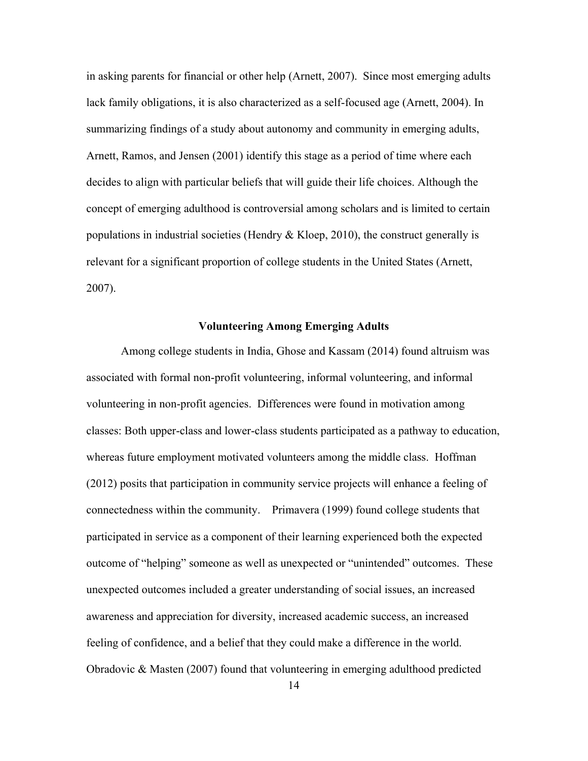in asking parents for financial or other help (Arnett, 2007). Since most emerging adults lack family obligations, it is also characterized as a self-focused age (Arnett, 2004). In summarizing findings of a study about autonomy and community in emerging adults, Arnett, Ramos, and Jensen (2001) identify this stage as a period of time where each decides to align with particular beliefs that will guide their life choices. Although the concept of emerging adulthood is controversial among scholars and is limited to certain populations in industrial societies (Hendry & Kloep, 2010), the construct generally is relevant for a significant proportion of college students in the United States (Arnett, 2007).

## Volunteering Among Emerging Adults

Among college students in India, Ghose and Kassam (2014) found altruism was associated with formal non-profit volunteering, informal volunteering, and informal volunteering in non-profit agencies. Differences were found in motivation among classes: Both upper-class and lower-class students participated as a pathway to education, whereas future employment motivated volunteers among the middle class. Hoffman (2012) posits that participation in community service projects will enhance a feeling of connectedness within the community. Primavera (1999) found college students that participated in service as a component of their learning experienced both the expected outcome of "helping" someone as well as unexpected or "unintended" outcomes. These unexpected outcomes included a greater understanding of social issues, an increased awareness and appreciation for diversity, increased academic success, an increased feeling of confidence, and a belief that they could make a difference in the world. Obradovic & Masten (2007) found that volunteering in emerging adulthood predicted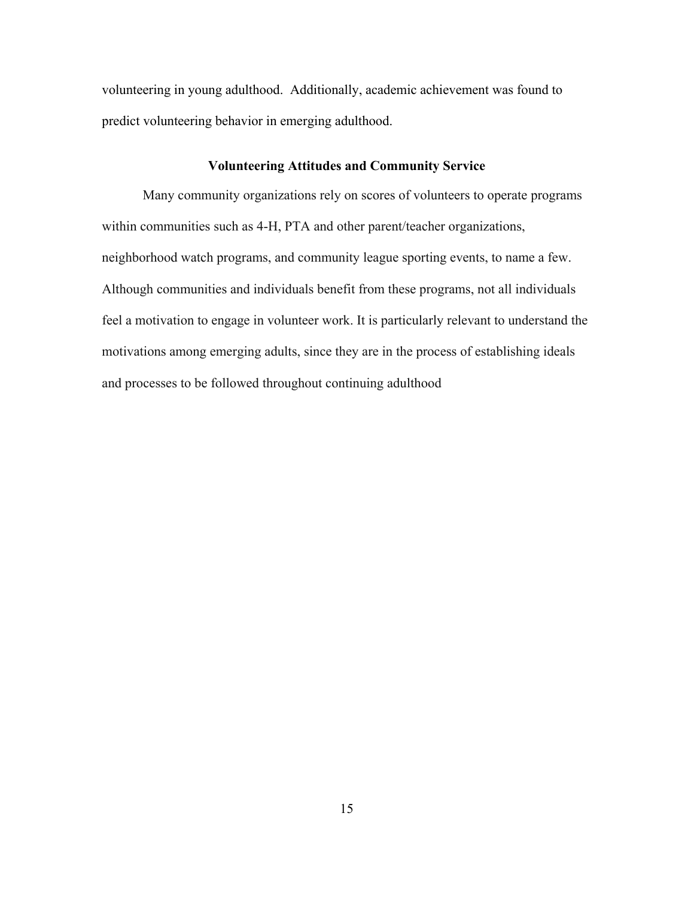volunteering in young adulthood.  Additionally, academic achievement was found to predict volunteering behavior in emerging adulthood.

## Volunteering Attitudes and Community Service

Many community organizations rely on scores of volunteers to operate programs within communities such as 4-H, PTA and other parent/teacher organizations, neighborhood watch programs, and community league sporting events, to name a few. Although communities and individuals benefit from these programs, not all individuals feel a motivation to engage in volunteer work. It is particularly relevant to understand the motivations among emerging adults, since they are in the process of establishing ideals and processes to be followed throughout continuing adulthood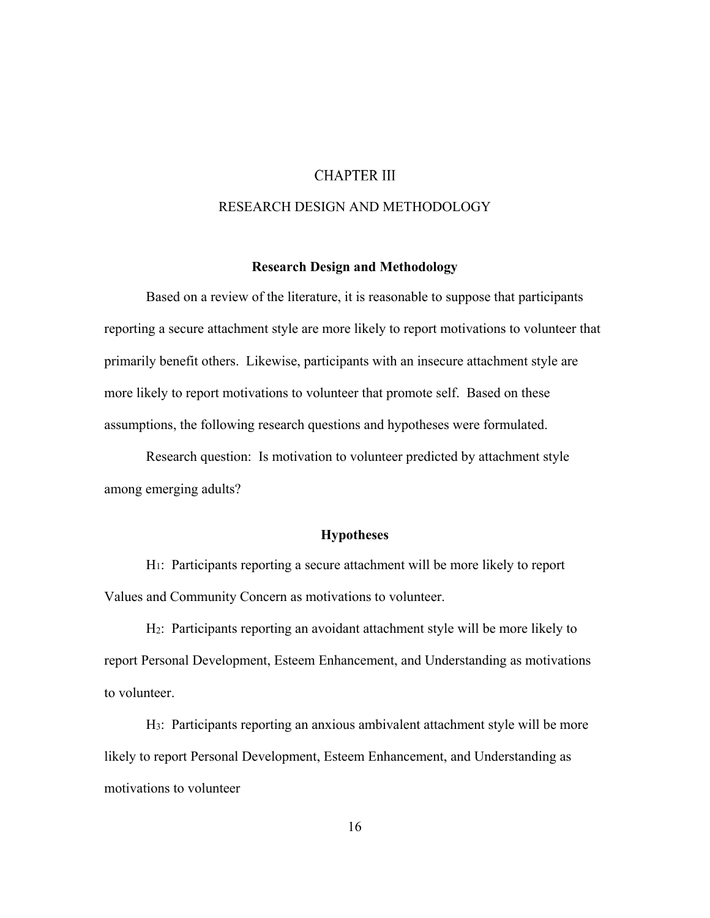# CHAPTER III

# RESEARCH DESIGN AND METHODOLOGY

## Research Design and Methodology

Based on a review of the literature, it is reasonable to suppose that participants reporting a secure attachment style are more likely to report motivations to volunteer that primarily benefit others. Likewise, participants with an insecure attachment style are more likely to report motivations to volunteer that promote self. Based on these assumptions, the following research questions and hypotheses were formulated.

Research question: Is motivation to volunteer predicted by attachment style among emerging adults?

## Hypotheses

$H_1$: Participants reporting a secure attachment will be more likely to report Values and Community Concern as motivations to volunteer.

$H_2$: Participants reporting an avoidant attachment style will be more likely to report Personal Development, Esteem Enhancement, and Understanding as motivations to volunteer.

$H_3$: Participants reporting an anxious ambivalent attachment style will be more likely to report Personal Development, Esteem Enhancement, and Understanding as motivations to volunteer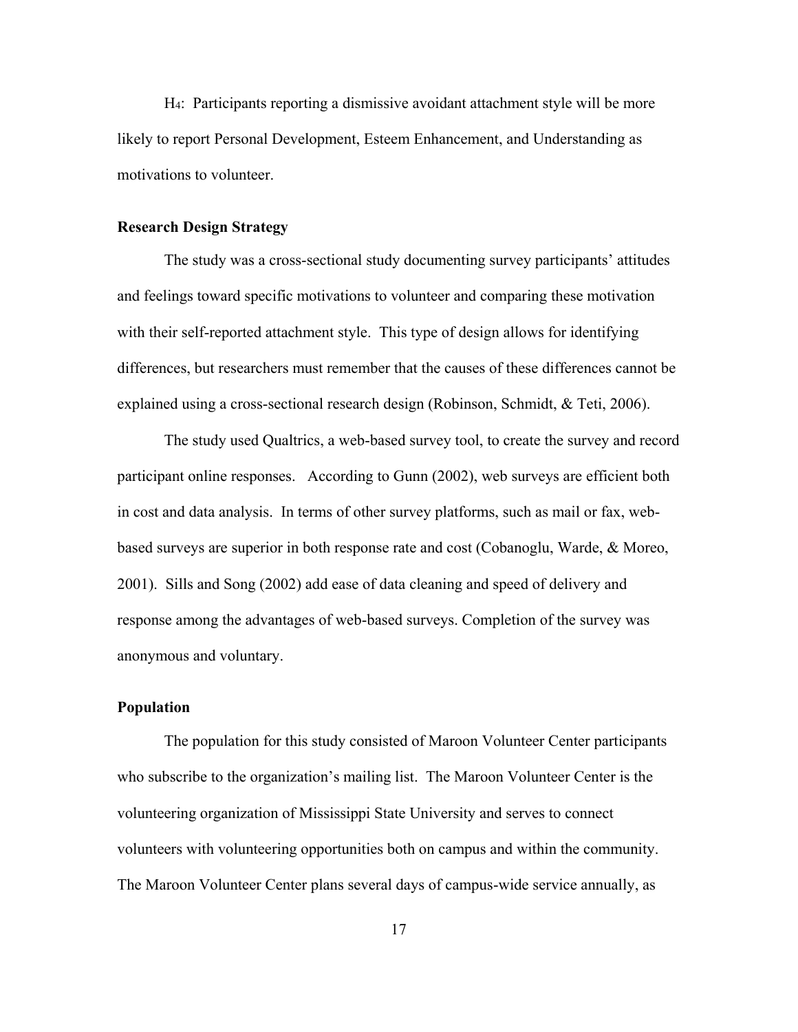$H_4$: Participants reporting a dismissive avoidant attachment style will be more likely to report Personal Development, Esteem Enhancement, and Understanding as motivations to volunteer.

**Research Design Strategy**

The study was a cross-sectional study documenting survey participants' attitudes and feelings toward specific motivations to volunteer and comparing these motivation with their self-reported attachment style. This type of design allows for identifying differences, but researchers must remember that the causes of these differences cannot be explained using a cross-sectional research design (Robinson, Schmidt, & Teti, 2006).

The study used Qualtrics, a web-based survey tool, to create the survey and record participant online responses. According to Gunn (2002), web surveys are efficient both in cost and data analysis. In terms of other survey platforms, such as mail or fax, web-based surveys are superior in both response rate and cost (Cobanoglu, Warde, & Moreo, 2001). Sills and Song (2002) add ease of data cleaning and speed of delivery and response among the advantages of web-based surveys. Completion of the survey was anonymous and voluntary.

**Population**

The population for this study consisted of Maroon Volunteer Center participants who subscribe to the organization's mailing list. The Maroon Volunteer Center is the volunteering organization of Mississippi State University and serves to connect volunteers with volunteering opportunities both on campus and within the community. The Maroon Volunteer Center plans several days of campus-wide service annually, as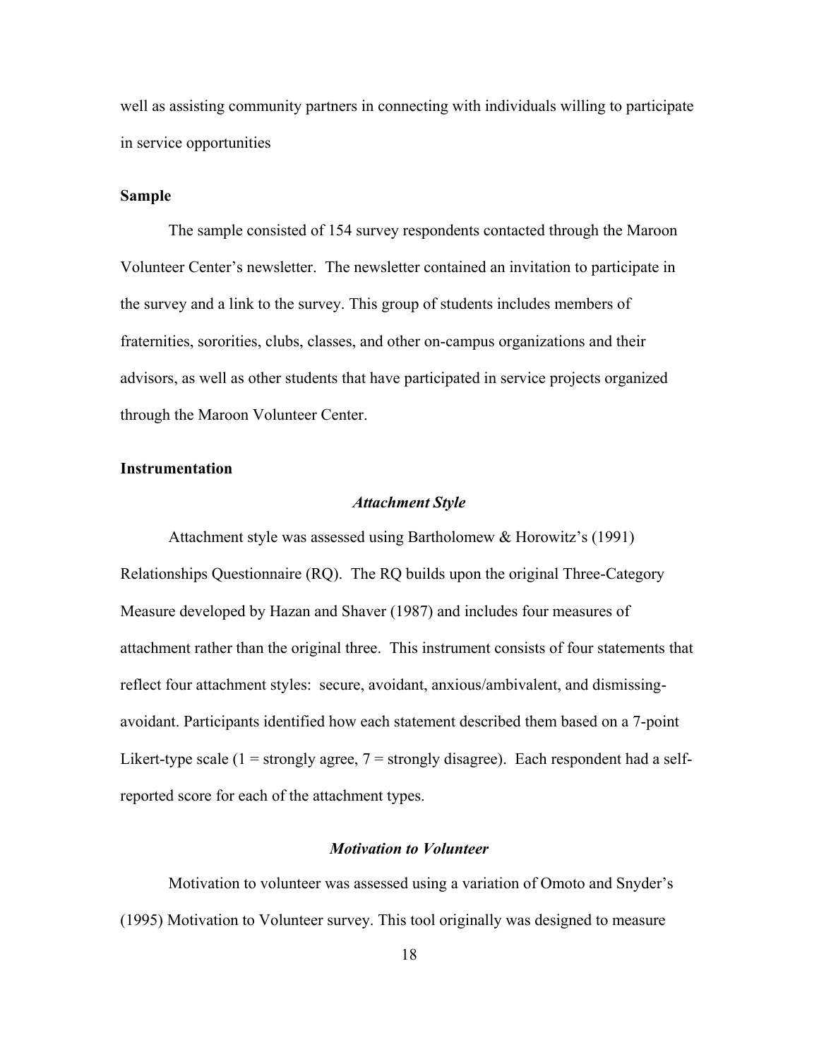well as assisting community partners in connecting with individuals willing to participate in service opportunities

## Sample

The sample consisted of 154 survey respondents contacted through the Maroon Volunteer Center's newsletter. The newsletter contained an invitation to participate in the survey and a link to the survey. This group of students includes members of fraternities, sororities, clubs, classes, and other on-campus organizations and their advisors, as well as other students that have participated in service projects organized through the Maroon Volunteer Center.

## Instrumentation

### *Attachment Style*

Attachment style was assessed using Bartholomew & Horowitz's (1991) Relationships Questionnaire (RQ). The RQ builds upon the original Three-Category Measure developed by Hazan and Shaver (1987) and includes four measures of attachment rather than the original three. This instrument consists of four statements that reflect four attachment styles: secure, avoidant, anxious/ambivalent, and dismissing-avoidant. Participants identified how each statement described them based on a 7-point Likert-type scale (1 = strongly agree, 7 = strongly disagree). Each respondent had a self-reported score for each of the attachment types.

### *Motivation to Volunteer*

Motivation to volunteer was assessed using a variation of Omoto and Snyder's (1995) Motivation to Volunteer survey. This tool originally was designed to measure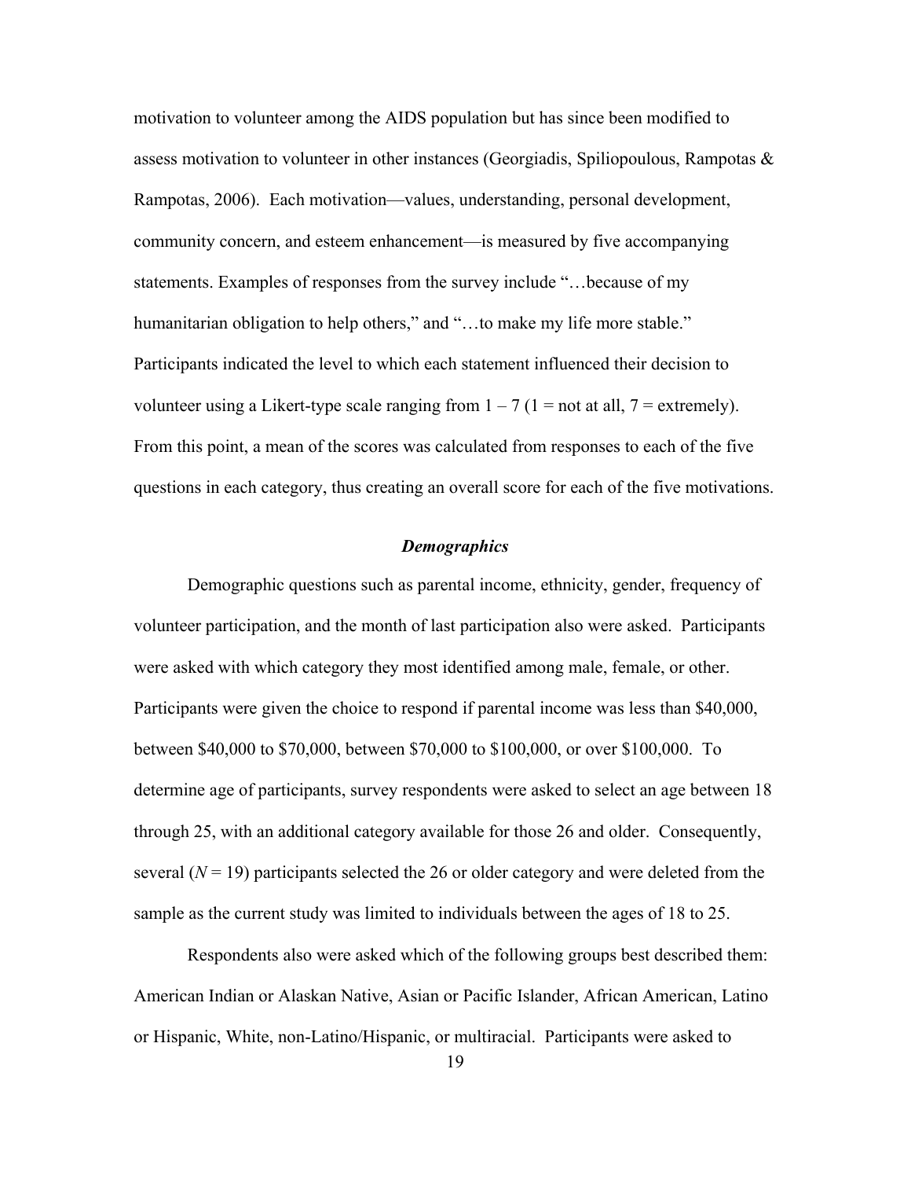motivation to volunteer among the AIDS population but has since been modified to assess motivation to volunteer in other instances (Georgiadis, Spiliopoulous, Rampotas & Rampotas, 2006). Each motivation—values, understanding, personal development, community concern, and esteem enhancement—is measured by five accompanying statements. Examples of responses from the survey include "…because of my humanitarian obligation to help others," and "…to make my life more stable." Participants indicated the level to which each statement influenced their decision to volunteer using a Likert-type scale ranging from 1 – 7 (1 = not at all, 7 = extremely). From this point, a mean of the scores was calculated from responses to each of the five questions in each category, thus creating an overall score for each of the five motivations.

### ***Demographics***

Demographic questions such as parental income, ethnicity, gender, frequency of volunteer participation, and the month of last participation also were asked. Participants were asked with which category they most identified among male, female, or other. Participants were given the choice to respond if parental income was less than $40,000, between $40,000 to $70,000, between $70,000 to $100,000, or over $100,000. To determine age of participants, survey respondents were asked to select an age between 18 through 25, with an additional category available for those 26 and older. Consequently, several ($N = 19$) participants selected the 26 or older category and were deleted from the sample as the current study was limited to individuals between the ages of 18 to 25.

Respondents also were asked which of the following groups best described them: American Indian or Alaskan Native, Asian or Pacific Islander, African American, Latino or Hispanic, White, non-Latino/Hispanic, or multiracial. Participants were asked to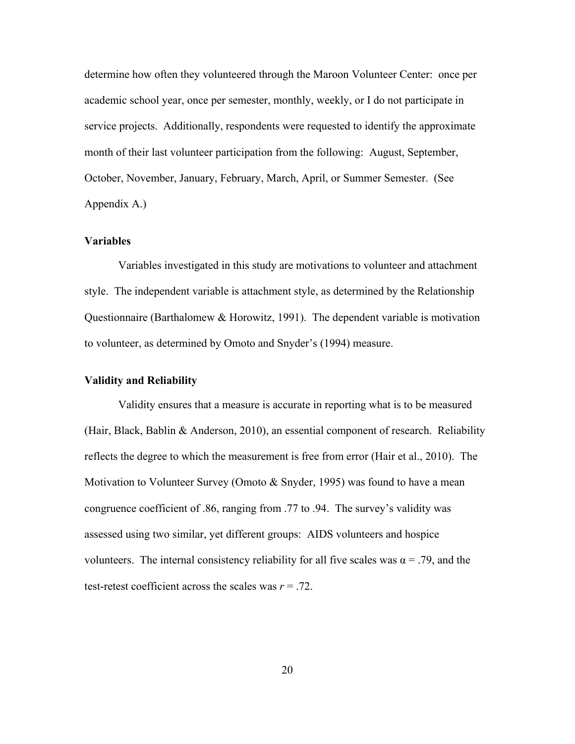determine how often they volunteered through the Maroon Volunteer Center: once per academic school year, once per semester, monthly, weekly, or I do not participate in service projects. Additionally, respondents were requested to identify the approximate month of their last volunteer participation from the following: August, September, October, November, January, February, March, April, or Summer Semester. (See Appendix A.)

### Variables

Variables investigated in this study are motivations to volunteer and attachment style. The independent variable is attachment style, as determined by the Relationship Questionnaire (Barthalomew & Horowitz, 1991). The dependent variable is motivation to volunteer, as determined by Omoto and Snyder's (1994) measure.

### Validity and Reliability

Validity ensures that a measure is accurate in reporting what is to be measured (Hair, Black, Bablin & Anderson, 2010), an essential component of research. Reliability reflects the degree to which the measurement is free from error (Hair et al., 2010). The Motivation to Volunteer Survey (Omoto & Snyder, 1995) was found to have a mean congruence coefficient of .86, ranging from .77 to .94. The survey's validity was assessed using two similar, yet different groups: AIDS volunteers and hospice volunteers. The internal consistency reliability for all five scales was $\alpha = .79$, and the test-retest coefficient across the scales was $r = .72$.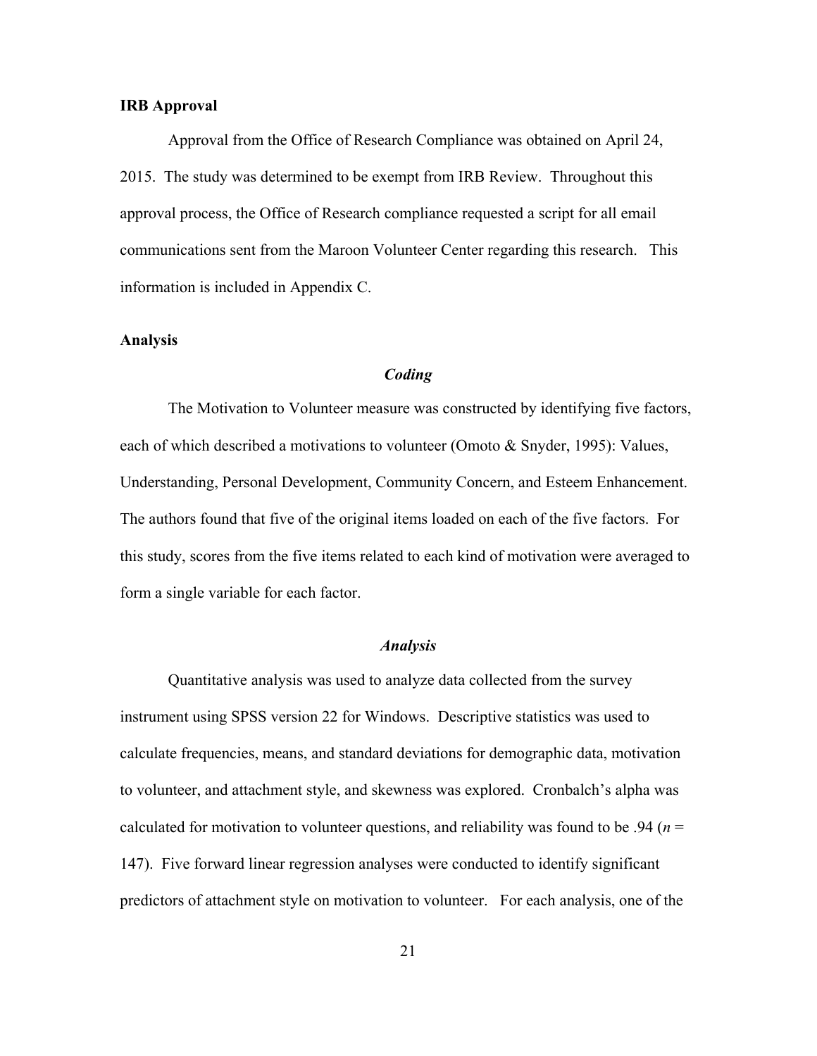**IRB Approval**

Approval from the Office of Research Compliance was obtained on April 24, 2015. The study was determined to be exempt from IRB Review. Throughout this approval process, the Office of Research compliance requested a script for all email communications sent from the Maroon Volunteer Center regarding this research. This information is included in Appendix C.

**Analysis**

***Coding***

The Motivation to Volunteer measure was constructed by identifying five factors, each of which described a motivations to volunteer (Omoto & Snyder, 1995): Values, Understanding, Personal Development, Community Concern, and Esteem Enhancement. The authors found that five of the original items loaded on each of the five factors. For this study, scores from the five items related to each kind of motivation were averaged to form a single variable for each factor.

***Analysis***

Quantitative analysis was used to analyze data collected from the survey instrument using SPSS version 22 for Windows. Descriptive statistics was used to calculate frequencies, means, and standard deviations for demographic data, motivation to volunteer, and attachment style, and skewness was explored. Cronbalch's alpha was calculated for motivation to volunteer questions, and reliability was found to be .94 ($n$ = 147). Five forward linear regression analyses were conducted to identify significant predictors of attachment style on motivation to volunteer. For each analysis, one of the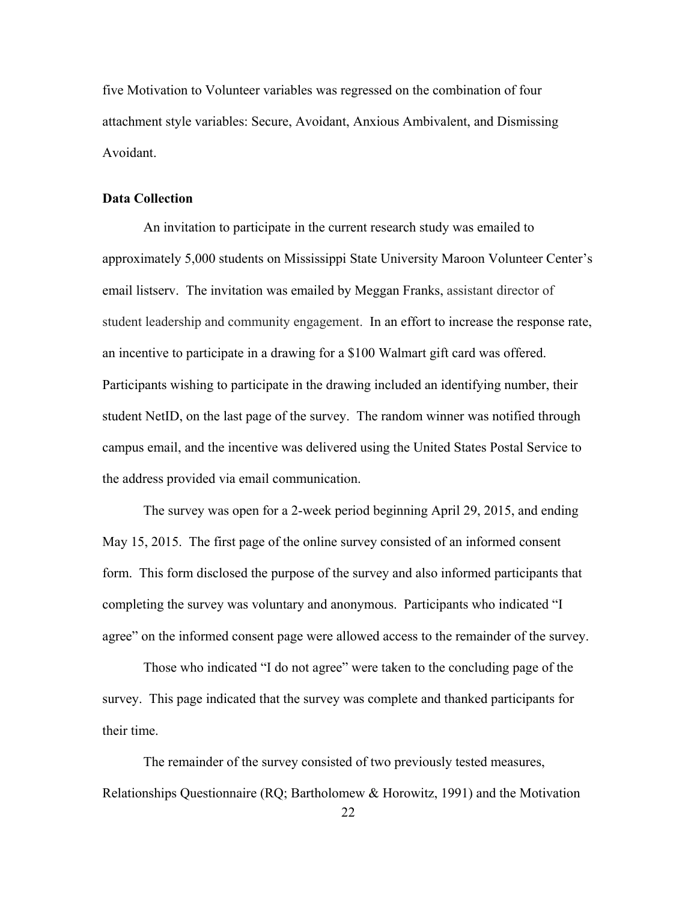five Motivation to Volunteer variables was regressed on the combination of four attachment style variables: Secure, Avoidant, Anxious Ambivalent, and Dismissing Avoidant.

### Data Collection

An invitation to participate in the current research study was emailed to approximately 5,000 students on Mississippi State University Maroon Volunteer Center's email listserv. The invitation was emailed by Meggan Franks, assistant director of student leadership and community engagement. In an effort to increase the response rate, an incentive to participate in a drawing for a $100 Walmart gift card was offered. Participants wishing to participate in the drawing included an identifying number, their student NetID, on the last page of the survey. The random winner was notified through campus email, and the incentive was delivered using the United States Postal Service to the address provided via email communication.

The survey was open for a 2-week period beginning April 29, 2015, and ending May 15, 2015. The first page of the online survey consisted of an informed consent form. This form disclosed the purpose of the survey and also informed participants that completing the survey was voluntary and anonymous. Participants who indicated "I agree" on the informed consent page were allowed access to the remainder of the survey.

Those who indicated "I do not agree" were taken to the concluding page of the survey. This page indicated that the survey was complete and thanked participants for their time.

The remainder of the survey consisted of two previously tested measures, Relationships Questionnaire (RQ; Bartholomew & Horowitz, 1991) and the Motivation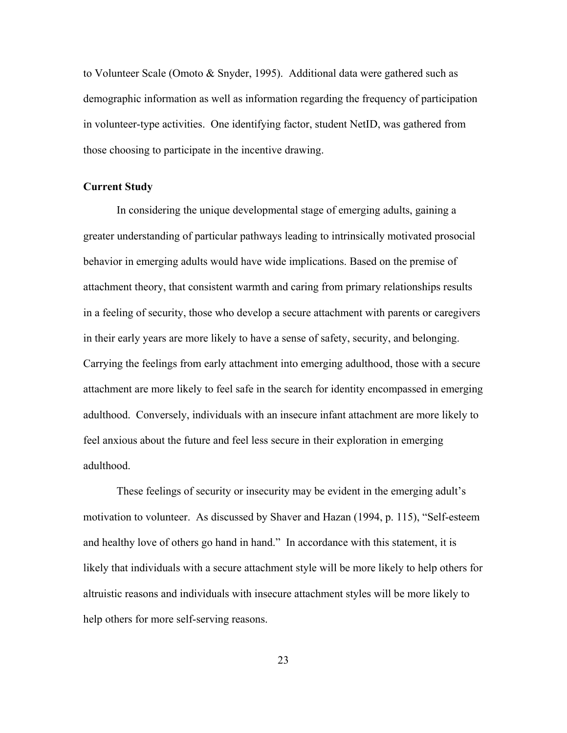to Volunteer Scale (Omoto & Snyder, 1995). Additional data were gathered such as demographic information as well as information regarding the frequency of participation in volunteer-type activities. One identifying factor, student NetID, was gathered from those choosing to participate in the incentive drawing.

**Current Study**

In considering the unique developmental stage of emerging adults, gaining a greater understanding of particular pathways leading to intrinsically motivated prosocial behavior in emerging adults would have wide implications. Based on the premise of attachment theory, that consistent warmth and caring from primary relationships results in a feeling of security, those who develop a secure attachment with parents or caregivers in their early years are more likely to have a sense of safety, security, and belonging. Carrying the feelings from early attachment into emerging adulthood, those with a secure attachment are more likely to feel safe in the search for identity encompassed in emerging adulthood. Conversely, individuals with an insecure infant attachment are more likely to feel anxious about the future and feel less secure in their exploration in emerging adulthood.

These feelings of security or insecurity may be evident in the emerging adult's motivation to volunteer. As discussed by Shaver and Hazan (1994, p. 115), "Self-esteem and healthy love of others go hand in hand." In accordance with this statement, it is likely that individuals with a secure attachment style will be more likely to help others for altruistic reasons and individuals with insecure attachment styles will be more likely to help others for more self-serving reasons.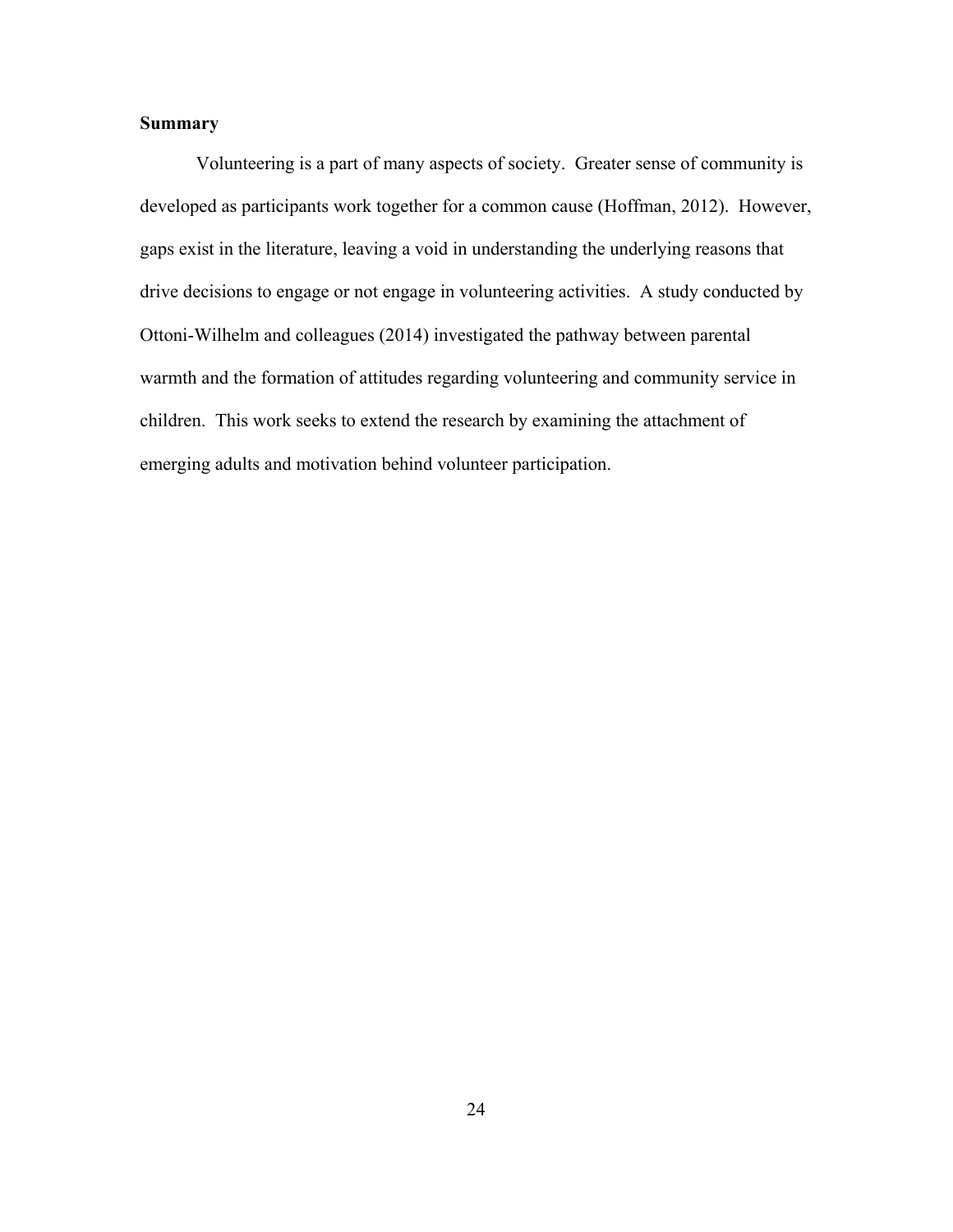## Summary

Volunteering is a part of many aspects of society. Greater sense of community is developed as participants work together for a common cause (Hoffman, 2012). However, gaps exist in the literature, leaving a void in understanding the underlying reasons that drive decisions to engage or not engage in volunteering activities. A study conducted by Ottoni-Wilhelm and colleagues (2014) investigated the pathway between parental warmth and the formation of attitudes regarding volunteering and community service in children. This work seeks to extend the research by examining the attachment of emerging adults and motivation behind volunteer participation.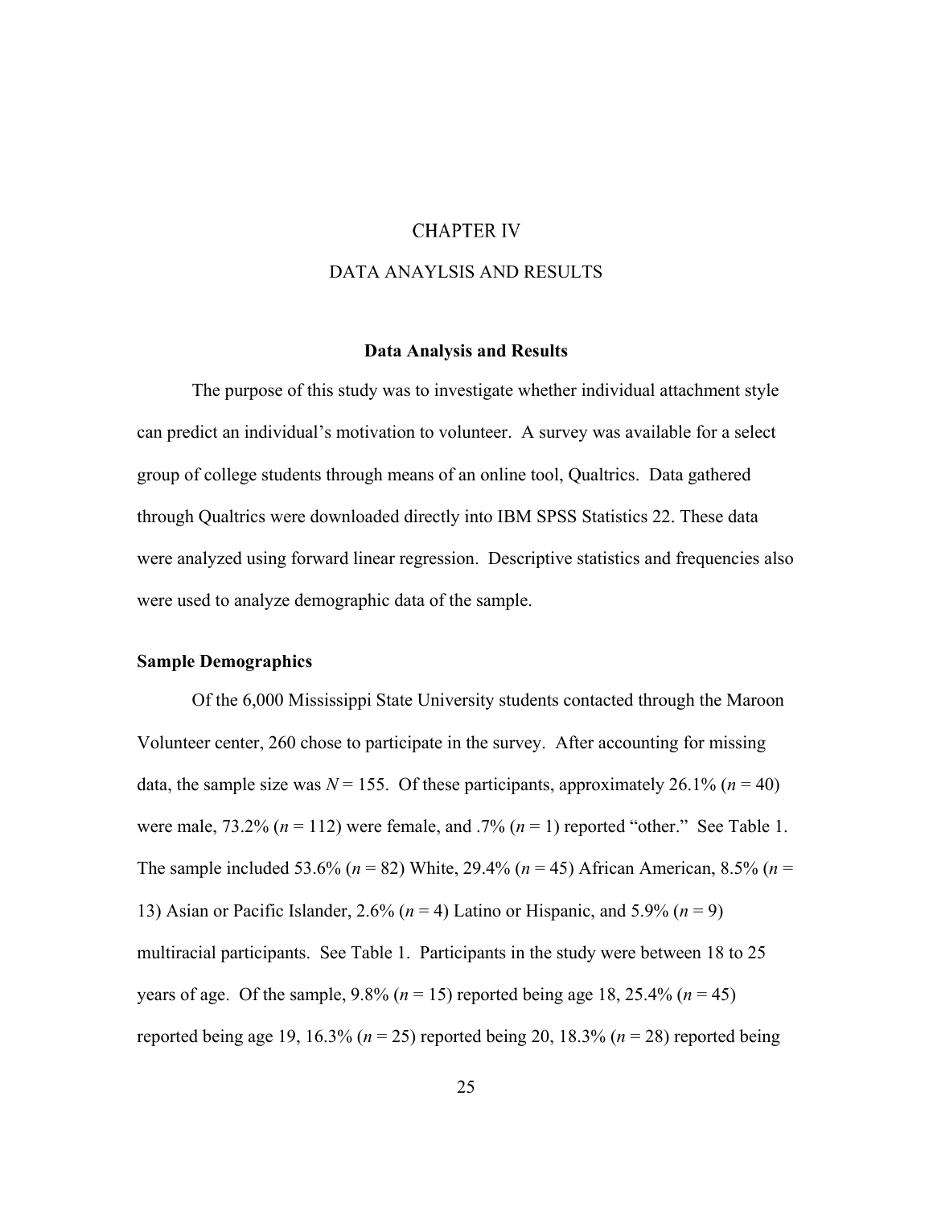# CHAPTER IV

# DATA ANAYLSIS AND RESULTS

## Data Analysis and Results

The purpose of this study was to investigate whether individual attachment style can predict an individual's motivation to volunteer. A survey was available for a select group of college students through means of an online tool, Qualtrics. Data gathered through Qualtrics were downloaded directly into IBM SPSS Statistics 22. These data were analyzed using forward linear regression. Descriptive statistics and frequencies also were used to analyze demographic data of the sample.

### Sample Demographics

Of the 6,000 Mississippi State University students contacted through the Maroon Volunteer center, 260 chose to participate in the survey. After accounting for missing data, the sample size was $N = 155$. Of these participants, approximately 26.1% ($n = 40$) were male, 73.2% ($n = 112$) were female, and .7% ($n = 1$) reported "other." See Table 1. The sample included 53.6% ($n = 82$) White, 29.4% ($n = 45$) African American, 8.5% ($n = 13$) Asian or Pacific Islander, 2.6% ($n = 4$) Latino or Hispanic, and 5.9% ($n = 9$) multiracial participants. See Table 1. Participants in the study were between 18 to 25 years of age. Of the sample, 9.8% ($n = 15$) reported being age 18, 25.4% ($n = 45$) reported being age 19, 16.3% ($n = 25$) reported being 20, 18.3% ($n = 28$) reported being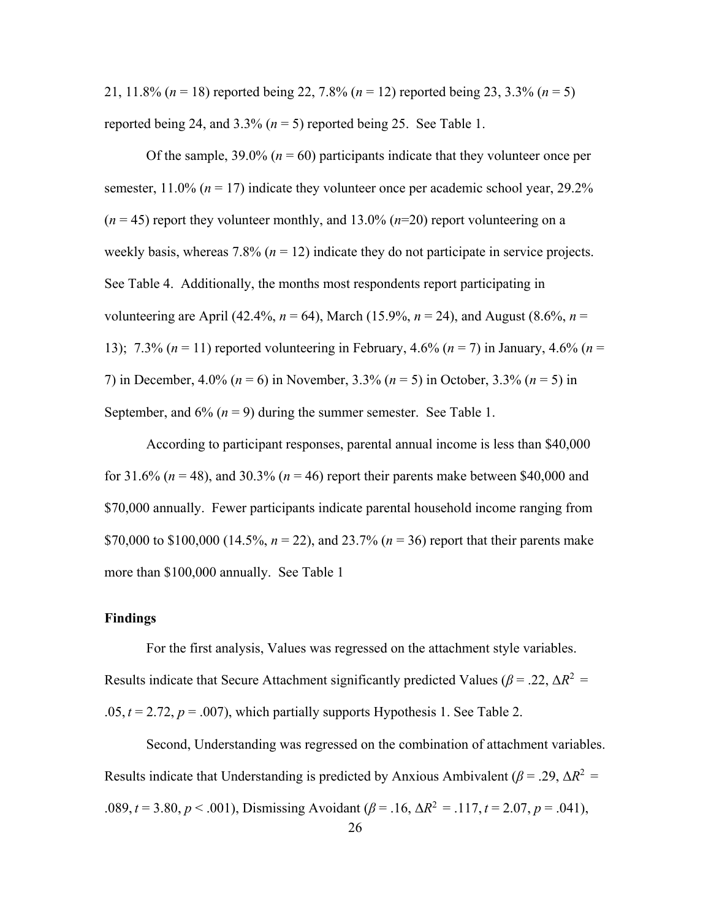21, 11.8% (*n* = 18) reported being 22, 7.8% (*n* = 12) reported being 23, 3.3% (*n* = 5) reported being 24, and 3.3% (*n* = 5) reported being 25. See Table 1.

Of the sample, 39.0% (*n* = 60) participants indicate that they volunteer once per semester, 11.0% (*n* = 17) indicate they volunteer once per academic school year, 29.2% (*n* = 45) report they volunteer monthly, and 13.0% (*n*=20) report volunteering on a weekly basis, whereas 7.8% (*n* = 12) indicate they do not participate in service projects. See Table 4. Additionally, the months most respondents report participating in volunteering are April (42.4%, *n* = 64), March (15.9%, *n* = 24), and August (8.6%, *n* = 13); 7.3% (*n* = 11) reported volunteering in February, 4.6% (*n* = 7) in January, 4.6% (*n* = 7) in December, 4.0% (*n* = 6) in November, 3.3% (*n* = 5) in October, 3.3% (*n* = 5) in September, and 6% (*n* = 9) during the summer semester. See Table 1.

According to participant responses, parental annual income is less than $40,000 for 31.6% (*n* = 48), and 30.3% (*n* = 46) report their parents make between $40,000 and $70,000 annually. Fewer participants indicate parental household income ranging from $70,000 to $100,000 (14.5%, *n* = 22), and 23.7% (*n* = 36) report that their parents make more than $100,000 annually. See Table 1

**Findings**

For the first analysis, Values was regressed on the attachment style variables. Results indicate that Secure Attachment significantly predicted Values ($\beta = .22$, $\Delta R^2 = .05$, $t = 2.72$, $p = .007$), which partially supports Hypothesis 1. See Table 2.

Second, Understanding was regressed on the combination of attachment variables. Results indicate that Understanding is predicted by Anxious Ambivalent ($\beta = .29$, $\Delta R^2 = .089$, $t = 3.80$, $p < .001$), Dismissing Avoidant ($\beta = .16$, $\Delta R^2 = .117$, $t = 2.07$, $p = .041$),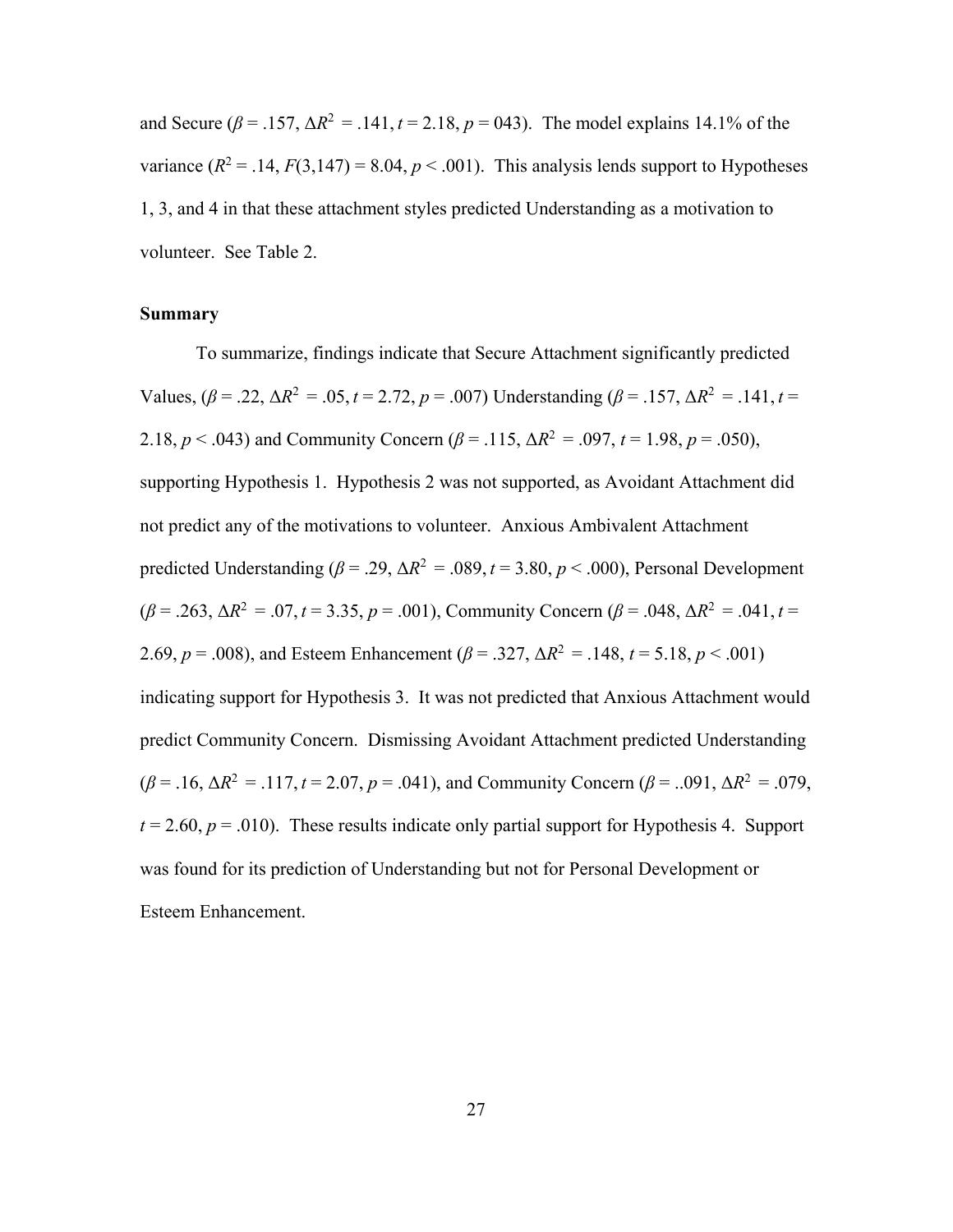and Secure ($\beta$ = .157, $\Delta R^2$ = .141, $t$ = 2.18, $p$ = 043). The model explains 14.1% of the variance ($R^2$ = .14, $F$(3,147) = 8.04, $p$ < .001). This analysis lends support to Hypotheses 1, 3, and 4 in that these attachment styles predicted Understanding as a motivation to volunteer. See Table 2.

**Summary**

To summarize, findings indicate that Secure Attachment significantly predicted Values, ($\beta$ = .22, $\Delta R^2$ = .05, $t$ = 2.72, $p$ = .007) Understanding ($\beta$ = .157, $\Delta R^2$ = .141, $t$ = 2.18, $p$ < .043) and Community Concern ($\beta$ = .115, $\Delta R^2$ = .097, $t$ = 1.98, $p$ = .050), supporting Hypothesis 1. Hypothesis 2 was not supported, as Avoidant Attachment did not predict any of the motivations to volunteer. Anxious Ambivalent Attachment predicted Understanding ($\beta$ = .29, $\Delta R^2$ = .089, $t$ = 3.80, $p$ < .000), Personal Development ($\beta$ = .263, $\Delta R^2$ = .07, $t$ = 3.35, $p$ = .001), Community Concern ($\beta$ = .048, $\Delta R^2$ = .041, $t$ = 2.69, $p$ = .008), and Esteem Enhancement ($\beta$ = .327, $\Delta R^2$ = .148, $t$ = 5.18, $p$ < .001) indicating support for Hypothesis 3. It was not predicted that Anxious Attachment would predict Community Concern. Dismissing Avoidant Attachment predicted Understanding ($\beta$ = .16, $\Delta R^2$ = .117, $t$ = 2.07, $p$ = .041), and Community Concern ($\beta$ = ..091, $\Delta R^2$ = .079, $t$ = 2.60, $p$ = .010). These results indicate only partial support for Hypothesis 4. Support was found for its prediction of Understanding but not for Personal Development or Esteem Enhancement.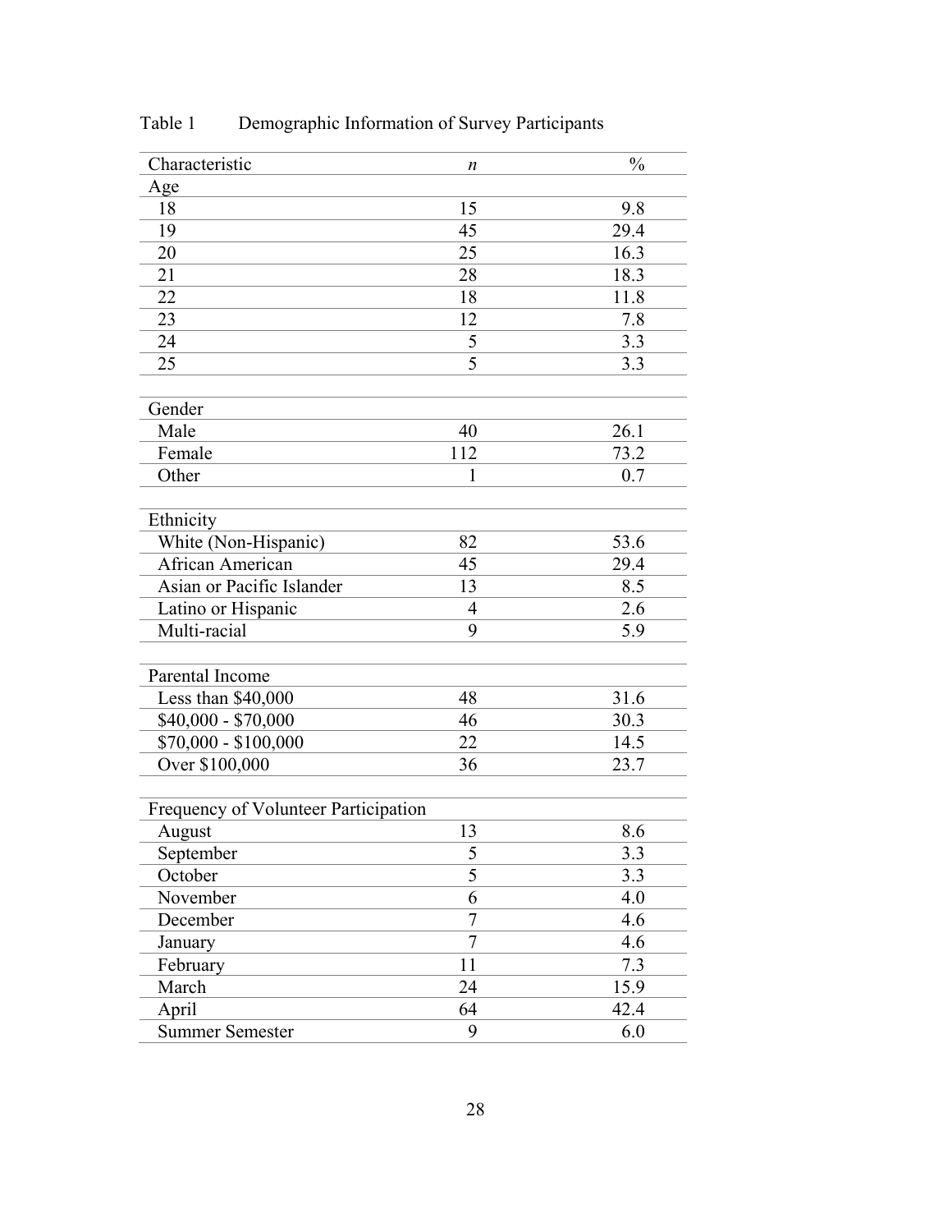Table 1 Demographic Information of Survey Participants

| Characteristic | *n* | % |
|---|---|---|
| Age | | |
| 18 | 15 | 9.8 |
| 19 | 45 | 29.4 |
| 20 | 25 | 16.3 |
| 21 | 28 | 18.3 |
| 22 | 18 | 11.8 |
| 23 | 12 | 7.8 |
| 24 | 5 | 3.3 |
| 25 | 5 | 3.3 |
| | | |
| Gender | | |
| Male | 40 | 26.1 |
| Female | 112 | 73.2 |
| Other | 1 | 0.7 |
| | | |
| Ethnicity | | |
| White (Non-Hispanic) | 82 | 53.6 |
| African American | 45 | 29.4 |
| Asian or Pacific Islander | 13 | 8.5 |
| Latino or Hispanic | 4 | 2.6 |
| Multi-racial | 9 | 5.9 |
| | | |
| Parental Income | | |
| Less than $40,000 | 48 | 31.6 |
| $40,000 - $70,000 | 46 | 30.3 |
| $70,000 - $100,000 | 22 | 14.5 |
| Over $100,000 | 36 | 23.7 |
| | | |
| Frequency of Volunteer Participation | | |
| August | 13 | 8.6 |
| September | 5 | 3.3 |
| October | 5 | 3.3 |
| November | 6 | 4.0 |
| December | 7 | 4.6 |
| January | 7 | 4.6 |
| February | 11 | 7.3 |
| March | 24 | 15.9 |
| April | 64 | 42.4 |
| Summer Semester | 9 | 6.0 |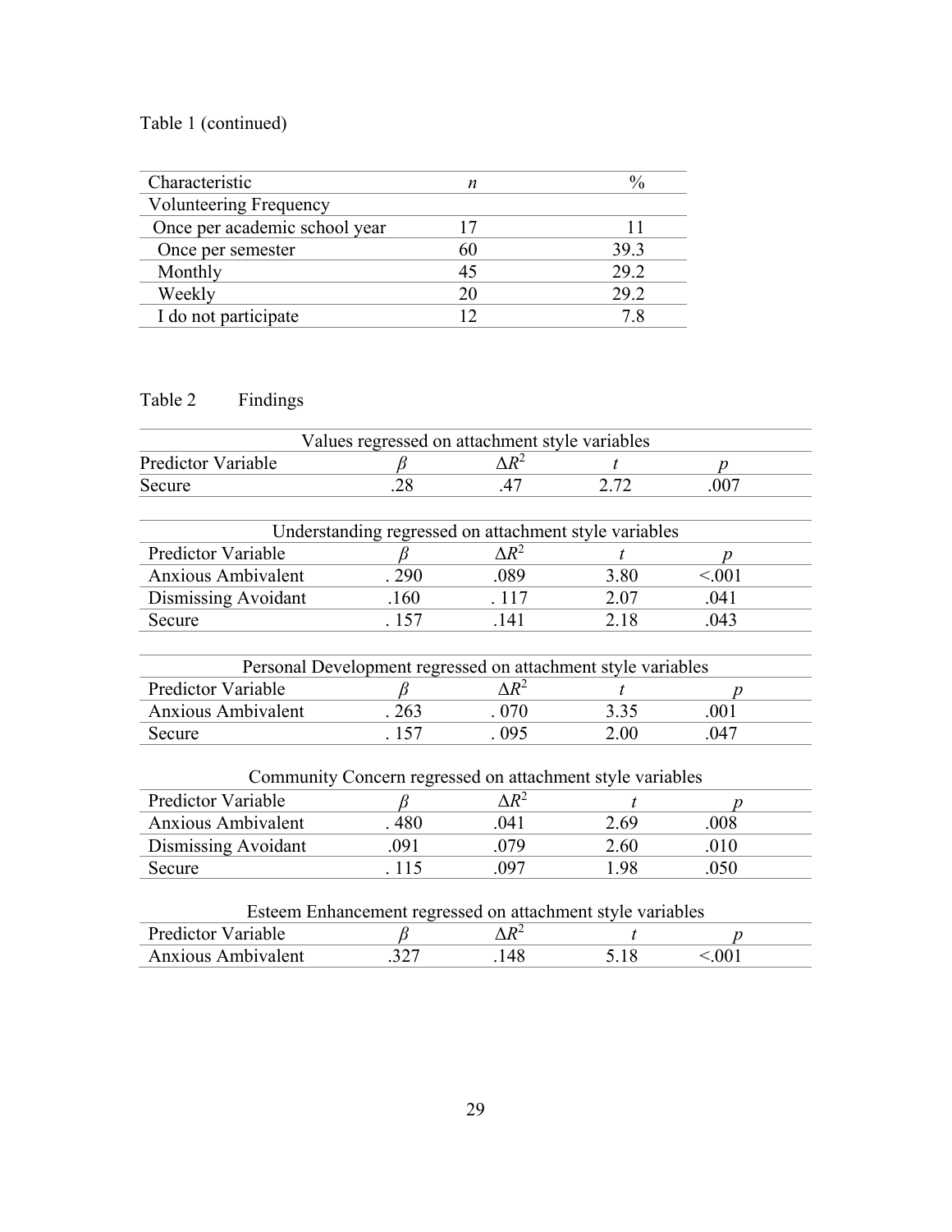Table 1 (continued)

| Characteristic | *n* | % |
|---|---|---|
| Volunteering Frequency | | |
| Once per academic school year | 17 | 11 |
| Once per semester | 60 | 39.3 |
| Monthly | 45 | 29.2 |
| Weekly | 20 | 29.2 |
| I do not participate | 12 | 7.8 |

Table 2 Findings

| Values regressed on attachment style variables | | | | |
|---|---|---|---|---|
| Predictor Variable | $\beta$ | $\Delta R^2$ | *t* | *p* |
| Secure | .28 | .47 | 2.72 | .007 |

| Understanding regressed on attachment style variables | | | | |
|---|---|---|---|---|
| Predictor Variable | $\beta$ | $\Delta R^2$ | *t* | *p* |
| Anxious Ambivalent | . 290 | .089 | 3.80 | <.001 |
| Dismissing Avoidant | .160 | . 117 | 2.07 | .041 |
| Secure | . 157 | .141 | 2.18 | .043 |

| Personal Development regressed on attachment style variables | | | | |
|---|---|---|---|---|
| Predictor Variable | $\beta$ | $\Delta R^2$ | *t* | *p* |
| Anxious Ambivalent | . 263 | . 070 | 3.35 | .001 |
| Secure | . 157 | . 095 | 2.00 | .047 |

| Community Concern regressed on attachment style variables | | | | |
|---|---|---|---|---|
| Predictor Variable | $\beta$ | $\Delta R^2$ | *t* | *p* |
| Anxious Ambivalent | . 480 | .041 | 2.69 | .008 |
| Dismissing Avoidant | .091 | .079 | 2.60 | .010 |
| Secure | . 115 | .097 | 1.98 | .050 |

| Esteem Enhancement regressed on attachment style variables | | | | |
|---|---|---|---|---|
| Predictor Variable | $\beta$ | $\Delta R^2$ | *t* | *p* |
| Anxious Ambivalent | .327 | .148 | 5.18 | <.001 |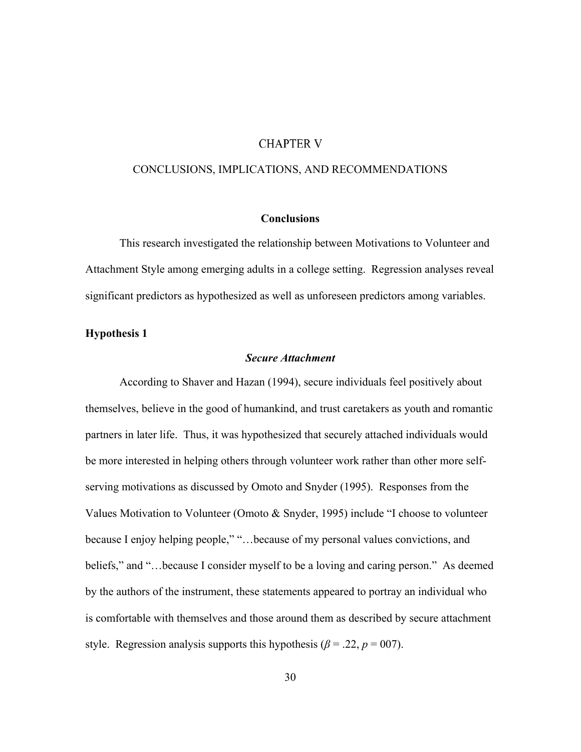# CHAPTER V

## CONCLUSIONS, IMPLICATIONS, AND RECOMMENDATIONS

### Conclusions

This research investigated the relationship between Motivations to Volunteer and Attachment Style among emerging adults in a college setting. Regression analyses reveal significant predictors as hypothesized as well as unforeseen predictors among variables.

**Hypothesis 1**

***Secure Attachment***

According to Shaver and Hazan (1994), secure individuals feel positively about themselves, believe in the good of humankind, and trust caretakers as youth and romantic partners in later life. Thus, it was hypothesized that securely attached individuals would be more interested in helping others through volunteer work rather than other more self-serving motivations as discussed by Omoto and Snyder (1995). Responses from the Values Motivation to Volunteer (Omoto & Snyder, 1995) include "I choose to volunteer because I enjoy helping people," "…because of my personal values convictions, and beliefs," and "…because I consider myself to be a loving and caring person." As deemed by the authors of the instrument, these statements appeared to portray an individual who is comfortable with themselves and those around them as described by secure attachment style. Regression analysis supports this hypothesis ($\beta$ = .22, $p$ = 007).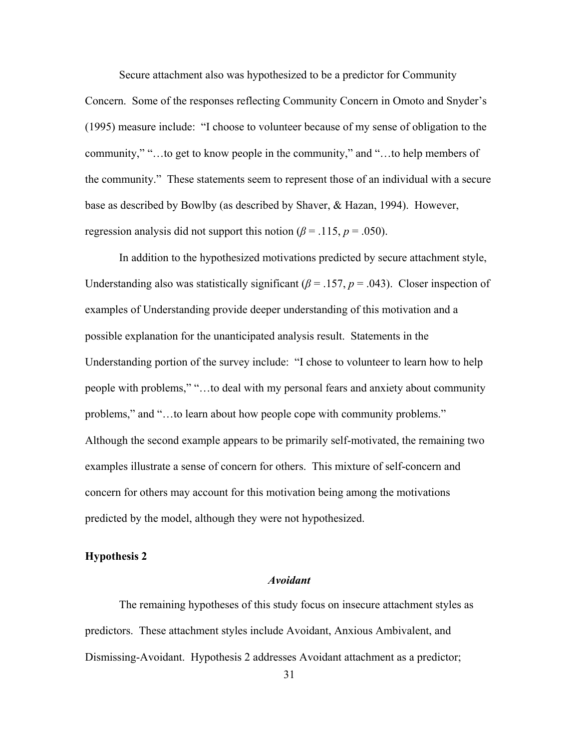Secure attachment also was hypothesized to be a predictor for Community Concern. Some of the responses reflecting Community Concern in Omoto and Snyder's (1995) measure include: "I choose to volunteer because of my sense of obligation to the community," "…to get to know people in the community," and "…to help members of the community." These statements seem to represent those of an individual with a secure base as described by Bowlby (as described by Shaver, & Hazan, 1994). However, regression analysis did not support this notion ($\beta = .115$, $p = .050$).

In addition to the hypothesized motivations predicted by secure attachment style, Understanding also was statistically significant ($\beta = .157$, $p = .043$). Closer inspection of examples of Understanding provide deeper understanding of this motivation and a possible explanation for the unanticipated analysis result. Statements in the Understanding portion of the survey include: "I chose to volunteer to learn how to help people with problems," "…to deal with my personal fears and anxiety about community problems," and "…to learn about how people cope with community problems." Although the second example appears to be primarily self-motivated, the remaining two examples illustrate a sense of concern for others. This mixture of self-concern and concern for others may account for this motivation being among the motivations predicted by the model, although they were not hypothesized.

**Hypothesis 2**

***Avoidant***

The remaining hypotheses of this study focus on insecure attachment styles as predictors. These attachment styles include Avoidant, Anxious Ambivalent, and Dismissing-Avoidant. Hypothesis 2 addresses Avoidant attachment as a predictor;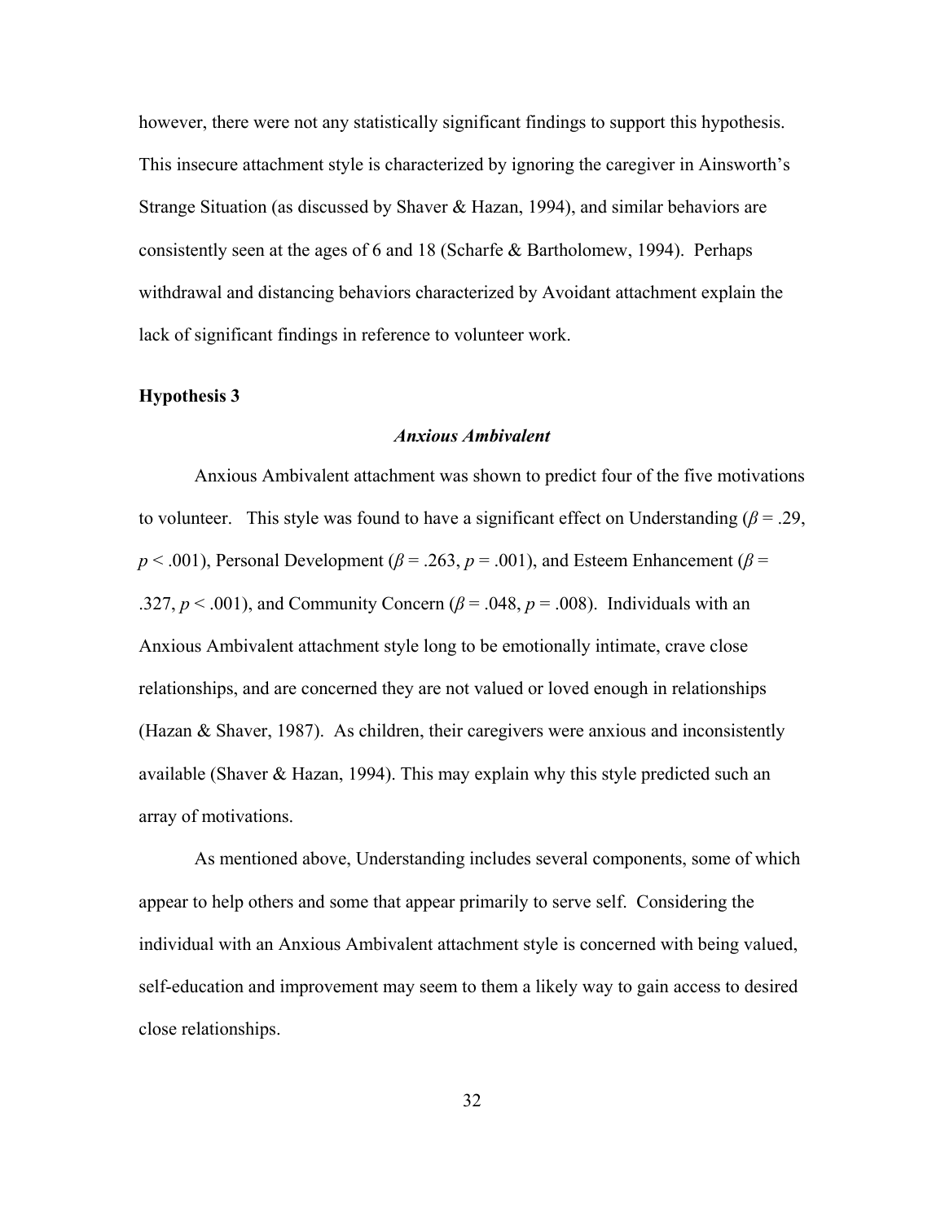however, there were not any statistically significant findings to support this hypothesis. This insecure attachment style is characterized by ignoring the caregiver in Ainsworth's Strange Situation (as discussed by Shaver & Hazan, 1994), and similar behaviors are consistently seen at the ages of 6 and 18 (Scharfe & Bartholomew, 1994). Perhaps withdrawal and distancing behaviors characterized by Avoidant attachment explain the lack of significant findings in reference to volunteer work.

**Hypothesis 3**

***Anxious Ambivalent***

Anxious Ambivalent attachment was shown to predict four of the five motivations to volunteer. This style was found to have a significant effect on Understanding ($\beta = .29$, $p < .001$), Personal Development ($\beta = .263$, $p = .001$), and Esteem Enhancement ($\beta = .327$, $p < .001$), and Community Concern ($\beta = .048$, $p = .008$). Individuals with an Anxious Ambivalent attachment style long to be emotionally intimate, crave close relationships, and are concerned they are not valued or loved enough in relationships (Hazan & Shaver, 1987). As children, their caregivers were anxious and inconsistently available (Shaver & Hazan, 1994). This may explain why this style predicted such an array of motivations.

As mentioned above, Understanding includes several components, some of which appear to help others and some that appear primarily to serve self. Considering the individual with an Anxious Ambivalent attachment style is concerned with being valued, self-education and improvement may seem to them a likely way to gain access to desired close relationships.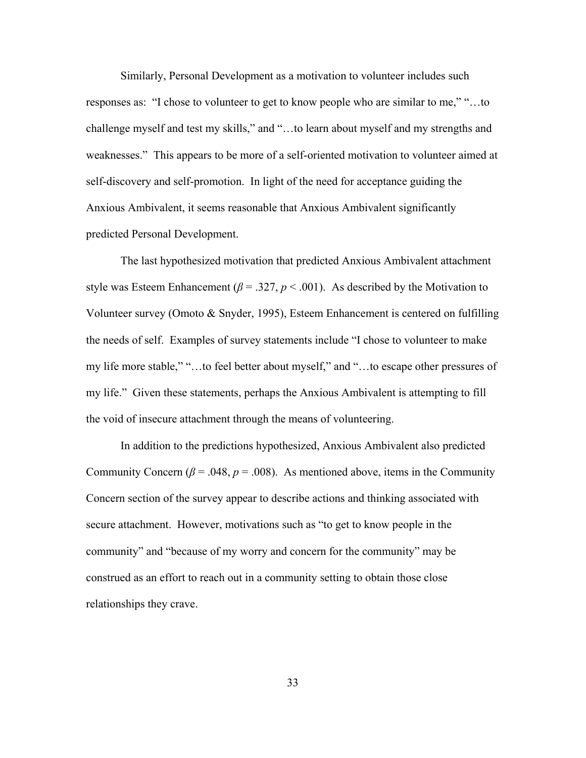Similarly, Personal Development as a motivation to volunteer includes such responses as: "I chose to volunteer to get to know people who are similar to me," "…to challenge myself and test my skills," and "…to learn about myself and my strengths and weaknesses." This appears to be more of a self-oriented motivation to volunteer aimed at self-discovery and self-promotion. In light of the need for acceptance guiding the Anxious Ambivalent, it seems reasonable that Anxious Ambivalent significantly predicted Personal Development.

The last hypothesized motivation that predicted Anxious Ambivalent attachment style was Esteem Enhancement ($\beta = .327$, $p < .001$). As described by the Motivation to Volunteer survey (Omoto & Snyder, 1995), Esteem Enhancement is centered on fulfilling the needs of self. Examples of survey statements include "I chose to volunteer to make my life more stable," "…to feel better about myself," and "…to escape other pressures of my life." Given these statements, perhaps the Anxious Ambivalent is attempting to fill the void of insecure attachment through the means of volunteering.

In addition to the predictions hypothesized, Anxious Ambivalent also predicted Community Concern ($\beta = .048$, $p = .008$). As mentioned above, items in the Community Concern section of the survey appear to describe actions and thinking associated with secure attachment. However, motivations such as "to get to know people in the community" and "because of my worry and concern for the community" may be construed as an effort to reach out in a community setting to obtain those close relationships they crave.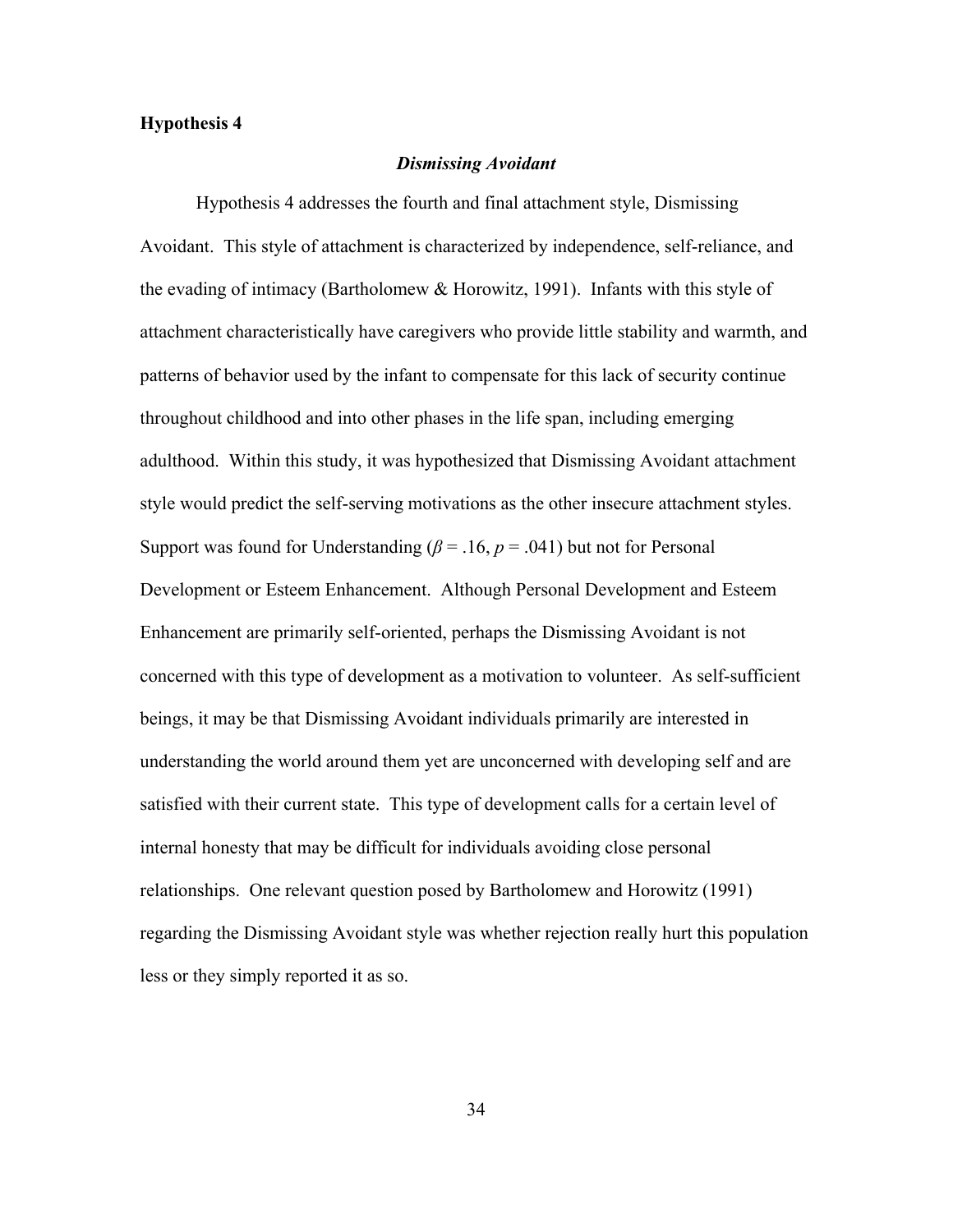**Hypothesis 4**

### *Dismissing Avoidant*

Hypothesis 4 addresses the fourth and final attachment style, Dismissing Avoidant. This style of attachment is characterized by independence, self-reliance, and the evading of intimacy (Bartholomew & Horowitz, 1991). Infants with this style of attachment characteristically have caregivers who provide little stability and warmth, and patterns of behavior used by the infant to compensate for this lack of security continue throughout childhood and into other phases in the life span, including emerging adulthood. Within this study, it was hypothesized that Dismissing Avoidant attachment style would predict the self-serving motivations as the other insecure attachment styles. Support was found for Understanding ($\beta = .16$, $p = .041$) but not for Personal Development or Esteem Enhancement. Although Personal Development and Esteem Enhancement are primarily self-oriented, perhaps the Dismissing Avoidant is not concerned with this type of development as a motivation to volunteer. As self-sufficient beings, it may be that Dismissing Avoidant individuals primarily are interested in understanding the world around them yet are unconcerned with developing self and are satisfied with their current state. This type of development calls for a certain level of internal honesty that may be difficult for individuals avoiding close personal relationships. One relevant question posed by Bartholomew and Horowitz (1991) regarding the Dismissing Avoidant style was whether rejection really hurt this population less or they simply reported it as so.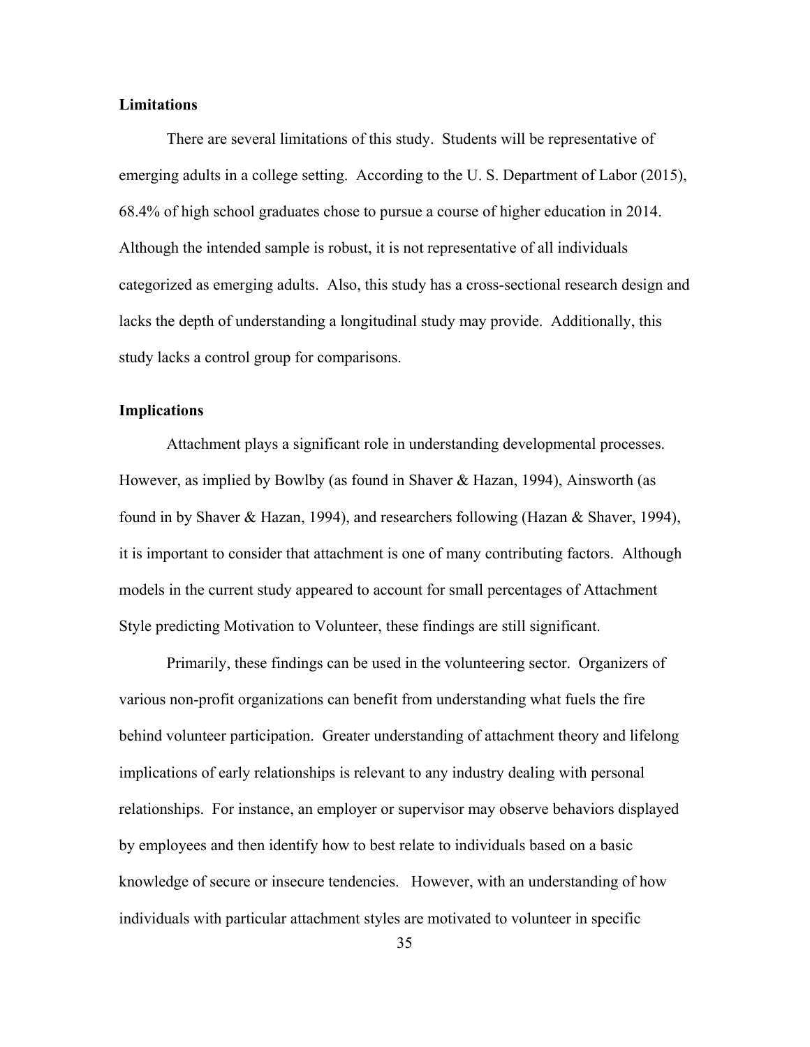**Limitations**

There are several limitations of this study. Students will be representative of emerging adults in a college setting. According to the U. S. Department of Labor (2015), 68.4% of high school graduates chose to pursue a course of higher education in 2014. Although the intended sample is robust, it is not representative of all individuals categorized as emerging adults. Also, this study has a cross-sectional research design and lacks the depth of understanding a longitudinal study may provide. Additionally, this study lacks a control group for comparisons.

**Implications**

Attachment plays a significant role in understanding developmental processes. However, as implied by Bowlby (as found in Shaver & Hazan, 1994), Ainsworth (as found in by Shaver & Hazan, 1994), and researchers following (Hazan & Shaver, 1994), it is important to consider that attachment is one of many contributing factors. Although models in the current study appeared to account for small percentages of Attachment Style predicting Motivation to Volunteer, these findings are still significant.

Primarily, these findings can be used in the volunteering sector. Organizers of various non-profit organizations can benefit from understanding what fuels the fire behind volunteer participation. Greater understanding of attachment theory and lifelong implications of early relationships is relevant to any industry dealing with personal relationships. For instance, an employer or supervisor may observe behaviors displayed by employees and then identify how to best relate to individuals based on a basic knowledge of secure or insecure tendencies. However, with an understanding of how individuals with particular attachment styles are motivated to volunteer in specific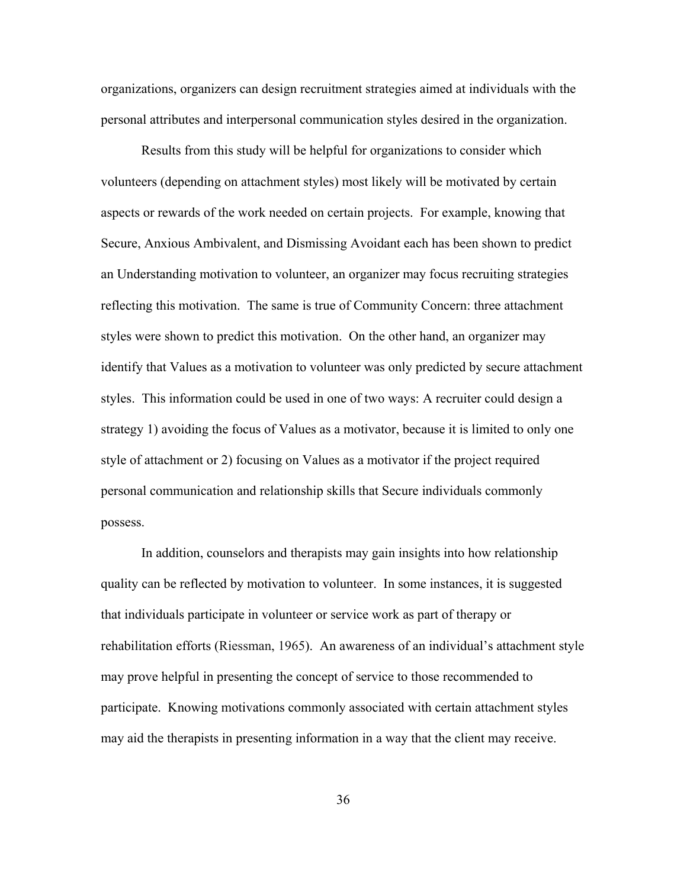organizations, organizers can design recruitment strategies aimed at individuals with the personal attributes and interpersonal communication styles desired in the organization.

Results from this study will be helpful for organizations to consider which volunteers (depending on attachment styles) most likely will be motivated by certain aspects or rewards of the work needed on certain projects. For example, knowing that Secure, Anxious Ambivalent, and Dismissing Avoidant each has been shown to predict an Understanding motivation to volunteer, an organizer may focus recruiting strategies reflecting this motivation. The same is true of Community Concern: three attachment styles were shown to predict this motivation. On the other hand, an organizer may identify that Values as a motivation to volunteer was only predicted by secure attachment styles. This information could be used in one of two ways: A recruiter could design a strategy 1) avoiding the focus of Values as a motivator, because it is limited to only one style of attachment or 2) focusing on Values as a motivator if the project required personal communication and relationship skills that Secure individuals commonly possess.

In addition, counselors and therapists may gain insights into how relationship quality can be reflected by motivation to volunteer. In some instances, it is suggested that individuals participate in volunteer or service work as part of therapy or rehabilitation efforts (Riessman, 1965). An awareness of an individual's attachment style may prove helpful in presenting the concept of service to those recommended to participate. Knowing motivations commonly associated with certain attachment styles may aid the therapists in presenting information in a way that the client may receive.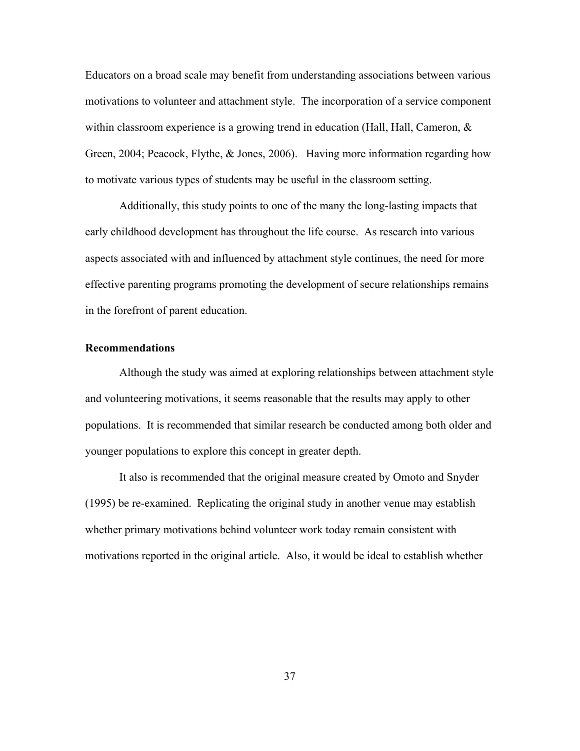Educators on a broad scale may benefit from understanding associations between various motivations to volunteer and attachment style. The incorporation of a service component within classroom experience is a growing trend in education (Hall, Hall, Cameron, & Green, 2004; Peacock, Flythe, & Jones, 2006). Having more information regarding how to motivate various types of students may be useful in the classroom setting.

Additionally, this study points to one of the many the long-lasting impacts that early childhood development has throughout the life course. As research into various aspects associated with and influenced by attachment style continues, the need for more effective parenting programs promoting the development of secure relationships remains in the forefront of parent education.

**Recommendations**

Although the study was aimed at exploring relationships between attachment style and volunteering motivations, it seems reasonable that the results may apply to other populations. It is recommended that similar research be conducted among both older and younger populations to explore this concept in greater depth.

It also is recommended that the original measure created by Omoto and Snyder (1995) be re-examined. Replicating the original study in another venue may establish whether primary motivations behind volunteer work today remain consistent with motivations reported in the original article. Also, it would be ideal to establish whether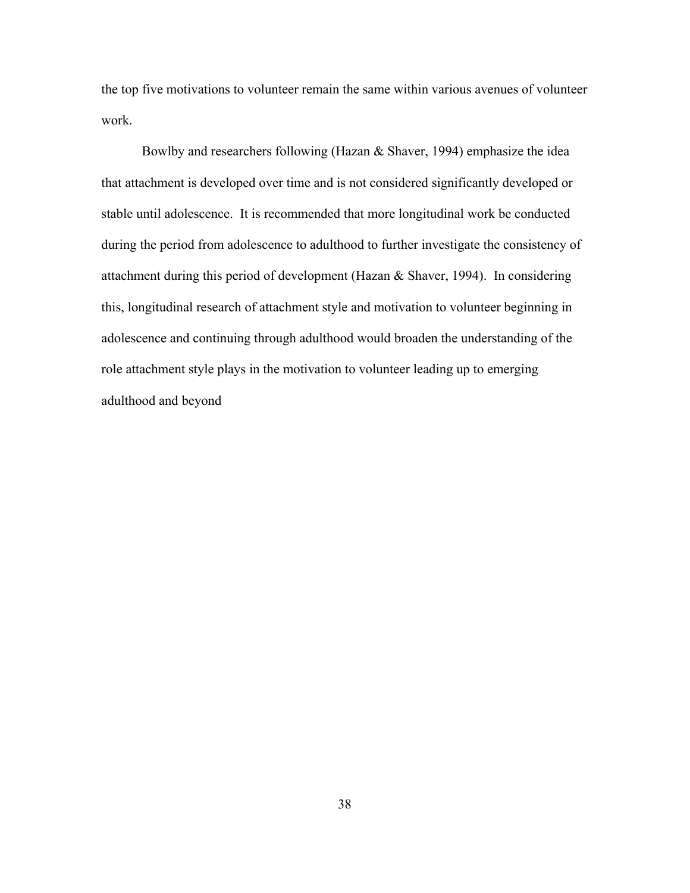the top five motivations to volunteer remain the same within various avenues of volunteer work.

Bowlby and researchers following (Hazan & Shaver, 1994) emphasize the idea that attachment is developed over time and is not considered significantly developed or stable until adolescence. It is recommended that more longitudinal work be conducted during the period from adolescence to adulthood to further investigate the consistency of attachment during this period of development (Hazan & Shaver, 1994). In considering this, longitudinal research of attachment style and motivation to volunteer beginning in adolescence and continuing through adulthood would broaden the understanding of the role attachment style plays in the motivation to volunteer leading up to emerging adulthood and beyond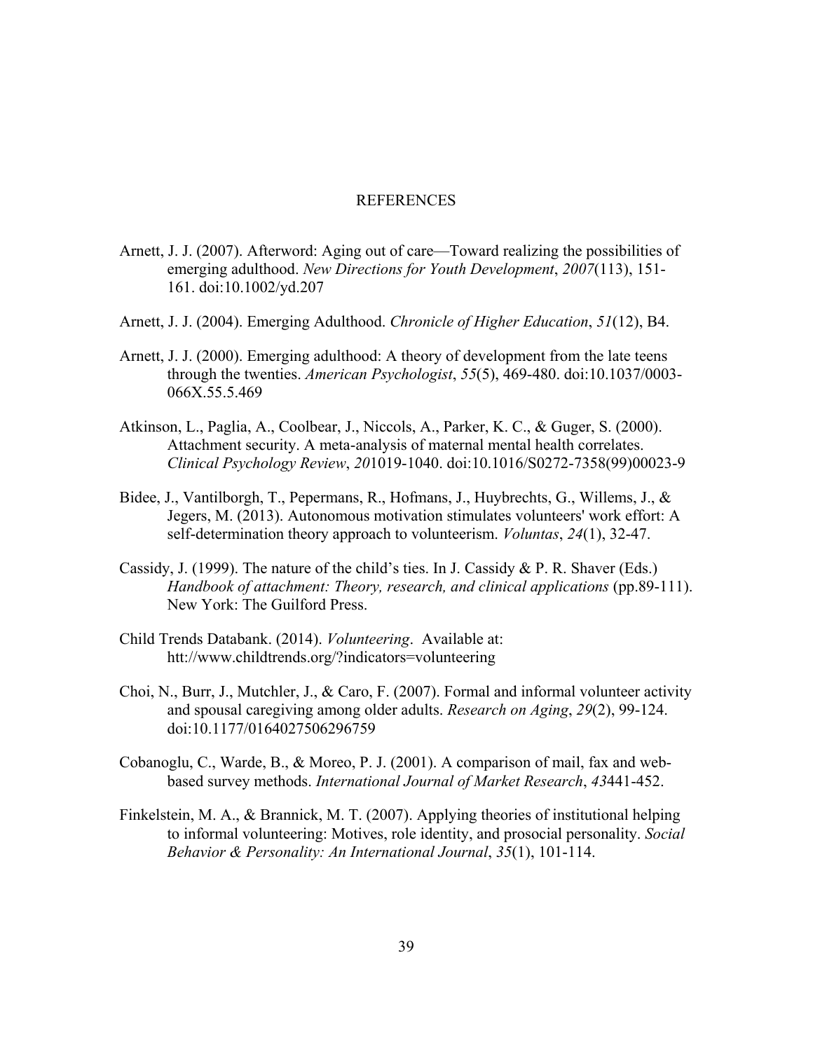# REFERENCES

Arnett, J. J. (2007). Afterword: Aging out of care—Toward realizing the possibilities of emerging adulthood. *New Directions for Youth Development*, *2007*(113), 151-161. doi:10.1002/yd.207

Arnett, J. J. (2004). Emerging Adulthood. *Chronicle of Higher Education*, *51*(12), B4.

Arnett, J. J. (2000). Emerging adulthood: A theory of development from the late teens through the twenties. *American Psychologist*, *55*(5), 469-480. doi:10.1037/0003-066X.55.5.469

Atkinson, L., Paglia, A., Coolbear, J., Niccols, A., Parker, K. C., & Guger, S. (2000). Attachment security. A meta-analysis of maternal mental health correlates. *Clinical Psychology Review*, *20*1019-1040. doi:10.1016/S0272-7358(99)00023-9

Bidee, J., Vantilborgh, T., Pepermans, R., Hofmans, J., Huybrechts, G., Willems, J., & Jegers, M. (2013). Autonomous motivation stimulates volunteers' work effort: A self-determination theory approach to volunteerism. *Voluntas*, *24*(1), 32-47.

Cassidy, J. (1999). The nature of the child's ties. In J. Cassidy & P. R. Shaver (Eds.) *Handbook of attachment: Theory, research, and clinical applications* (pp.89-111). New York: The Guilford Press.

Child Trends Databank. (2014). *Volunteering*. Available at: htt://www.childtrends.org/?indicators=volunteering

Choi, N., Burr, J., Mutchler, J., & Caro, F. (2007). Formal and informal volunteer activity and spousal caregiving among older adults. *Research on Aging*, *29*(2), 99-124. doi:10.1177/0164027506296759

Cobanoglu, C., Warde, B., & Moreo, P. J. (2001). A comparison of mail, fax and web-based survey methods. *International Journal of Market Research*, *43*441-452.

Finkelstein, M. A., & Brannick, M. T. (2007). Applying theories of institutional helping to informal volunteering: Motives, role identity, and prosocial personality. *Social Behavior & Personality: An International Journal*, *35*(1), 101-114.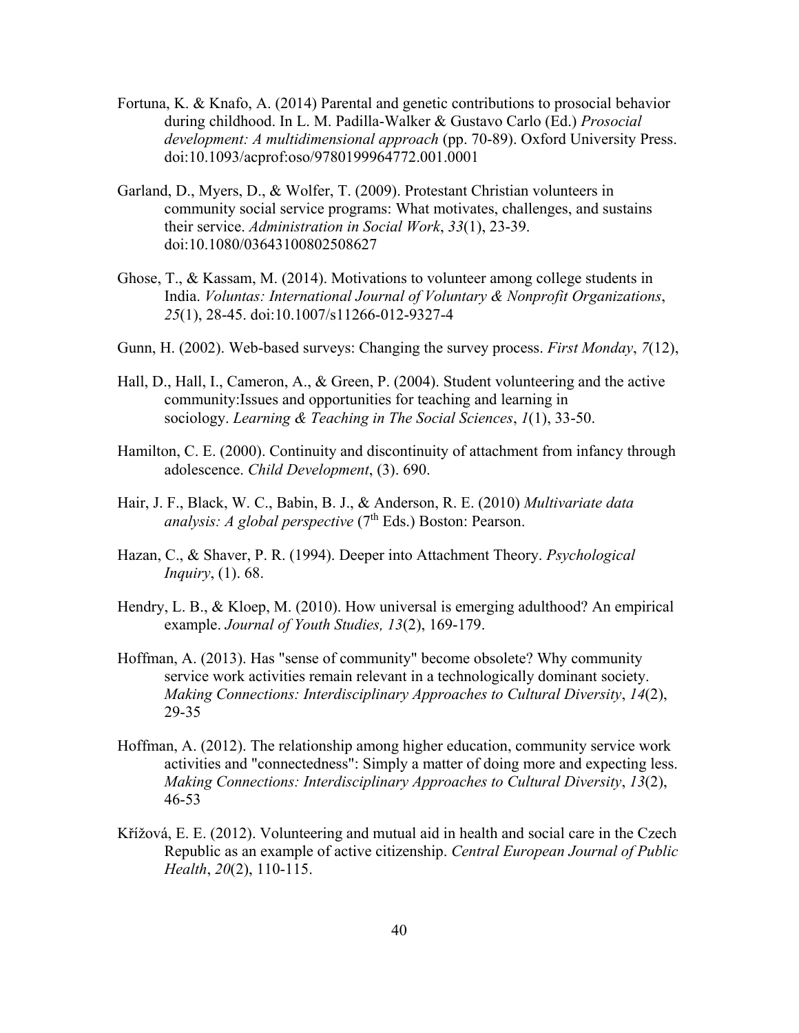Fortuna, K. & Knafo, A. (2014) Parental and genetic contributions to prosocial behavior during childhood. In L. M. Padilla-Walker & Gustavo Carlo (Ed.) *Prosocial development: A multidimensional approach* (pp. 70-89). Oxford University Press. doi:10.1093/acprof:oso/9780199964772.001.0001

Garland, D., Myers, D., & Wolfer, T. (2009). Protestant Christian volunteers in community social service programs: What motivates, challenges, and sustains their service. *Administration in Social Work*, *33*(1), 23-39. doi:10.1080/03643100802508627

Ghose, T., & Kassam, M. (2014). Motivations to volunteer among college students in India. *Voluntas: International Journal of Voluntary & Nonprofit Organizations*, *25*(1), 28-45. doi:10.1007/s11266-012-9327-4

Gunn, H. (2002). Web-based surveys: Changing the survey process. *First Monday*, *7*(12),

Hall, D., Hall, I., Cameron, A., & Green, P. (2004). Student volunteering and the active community:Issues and opportunities for teaching and learning in sociology. *Learning & Teaching in The Social Sciences*, *1*(1), 33-50.

Hamilton, C. E. (2000). Continuity and discontinuity of attachment from infancy through adolescence. *Child Development*, (3). 690.

Hair, J. F., Black, W. C., Babin, B. J., & Anderson, R. E. (2010) *Multivariate data analysis: A global perspective* (7th Eds.) Boston: Pearson.

Hazan, C., & Shaver, P. R. (1994). Deeper into Attachment Theory. *Psychological Inquiry*, (1). 68.

Hendry, L. B., & Kloep, M. (2010). How universal is emerging adulthood? An empirical example. *Journal of Youth Studies, 13*(2), 169-179.

Hoffman, A. (2013). Has "sense of community" become obsolete? Why community service work activities remain relevant in a technologically dominant society. *Making Connections: Interdisciplinary Approaches to Cultural Diversity*, *14*(2), 29-35

Hoffman, A. (2012). The relationship among higher education, community service work activities and "connectedness": Simply a matter of doing more and expecting less. *Making Connections: Interdisciplinary Approaches to Cultural Diversity*, *13*(2), 46-53

Křížová, E. E. (2012). Volunteering and mutual aid in health and social care in the Czech Republic as an example of active citizenship. *Central European Journal of Public Health*, *20*(2), 110-115.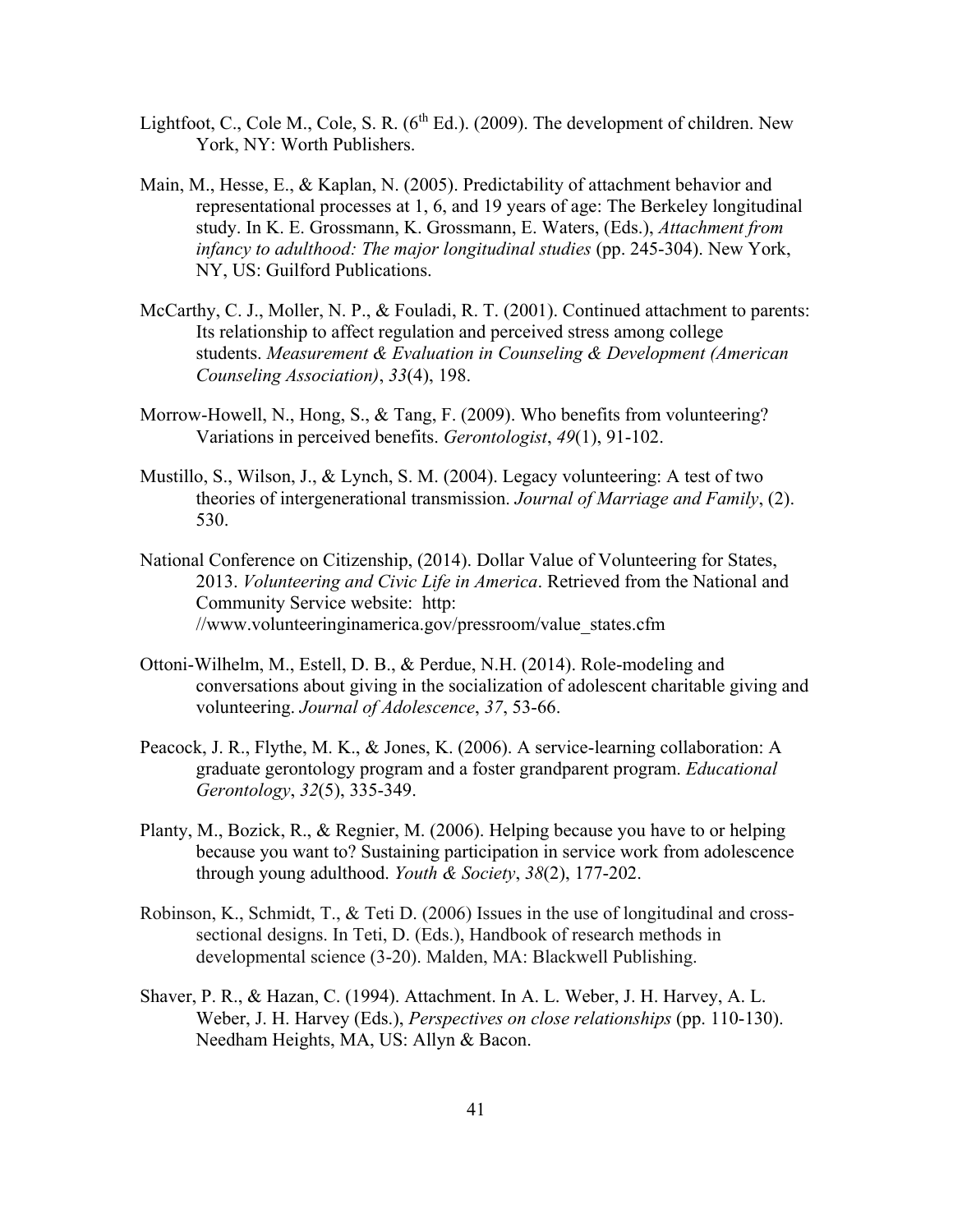Lightfoot, C., Cole M., Cole, S. R. (6th Ed.). (2009). The development of children. New York, NY: Worth Publishers.

Main, M., Hesse, E., & Kaplan, N. (2005). Predictability of attachment behavior and representational processes at 1, 6, and 19 years of age: The Berkeley longitudinal study. In K. E. Grossmann, K. Grossmann, E. Waters, (Eds.), *Attachment from infancy to adulthood: The major longitudinal studies* (pp. 245-304). New York, NY, US: Guilford Publications.

McCarthy, C. J., Moller, N. P., & Fouladi, R. T. (2001). Continued attachment to parents: Its relationship to affect regulation and perceived stress among college students. *Measurement & Evaluation in Counseling & Development (American Counseling Association)*, *33*(4), 198.

Morrow-Howell, N., Hong, S., & Tang, F. (2009). Who benefits from volunteering? Variations in perceived benefits. *Gerontologist*, *49*(1), 91-102.

Mustillo, S., Wilson, J., & Lynch, S. M. (2004). Legacy volunteering: A test of two theories of intergenerational transmission. *Journal of Marriage and Family*, (2). 530.

National Conference on Citizenship, (2014). Dollar Value of Volunteering for States, 2013. *Volunteering and Civic Life in America*. Retrieved from the National and Community Service website: http: //www.volunteeringinamerica.gov/pressroom/value_states.cfm

Ottoni-Wilhelm, M., Estell, D. B., & Perdue, N.H. (2014). Role-modeling and conversations about giving in the socialization of adolescent charitable giving and volunteering. *Journal of Adolescence*, *37*, 53-66.

Peacock, J. R., Flythe, M. K., & Jones, K. (2006). A service-learning collaboration: A graduate gerontology program and a foster grandparent program. *Educational Gerontology*, *32*(5), 335-349.

Planty, M., Bozick, R., & Regnier, M. (2006). Helping because you have to or helping because you want to? Sustaining participation in service work from adolescence through young adulthood. *Youth & Society*, *38*(2), 177-202.

Robinson, K., Schmidt, T., & Teti D. (2006) Issues in the use of longitudinal and cross-sectional designs. In Teti, D. (Eds.), Handbook of research methods in developmental science (3-20). Malden, MA: Blackwell Publishing.

Shaver, P. R., & Hazan, C. (1994). Attachment. In A. L. Weber, J. H. Harvey, A. L. Weber, J. H. Harvey (Eds.), *Perspectives on close relationships* (pp. 110-130). Needham Heights, MA, US: Allyn & Bacon.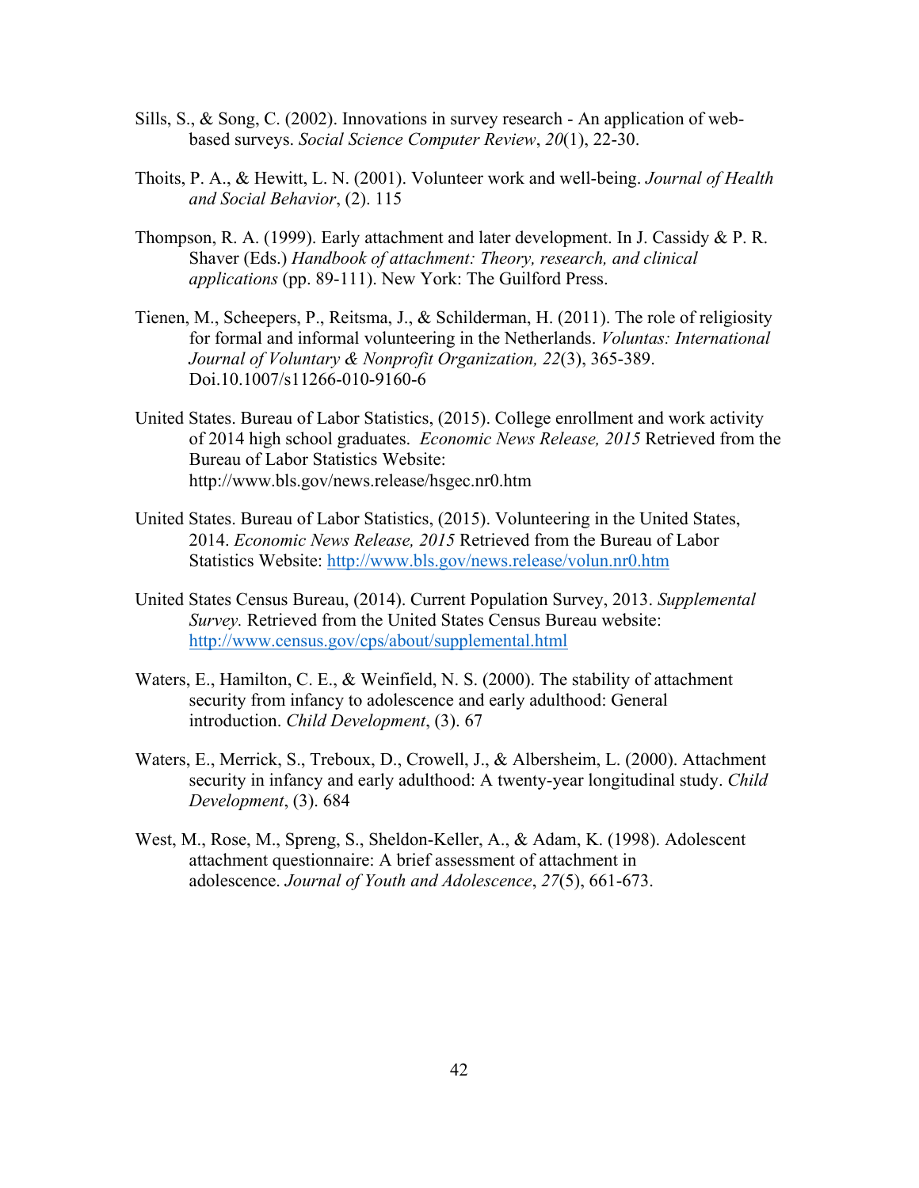Sills, S., & Song, C. (2002). Innovations in survey research - An application of web-based surveys. *Social Science Computer Review*, *20*(1), 22-30.

Thoits, P. A., & Hewitt, L. N. (2001). Volunteer work and well-being. *Journal of Health and Social Behavior*, (2). 115

Thompson, R. A. (1999). Early attachment and later development. In J. Cassidy & P. R. Shaver (Eds.) *Handbook of attachment: Theory, research, and clinical applications* (pp. 89-111). New York: The Guilford Press.

Tienen, M., Scheepers, P., Reitsma, J., & Schilderman, H. (2011). The role of religiosity for formal and informal volunteering in the Netherlands. *Voluntas: International Journal of Voluntary & Nonprofit Organization, 22*(3), 365-389. Doi.10.1007/s11266-010-9160-6

United States. Bureau of Labor Statistics, (2015). College enrollment and work activity of 2014 high school graduates. *Economic News Release, 2015* Retrieved from the Bureau of Labor Statistics Website: http://www.bls.gov/news.release/hsgec.nr0.htm

United States. Bureau of Labor Statistics, (2015). Volunteering in the United States, 2014. *Economic News Release, 2015* Retrieved from the Bureau of Labor Statistics Website: http://www.bls.gov/news.release/volun.nr0.htm

United States Census Bureau, (2014). Current Population Survey, 2013. *Supplemental Survey.* Retrieved from the United States Census Bureau website: http://www.census.gov/cps/about/supplemental.html

Waters, E., Hamilton, C. E., & Weinfield, N. S. (2000). The stability of attachment security from infancy to adolescence and early adulthood: General introduction. *Child Development*, (3). 67

Waters, E., Merrick, S., Treboux, D., Crowell, J., & Albersheim, L. (2000). Attachment security in infancy and early adulthood: A twenty-year longitudinal study. *Child Development*, (3). 684

West, M., Rose, M., Spreng, S., Sheldon-Keller, A., & Adam, K. (1998). Adolescent attachment questionnaire: A brief assessment of attachment in adolescence. *Journal of Youth and Adolescence*, *27*(5), 661-673.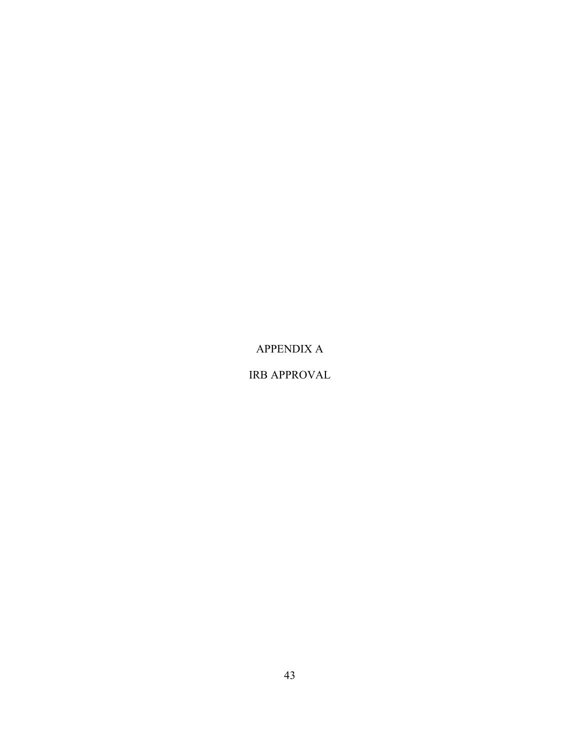# APPENDIX A

# IRB APPROVAL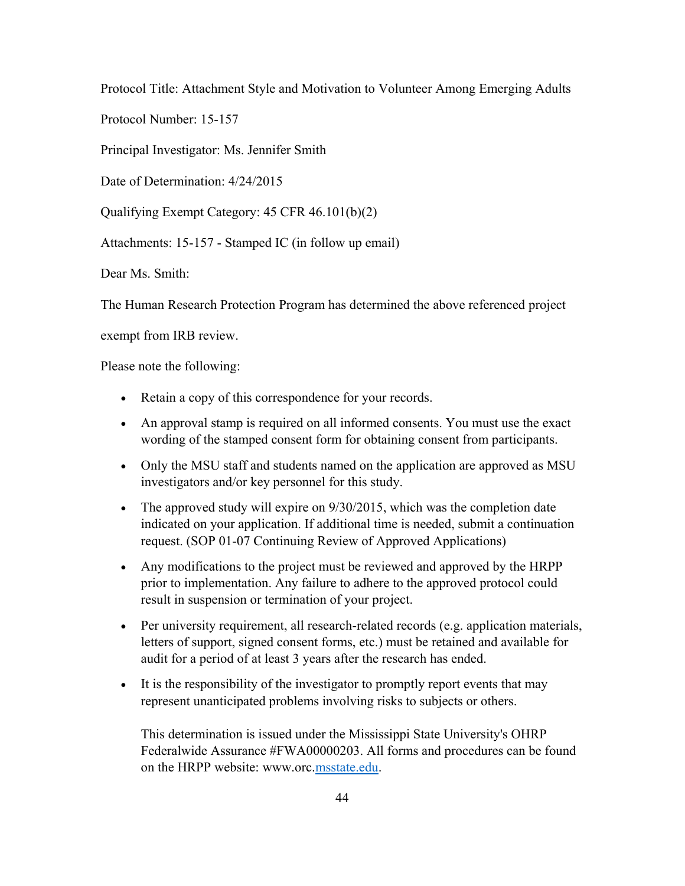Protocol Title: Attachment Style and Motivation to Volunteer Among Emerging Adults

Protocol Number: 15-157

Principal Investigator: Ms. Jennifer Smith

Date of Determination: 4/24/2015

Qualifying Exempt Category: 45 CFR 46.101(b)(2)

Attachments: 15-157 - Stamped IC (in follow up email)

Dear Ms. Smith:

The Human Research Protection Program has determined the above referenced project exempt from IRB review.

Please note the following:

- Retain a copy of this correspondence for your records.
- An approval stamp is required on all informed consents. You must use the exact wording of the stamped consent form for obtaining consent from participants.
- Only the MSU staff and students named on the application are approved as MSU investigators and/or key personnel for this study.
- The approved study will expire on 9/30/2015, which was the completion date indicated on your application. If additional time is needed, submit a continuation request. (SOP 01-07 Continuing Review of Approved Applications)
- Any modifications to the project must be reviewed and approved by the HRPP prior to implementation. Any failure to adhere to the approved protocol could result in suspension or termination of your project.
- Per university requirement, all research-related records (e.g. application materials, letters of support, signed consent forms, etc.) must be retained and available for audit for a period of at least 3 years after the research has ended.
- It is the responsibility of the investigator to promptly report events that may represent unanticipated problems involving risks to subjects or others.

This determination is issued under the Mississippi State University's OHRP Federalwide Assurance #FWA00000203. All forms and procedures can be found on the HRPP website: www.orc.msstate.edu.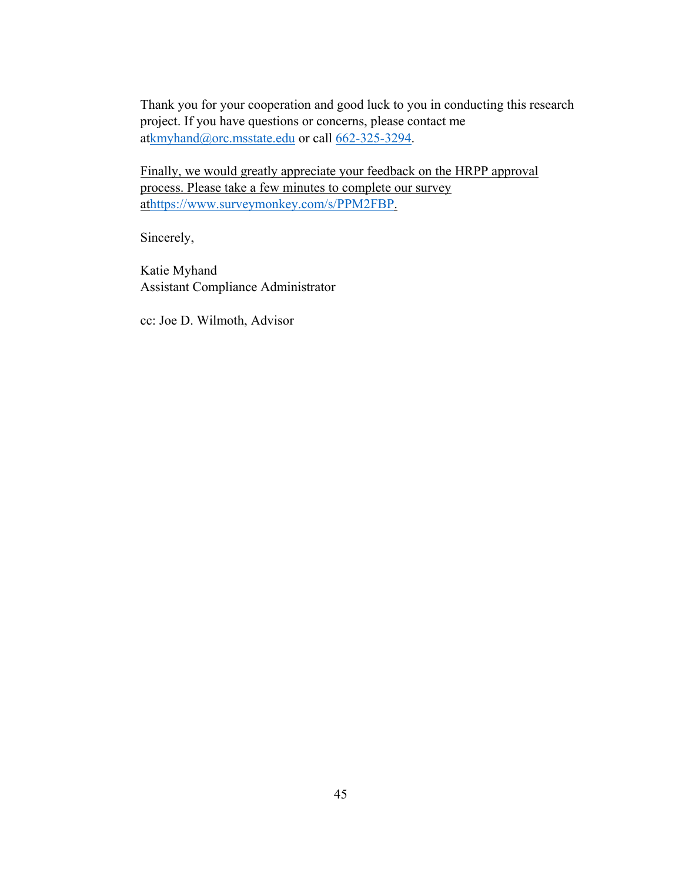Thank you for your cooperation and good luck to you in conducting this research project. If you have questions or concerns, please contact me atkmyhand@orc.msstate.edu or call 662-325-3294.

Finally, we would greatly appreciate your feedback on the HRPP approval process. Please take a few minutes to complete our survey athttps://www.surveymonkey.com/s/PPM2FBP.

Sincerely,

Katie Myhand
Assistant Compliance Administrator

cc: Joe D. Wilmoth, Advisor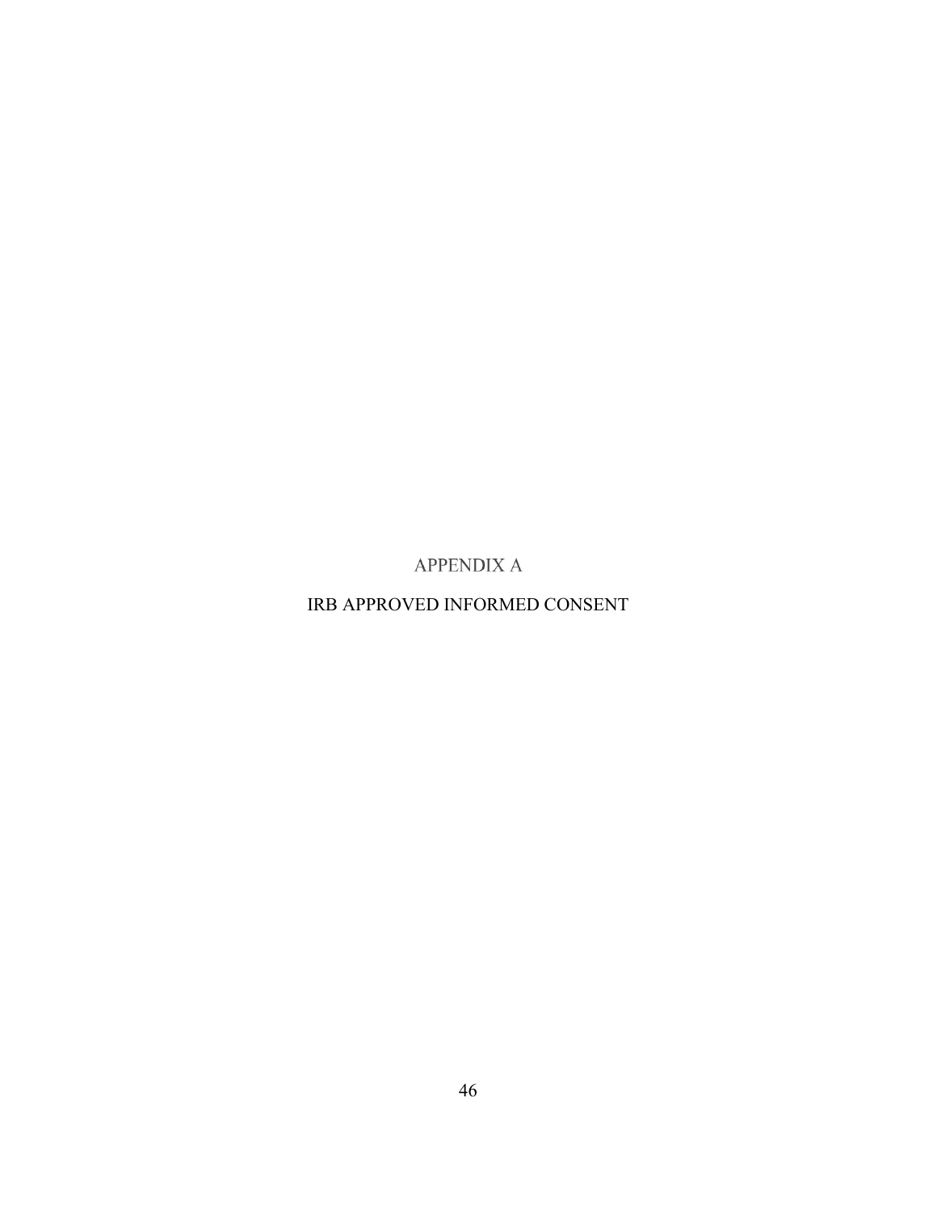# APPENDIX A

## IRB APPROVED INFORMED CONSENT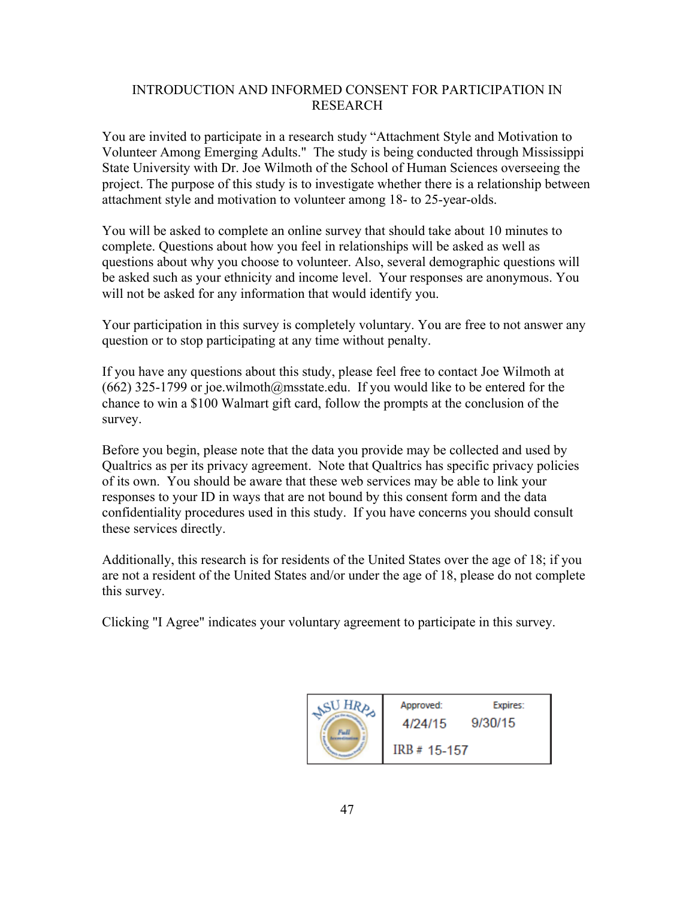## INTRODUCTION AND INFORMED CONSENT FOR PARTICIPATION IN RESEARCH

You are invited to participate in a research study "Attachment Style and Motivation to Volunteer Among Emerging Adults." The study is being conducted through Mississippi State University with Dr. Joe Wilmoth of the School of Human Sciences overseeing the project. The purpose of this study is to investigate whether there is a relationship between attachment style and motivation to volunteer among 18- to 25-year-olds.

You will be asked to complete an online survey that should take about 10 minutes to complete. Questions about how you feel in relationships will be asked as well as questions about why you choose to volunteer. Also, several demographic questions will be asked such as your ethnicity and income level. Your responses are anonymous. You will not be asked for any information that would identify you.

Your participation in this survey is completely voluntary. You are free to not answer any question or to stop participating at any time without penalty.

If you have any questions about this study, please feel free to contact Joe Wilmoth at (662) 325-1799 or joe.wilmoth@msstate.edu. If you would like to be entered for the chance to win a $100 Walmart gift card, follow the prompts at the conclusion of the survey.

Before you begin, please note that the data you provide may be collected and used by Qualtrics as per its privacy agreement. Note that Qualtrics has specific privacy policies of its own. You should be aware that these web services may be able to link your responses to your ID in ways that are not bound by this consent form and the data confidentiality procedures used in this study. If you have concerns you should consult these services directly.

Additionally, this research is for residents of the United States over the age of 18; if you are not a resident of the United States and/or under the age of 18, please do not complete this survey.

Clicking "I Agree" indicates your voluntary agreement to participate in this survey.

MSU HRPP — Approved: 4/24/15 Expires: 9/30/15 IRB # 15-157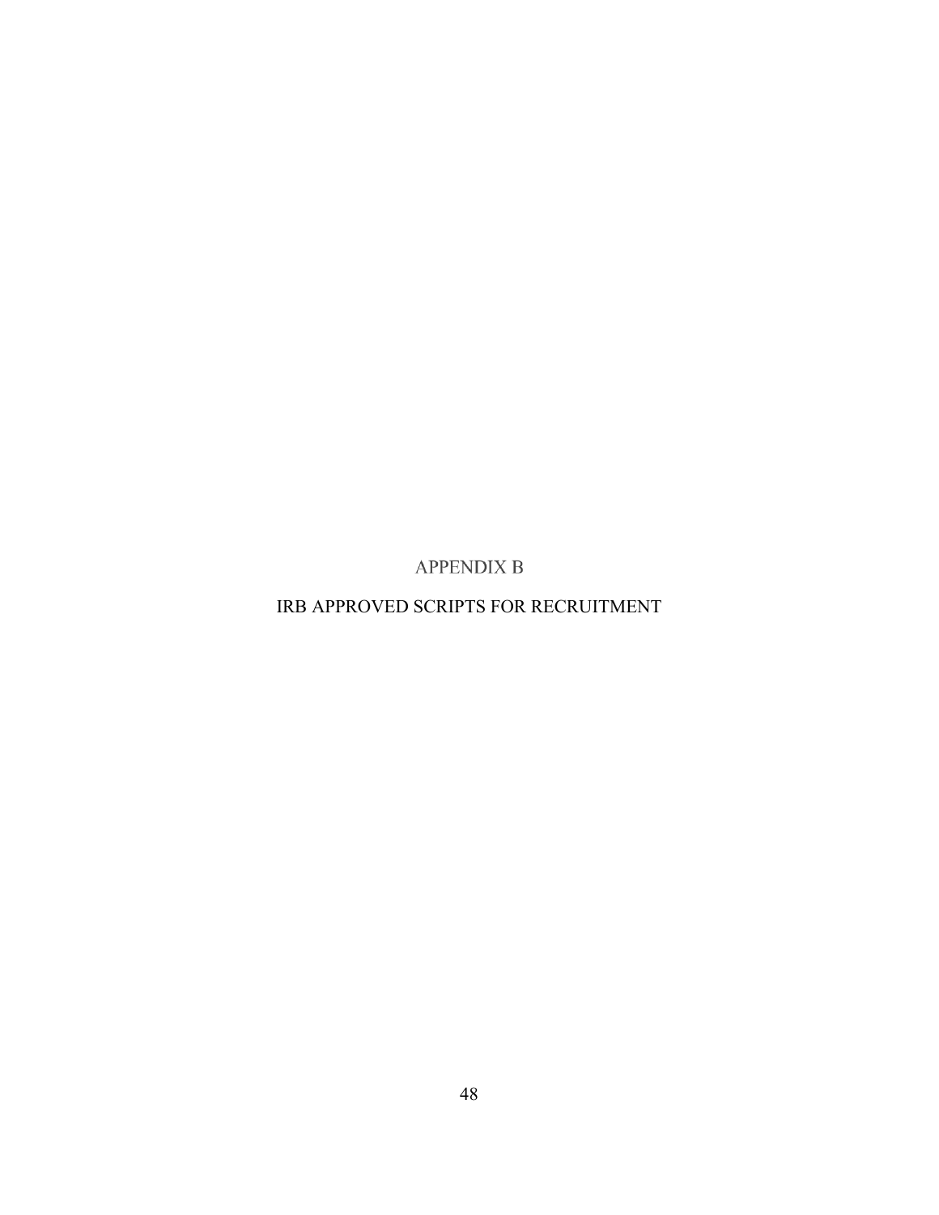# APPENDIX B

# IRB APPROVED SCRIPTS FOR RECRUITMENT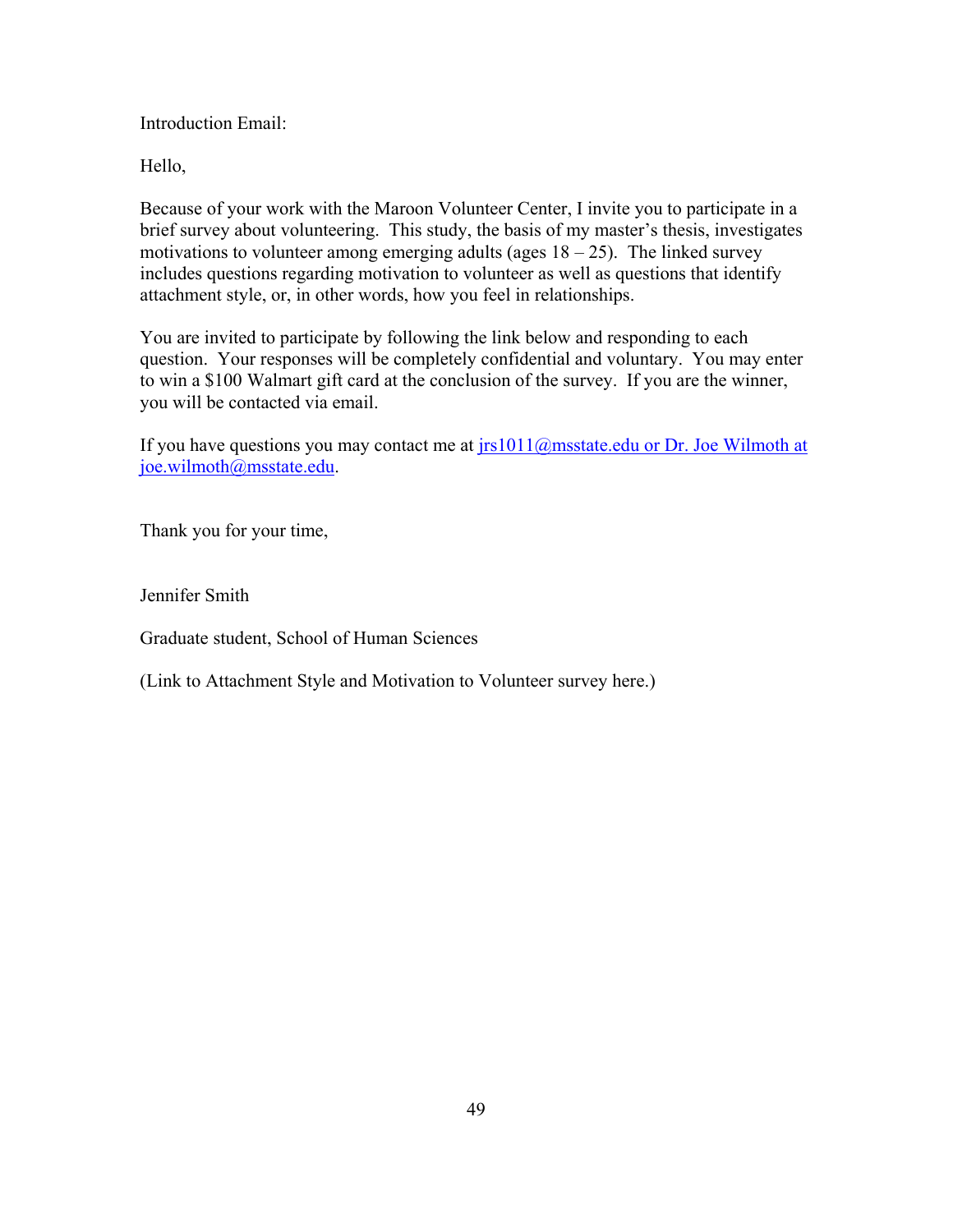Introduction Email:

Hello,

Because of your work with the Maroon Volunteer Center, I invite you to participate in a brief survey about volunteering. This study, the basis of my master's thesis, investigates motivations to volunteer among emerging adults (ages 18 – 25). The linked survey includes questions regarding motivation to volunteer as well as questions that identify attachment style, or, in other words, how you feel in relationships.

You are invited to participate by following the link below and responding to each question. Your responses will be completely confidential and voluntary. You may enter to win a $100 Walmart gift card at the conclusion of the survey. If you are the winner, you will be contacted via email.

If you have questions you may contact me at jrs1011@msstate.edu or Dr. Joe Wilmoth at joe.wilmoth@msstate.edu.

Thank you for your time,

Jennifer Smith

Graduate student, School of Human Sciences

(Link to Attachment Style and Motivation to Volunteer survey here.)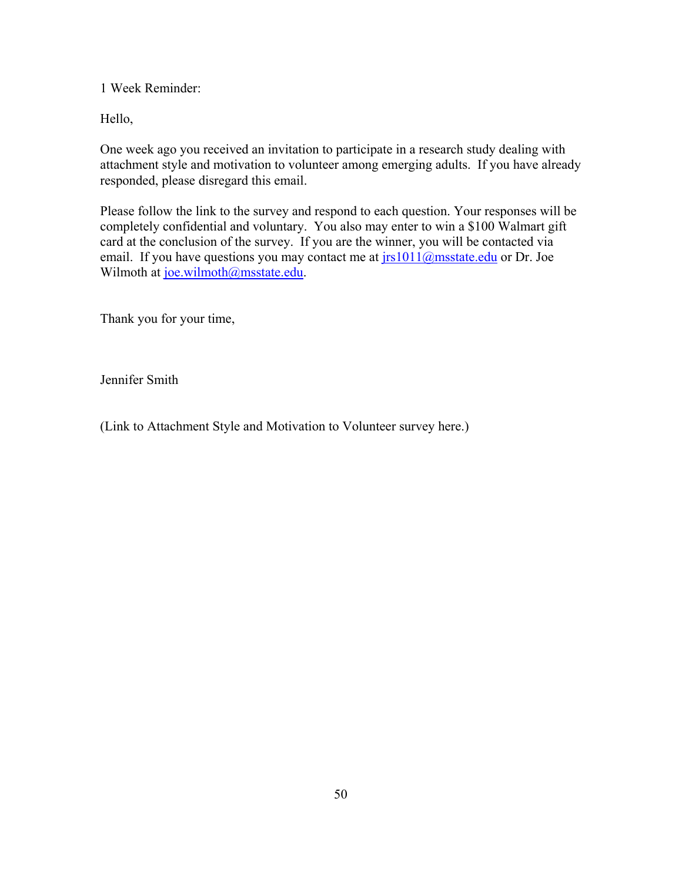1 Week Reminder:

Hello,

One week ago you received an invitation to participate in a research study dealing with attachment style and motivation to volunteer among emerging adults. If you have already responded, please disregard this email.

Please follow the link to the survey and respond to each question. Your responses will be completely confidential and voluntary. You also may enter to win a $100 Walmart gift card at the conclusion of the survey. If you are the winner, you will be contacted via email. If you have questions you may contact me at jrs1011@msstate.edu or Dr. Joe Wilmoth at joe.wilmoth@msstate.edu.

Thank you for your time,

Jennifer Smith

(Link to Attachment Style and Motivation to Volunteer survey here.)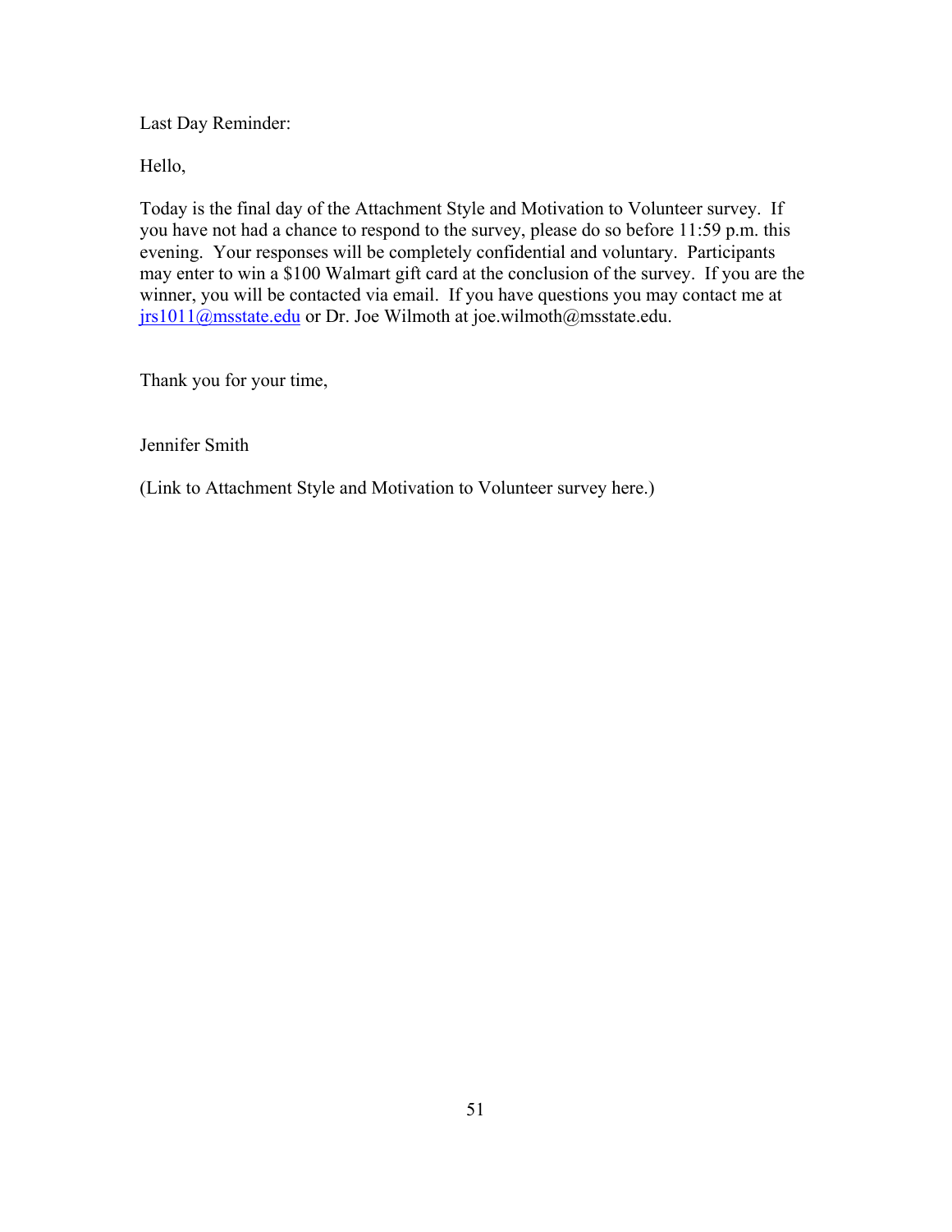Last Day Reminder:

Hello,

Today is the final day of the Attachment Style and Motivation to Volunteer survey. If you have not had a chance to respond to the survey, please do so before 11:59 p.m. this evening. Your responses will be completely confidential and voluntary. Participants may enter to win a $100 Walmart gift card at the conclusion of the survey. If you are the winner, you will be contacted via email. If you have questions you may contact me at jrs1011@msstate.edu or Dr. Joe Wilmoth at joe.wilmoth@msstate.edu.

Thank you for your time,

Jennifer Smith

(Link to Attachment Style and Motivation to Volunteer survey here.)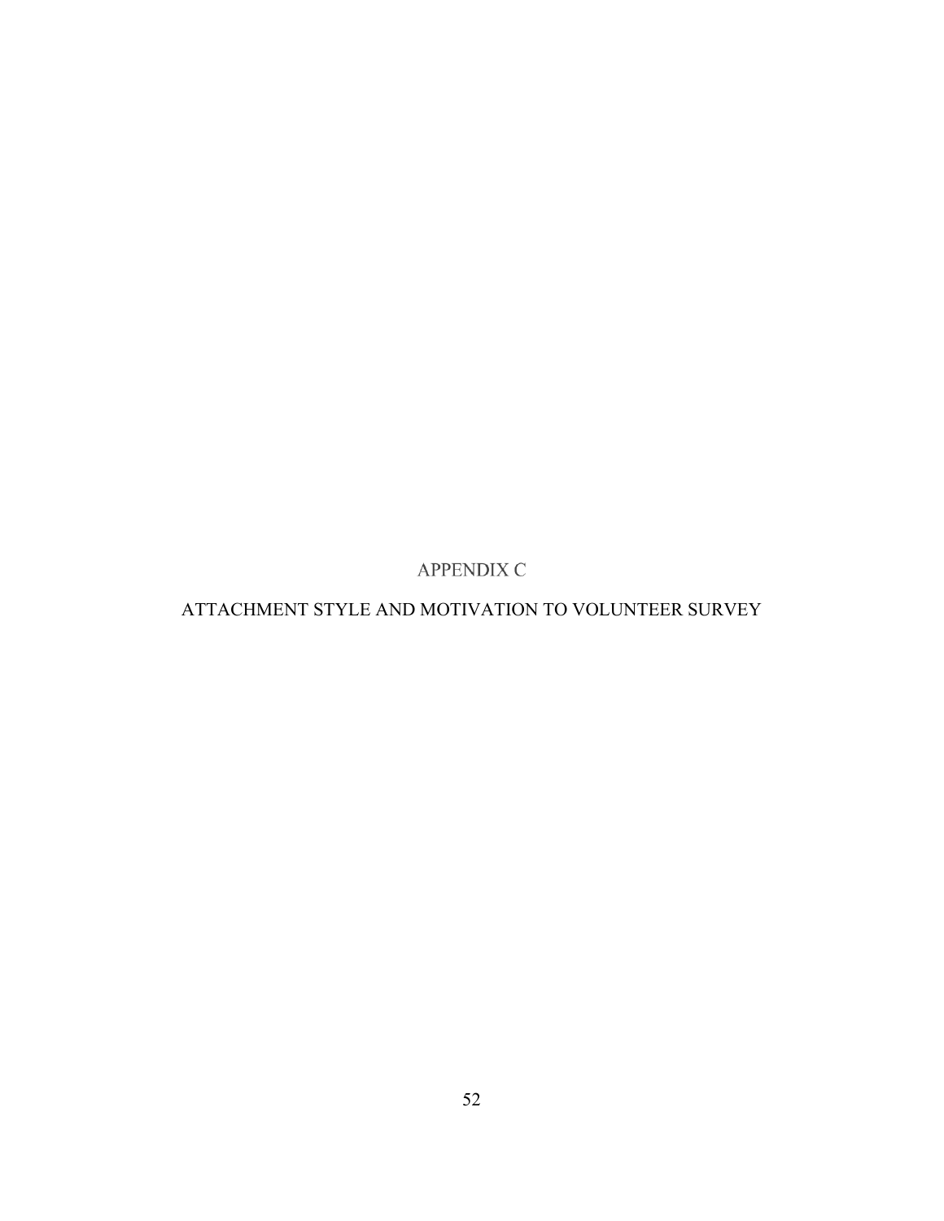# APPENDIX C

# ATTACHMENT STYLE AND MOTIVATION TO VOLUNTEER SURVEY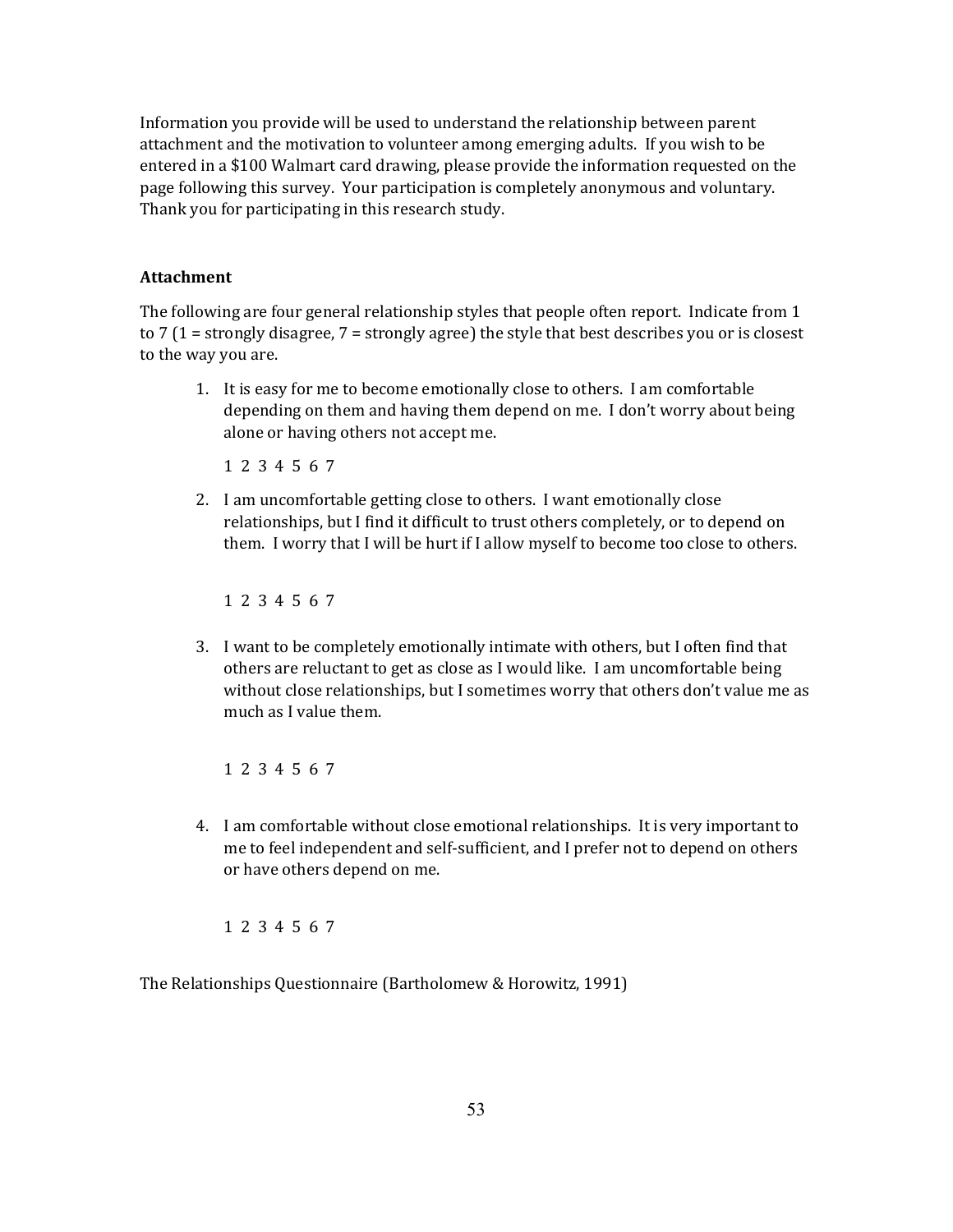Information you provide will be used to understand the relationship between parent attachment and the motivation to volunteer among emerging adults. If you wish to be entered in a $100 Walmart card drawing, please provide the information requested on the page following this survey. Your participation is completely anonymous and voluntary. Thank you for participating in this research study.

**Attachment**

The following are four general relationship styles that people often report. Indicate from 1 to 7 (1 = strongly disagree, 7 = strongly agree) the style that best describes you or is closest to the way you are.

1. It is easy for me to become emotionally close to others. I am comfortable depending on them and having them depend on me. I don't worry about being alone or having others not accept me.

   1 2 3 4 5 6 7

2. I am uncomfortable getting close to others. I want emotionally close relationships, but I find it difficult to trust others completely, or to depend on them. I worry that I will be hurt if I allow myself to become too close to others.

   1 2 3 4 5 6 7

3. I want to be completely emotionally intimate with others, but I often find that others are reluctant to get as close as I would like. I am uncomfortable being without close relationships, but I sometimes worry that others don't value me as much as I value them.

   1 2 3 4 5 6 7

4. I am comfortable without close emotional relationships. It is very important to me to feel independent and self-sufficient, and I prefer not to depend on others or have others depend on me.

   1 2 3 4 5 6 7

The Relationships Questionnaire (Bartholomew & Horowitz, 1991)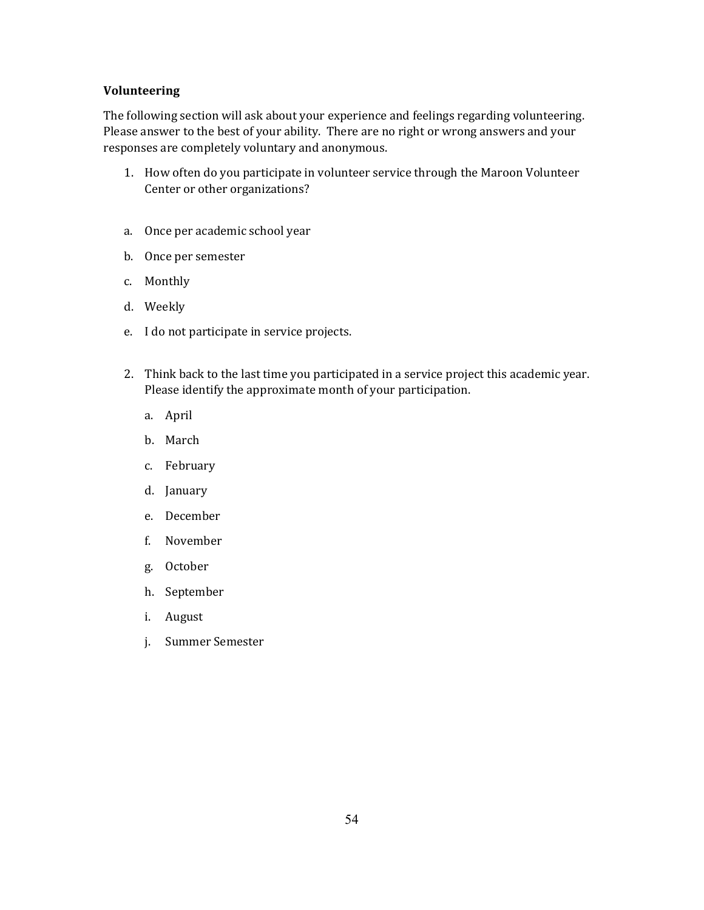**Volunteering**

The following section will ask about your experience and feelings regarding volunteering. Please answer to the best of your ability. There are no right or wrong answers and your responses are completely voluntary and anonymous.

1. How often do you participate in volunteer service through the Maroon Volunteer Center or other organizations?

a. Once per academic school year

b. Once per semester

c. Monthly

d. Weekly

e. I do not participate in service projects.

2. Think back to the last time you participated in a service project this academic year. Please identify the approximate month of your participation.

   a. April

   b. March

   c. February

   d. January

   e. December

   f. November

   g. October

   h. September

   i. August

   j. Summer Semester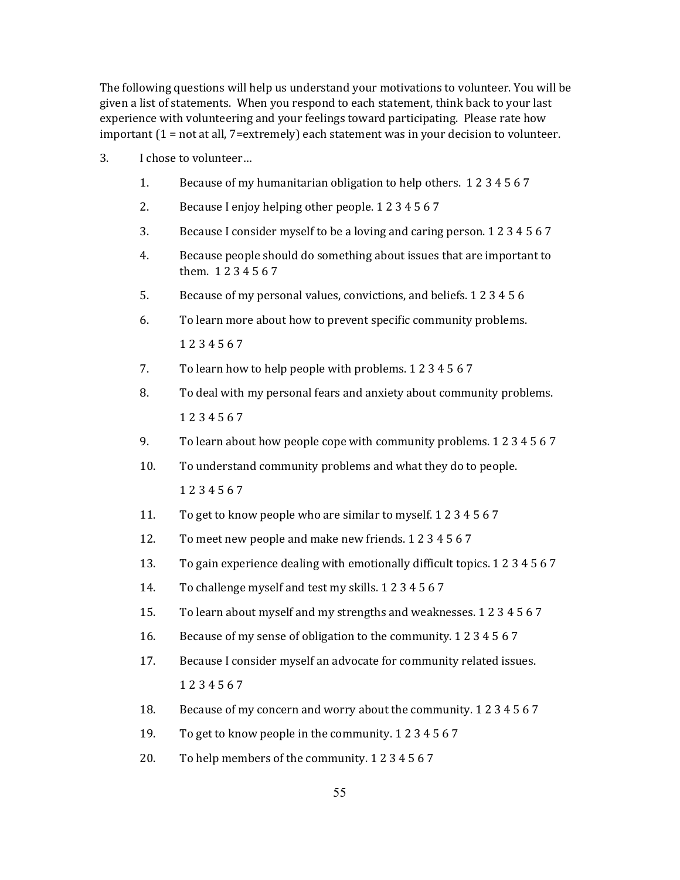The following questions will help us understand your motivations to volunteer. You will be given a list of statements. When you respond to each statement, think back to your last experience with volunteering and your feelings toward participating. Please rate how important (1 = not at all, 7=extremely) each statement was in your decision to volunteer.

3. I chose to volunteer…

   1. Because of my humanitarian obligation to help others. 1 2 3 4 5 6 7
   2. Because I enjoy helping other people. 1 2 3 4 5 6 7
   3. Because I consider myself to be a loving and caring person. 1 2 3 4 5 6 7
   4. Because people should do something about issues that are important to them. 1 2 3 4 5 6 7
   5. Because of my personal values, convictions, and beliefs. 1 2 3 4 5 6
   6. To learn more about how to prevent specific community problems.

      1 2 3 4 5 6 7
   7. To learn how to help people with problems. 1 2 3 4 5 6 7
   8. To deal with my personal fears and anxiety about community problems.

      1 2 3 4 5 6 7
   9. To learn about how people cope with community problems. 1 2 3 4 5 6 7
   10. To understand community problems and what they do to people.

       1 2 3 4 5 6 7
   11. To get to know people who are similar to myself. 1 2 3 4 5 6 7
   12. To meet new people and make new friends. 1 2 3 4 5 6 7
   13. To gain experience dealing with emotionally difficult topics. 1 2 3 4 5 6 7
   14. To challenge myself and test my skills. 1 2 3 4 5 6 7
   15. To learn about myself and my strengths and weaknesses. 1 2 3 4 5 6 7
   16. Because of my sense of obligation to the community. 1 2 3 4 5 6 7
   17. Because I consider myself an advocate for community related issues.

       1 2 3 4 5 6 7
   18. Because of my concern and worry about the community. 1 2 3 4 5 6 7
   19. To get to know people in the community. 1 2 3 4 5 6 7
   20. To help members of the community. 1 2 3 4 5 6 7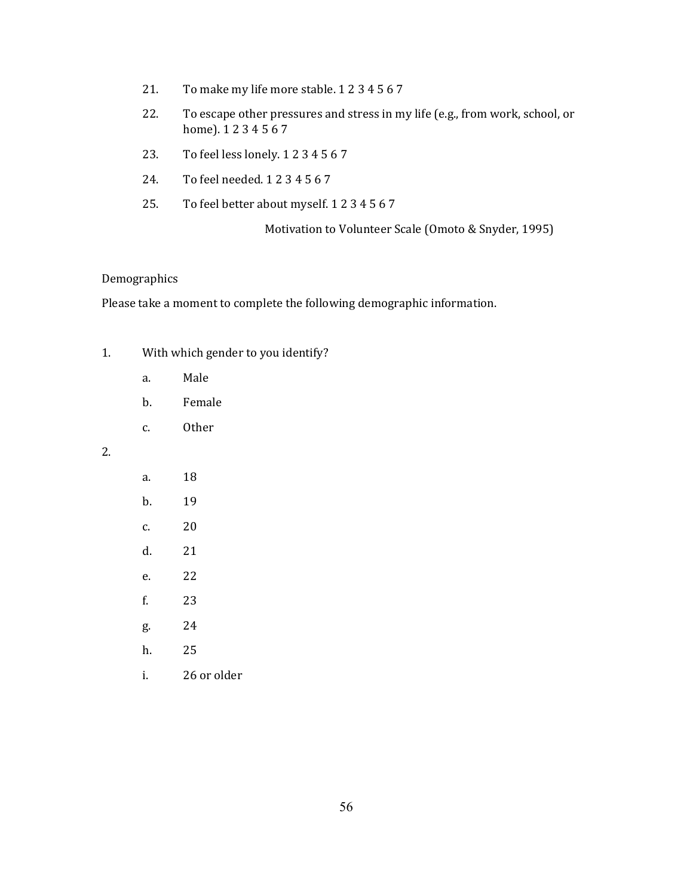21. To make my life more stable. 1 2 3 4 5 6 7

22. To escape other pressures and stress in my life (e.g., from work, school, or home). 1 2 3 4 5 6 7

23. To feel less lonely. 1 2 3 4 5 6 7

24. To feel needed. 1 2 3 4 5 6 7

25. To feel better about myself. 1 2 3 4 5 6 7

Motivation to Volunteer Scale (Omoto & Snyder, 1995)

Demographics

Please take a moment to complete the following demographic information.

1. With which gender to you identify?
    a. Male
    b. Female
    c. Other

2. 
    a. 18
    b. 19
    c. 20
    d. 21
    e. 22
    f. 23
    g. 24
    h. 25
    i. 26 or older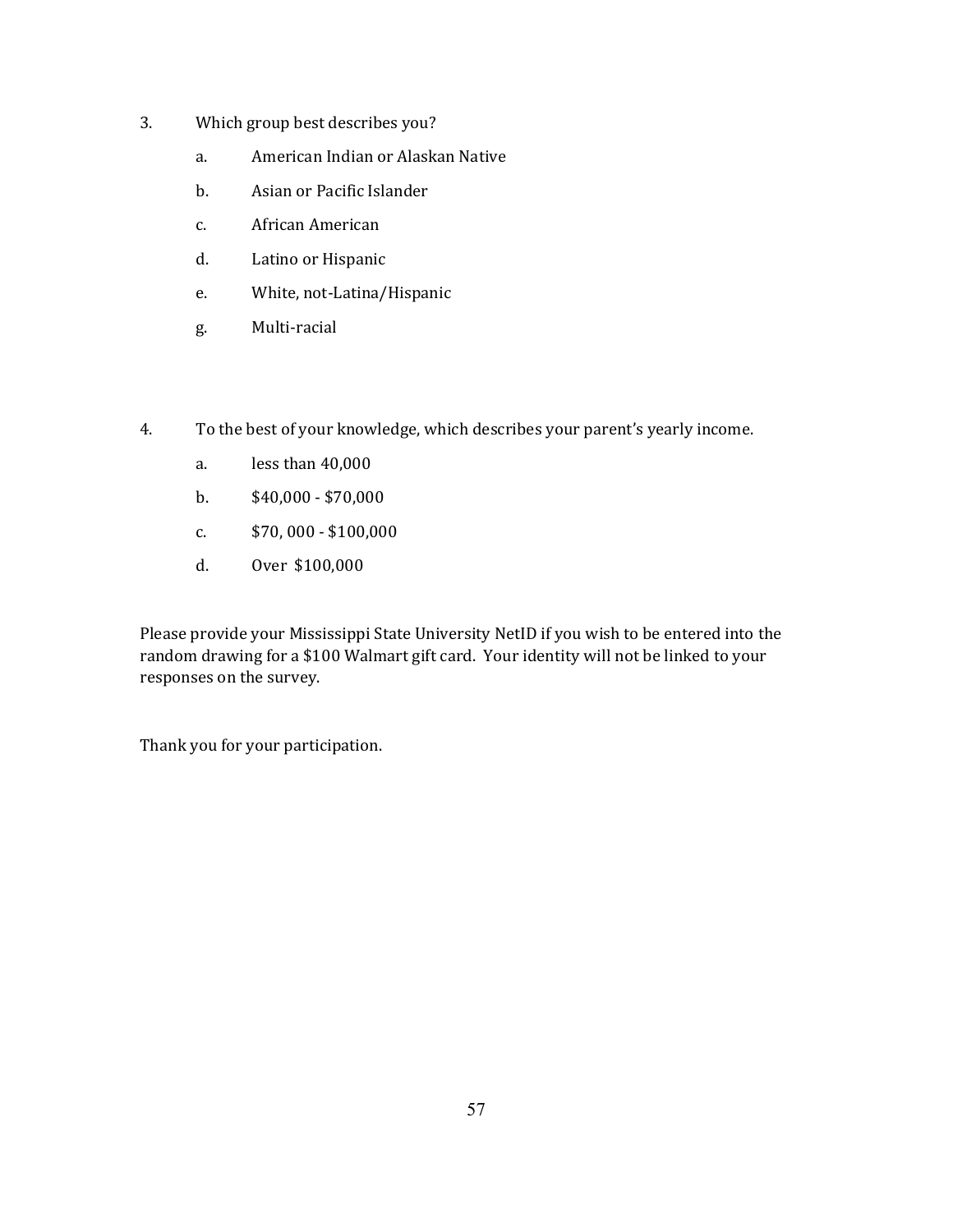3. Which group best describes you?

   a. American Indian or Alaskan Native

   b. Asian or Pacific Islander

   c. African American

   d. Latino or Hispanic

   e. White, not-Latina/Hispanic

   g. Multi-racial

4. To the best of your knowledge, which describes your parent's yearly income.

   a. less than 40,000

   b. $40,000 - $70,000

   c. $70, 000 - $100,000

   d. Over $100,000

Please provide your Mississippi State University NetID if you wish to be entered into the random drawing for a $100 Walmart gift card. Your identity will not be linked to your responses on the survey.

Thank you for your participation.